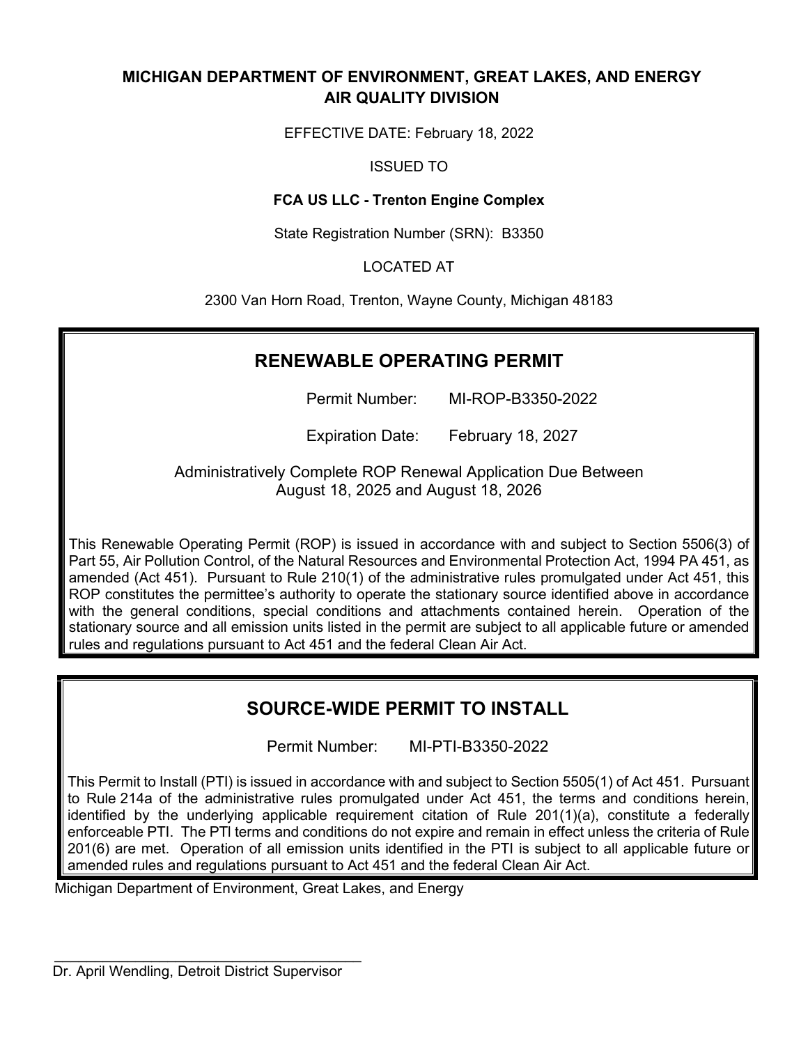**MICHIGAN DEPARTMENT OF ENVIRONMENT, GREAT LAKES, AND ENERGY**
**AIR QUALITY DIVISION**

EFFECTIVE DATE: February 18, 2022

ISSUED TO

**FCA US LLC - Trenton Engine Complex**

State Registration Number (SRN): B3350

LOCATED AT

2300 Van Horn Road, Trenton, Wayne County, Michigan 48183

## RENEWABLE OPERATING PERMIT

Permit Number: MI-ROP-B3350-2022

Expiration Date: February 18, 2027

Administratively Complete ROP Renewal Application Due Between August 18, 2025 and August 18, 2026

This Renewable Operating Permit (ROP) is issued in accordance with and subject to Section 5506(3) of Part 55, Air Pollution Control, of the Natural Resources and Environmental Protection Act, 1994 PA 451, as amended (Act 451). Pursuant to Rule 210(1) of the administrative rules promulgated under Act 451, this ROP constitutes the permittee's authority to operate the stationary source identified above in accordance with the general conditions, special conditions and attachments contained herein. Operation of the stationary source and all emission units listed in the permit are subject to all applicable future or amended rules and regulations pursuant to Act 451 and the federal Clean Air Act.

## SOURCE-WIDE PERMIT TO INSTALL

Permit Number: MI-PTI-B3350-2022

This Permit to Install (PTI) is issued in accordance with and subject to Section 5505(1) of Act 451. Pursuant to Rule 214a of the administrative rules promulgated under Act 451, the terms and conditions herein, identified by the underlying applicable requirement citation of Rule 201(1)(a), constitute a federally enforceable PTI. The PTI terms and conditions do not expire and remain in effect unless the criteria of Rule 201(6) are met. Operation of all emission units identified in the PTI is subject to all applicable future or amended rules and regulations pursuant to Act 451 and the federal Clean Air Act.

Michigan Department of Environment, Great Lakes, and Energy

\_\_\_\_\_\_\_\_\_\_\_\_\_\_\_\_\_\_\_\_\_\_\_\_\_\_\_\_\_\_\_\_\_\_\_\_\_\_\_\_

Dr. April Wendling, Detroit District Supervisor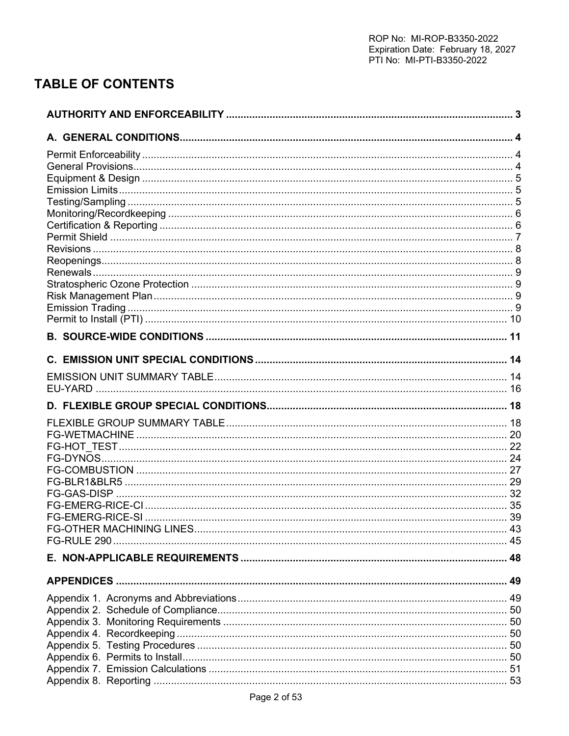ROP No: MI-ROP-B3350-2022
Expiration Date: February 18, 2027
PTI No: MI-PTI-B3350-2022

# TABLE OF CONTENTS

**AUTHORITY AND ENFORCEABILITY** ..... 3

**A. GENERAL CONDITIONS** ..... 4

- Permit Enforceability ..... 4
- General Provisions ..... 4
- Equipment & Design ..... 5
- Emission Limits ..... 5
- Testing/Sampling ..... 5
- Monitoring/Recordkeeping ..... 6
- Certification & Reporting ..... 6
- Permit Shield ..... 7
- Revisions ..... 8
- Reopenings ..... 8
- Renewals ..... 9
- Stratospheric Ozone Protection ..... 9
- Risk Management Plan ..... 9
- Emission Trading ..... 9
- Permit to Install (PTI) ..... 10

**B. SOURCE-WIDE CONDITIONS** ..... 11

**C. EMISSION UNIT SPECIAL CONDITIONS** ..... 14

- EMISSION UNIT SUMMARY TABLE ..... 14
- EU-YARD ..... 16

**D. FLEXIBLE GROUP SPECIAL CONDITIONS** ..... 18

- FLEXIBLE GROUP SUMMARY TABLE ..... 18
- FG-WETMACHINE ..... 20
- FG-HOT_TEST ..... 22
- FG-DYNOS ..... 24
- FG-COMBUSTION ..... 27
- FG-BLR1&BLR5 ..... 29
- FG-GAS-DISP ..... 32
- FG-EMERG-RICE-CI ..... 35
- FG-EMERG-RICE-SI ..... 39
- FG-OTHER MACHINING LINES ..... 43
- FG-RULE 290 ..... 45

**E. NON-APPLICABLE REQUIREMENTS** ..... 48

**APPENDICES** ..... 49

- Appendix 1. Acronyms and Abbreviations ..... 49
- Appendix 2. Schedule of Compliance ..... 50
- Appendix 3. Monitoring Requirements ..... 50
- Appendix 4. Recordkeeping ..... 50
- Appendix 5. Testing Procedures ..... 50
- Appendix 6. Permits to Install ..... 50
- Appendix 7. Emission Calculations ..... 51
- Appendix 8. Reporting ..... 53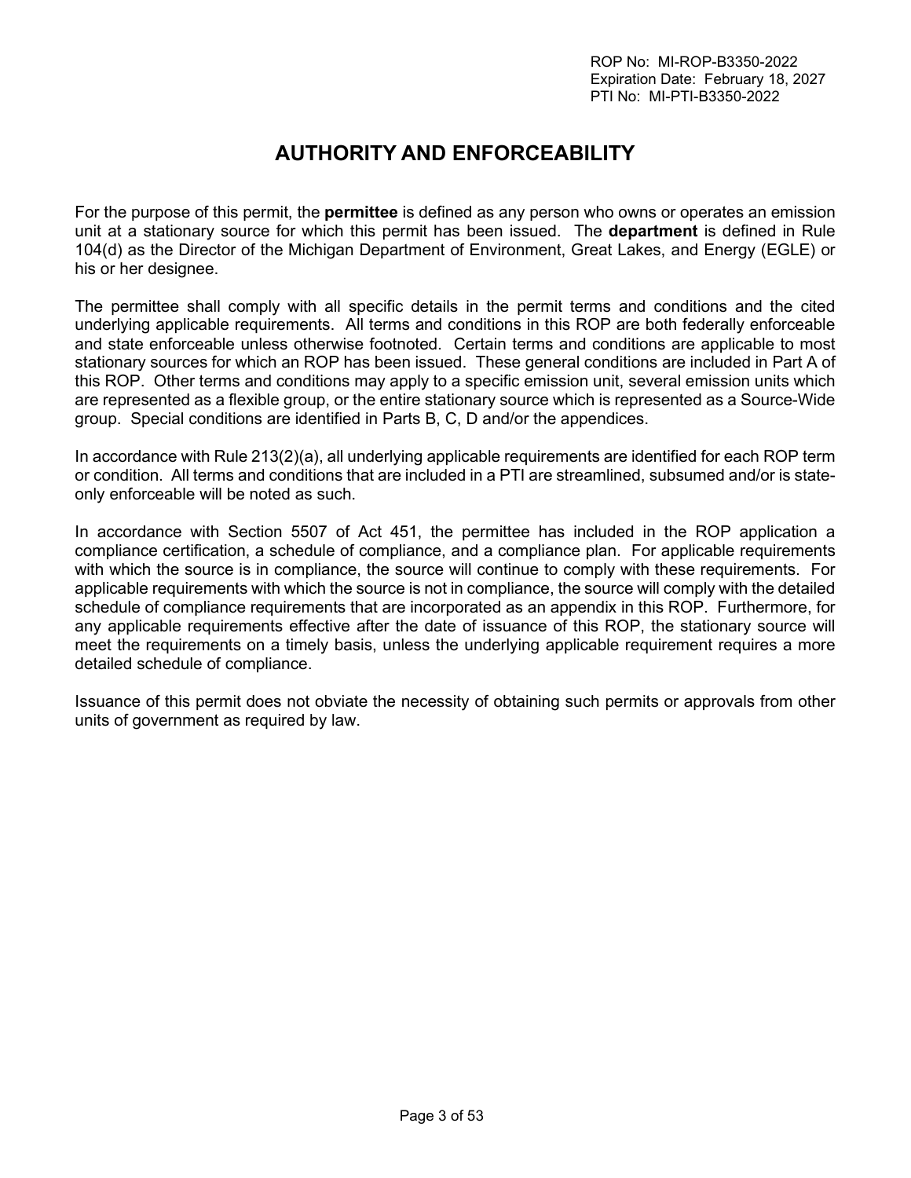# AUTHORITY AND ENFORCEABILITY

For the purpose of this permit, the **permittee** is defined as any person who owns or operates an emission unit at a stationary source for which this permit has been issued. The **department** is defined in Rule 104(d) as the Director of the Michigan Department of Environment, Great Lakes, and Energy (EGLE) or his or her designee.

The permittee shall comply with all specific details in the permit terms and conditions and the cited underlying applicable requirements. All terms and conditions in this ROP are both federally enforceable and state enforceable unless otherwise footnoted. Certain terms and conditions are applicable to most stationary sources for which an ROP has been issued. These general conditions are included in Part A of this ROP. Other terms and conditions may apply to a specific emission unit, several emission units which are represented as a flexible group, or the entire stationary source which is represented as a Source-Wide group. Special conditions are identified in Parts B, C, D and/or the appendices.

In accordance with Rule 213(2)(a), all underlying applicable requirements are identified for each ROP term or condition. All terms and conditions that are included in a PTI are streamlined, subsumed and/or is state-only enforceable will be noted as such.

In accordance with Section 5507 of Act 451, the permittee has included in the ROP application a compliance certification, a schedule of compliance, and a compliance plan. For applicable requirements with which the source is in compliance, the source will continue to comply with these requirements. For applicable requirements with which the source is not in compliance, the source will comply with the detailed schedule of compliance requirements that are incorporated as an appendix in this ROP. Furthermore, for any applicable requirements effective after the date of issuance of this ROP, the stationary source will meet the requirements on a timely basis, unless the underlying applicable requirement requires a more detailed schedule of compliance.

Issuance of this permit does not obviate the necessity of obtaining such permits or approvals from other units of government as required by law.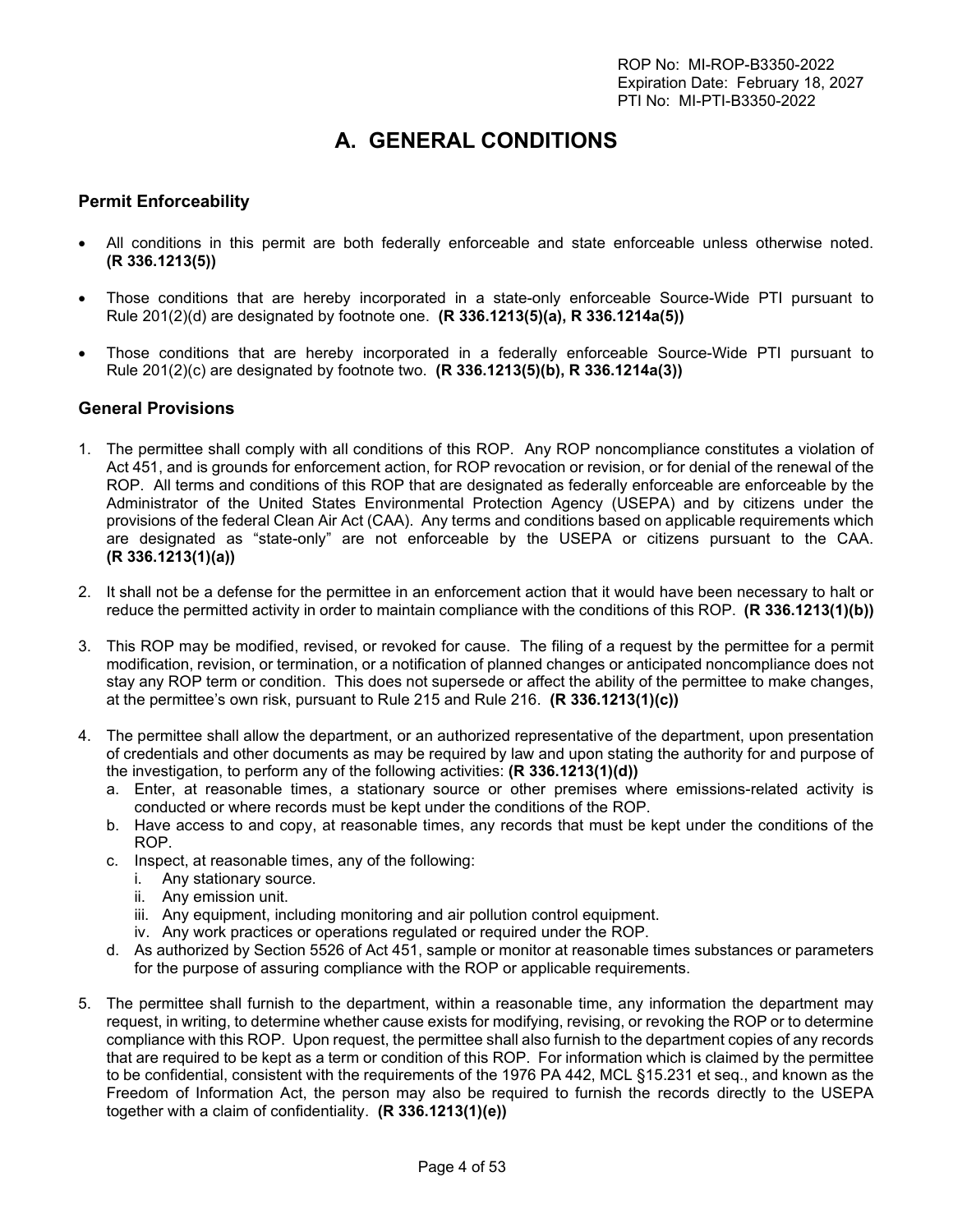ROP No: MI-ROP-B3350-2022
Expiration Date: February 18, 2027
PTI No: MI-PTI-B3350-2022

# A. GENERAL CONDITIONS

### Permit Enforceability

- All conditions in this permit are both federally enforceable and state enforceable unless otherwise noted. **(R 336.1213(5))**
- Those conditions that are hereby incorporated in a state-only enforceable Source-Wide PTI pursuant to Rule 201(2)(d) are designated by footnote one. **(R 336.1213(5)(a), R 336.1214a(5))**
- Those conditions that are hereby incorporated in a federally enforceable Source-Wide PTI pursuant to Rule 201(2)(c) are designated by footnote two. **(R 336.1213(5)(b), R 336.1214a(3))**

### General Provisions

1. The permittee shall comply with all conditions of this ROP. Any ROP noncompliance constitutes a violation of Act 451, and is grounds for enforcement action, for ROP revocation or revision, or for denial of the renewal of the ROP. All terms and conditions of this ROP that are designated as federally enforceable are enforceable by the Administrator of the United States Environmental Protection Agency (USEPA) and by citizens under the provisions of the federal Clean Air Act (CAA). Any terms and conditions based on applicable requirements which are designated as "state-only" are not enforceable by the USEPA or citizens pursuant to the CAA. **(R 336.1213(1)(a))**

2. It shall not be a defense for the permittee in an enforcement action that it would have been necessary to halt or reduce the permitted activity in order to maintain compliance with the conditions of this ROP. **(R 336.1213(1)(b))**

3. This ROP may be modified, revised, or revoked for cause. The filing of a request by the permittee for a permit modification, revision, or termination, or a notification of planned changes or anticipated noncompliance does not stay any ROP term or condition. This does not supersede or affect the ability of the permittee to make changes, at the permittee's own risk, pursuant to Rule 215 and Rule 216. **(R 336.1213(1)(c))**

4. The permittee shall allow the department, or an authorized representative of the department, upon presentation of credentials and other documents as may be required by law and upon stating the authority for and purpose of the investigation, to perform any of the following activities: **(R 336.1213(1)(d))**
   a. Enter, at reasonable times, a stationary source or other premises where emissions-related activity is conducted or where records must be kept under the conditions of the ROP.
   b. Have access to and copy, at reasonable times, any records that must be kept under the conditions of the ROP.
   c. Inspect, at reasonable times, any of the following:
      i. Any stationary source.
      ii. Any emission unit.
      iii. Any equipment, including monitoring and air pollution control equipment.
      iv. Any work practices or operations regulated or required under the ROP.
   d. As authorized by Section 5526 of Act 451, sample or monitor at reasonable times substances or parameters for the purpose of assuring compliance with the ROP or applicable requirements.

5. The permittee shall furnish to the department, within a reasonable time, any information the department may request, in writing, to determine whether cause exists for modifying, revising, or revoking the ROP or to determine compliance with this ROP. Upon request, the permittee shall also furnish to the department copies of any records that are required to be kept as a term or condition of this ROP. For information which is claimed by the permittee to be confidential, consistent with the requirements of the 1976 PA 442, MCL §15.231 et seq., and known as the Freedom of Information Act, the person may also be required to furnish the records directly to the USEPA together with a claim of confidentiality. **(R 336.1213(1)(e))**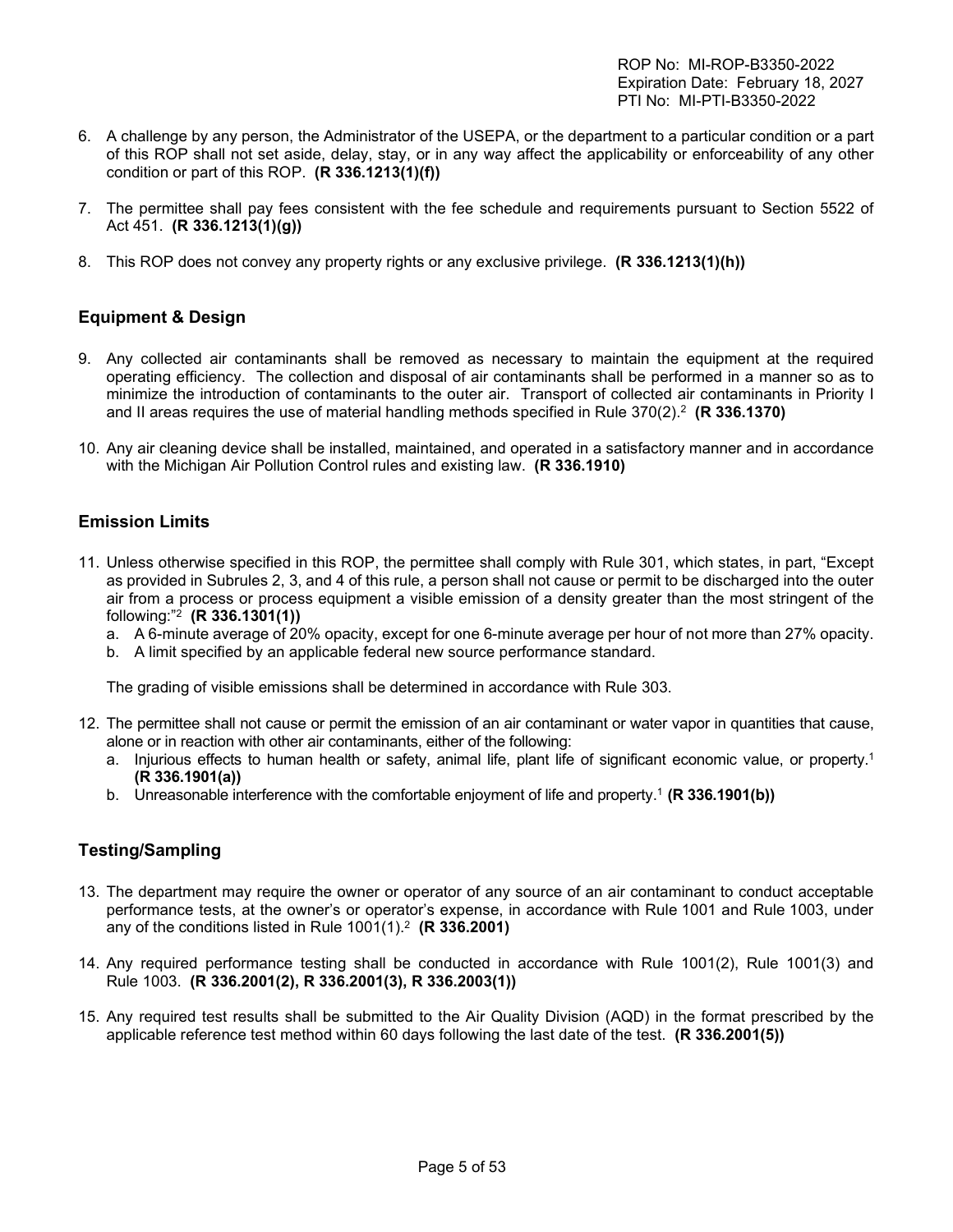6. A challenge by any person, the Administrator of the USEPA, or the department to a particular condition or a part of this ROP shall not set aside, delay, stay, or in any way affect the applicability or enforceability of any other condition or part of this ROP. **(R 336.1213(1)(f))**

7. The permittee shall pay fees consistent with the fee schedule and requirements pursuant to Section 5522 of Act 451. **(R 336.1213(1)(g))**

8. This ROP does not convey any property rights or any exclusive privilege. **(R 336.1213(1)(h))**

## Equipment & Design

9. Any collected air contaminants shall be removed as necessary to maintain the equipment at the required operating efficiency. The collection and disposal of air contaminants shall be performed in a manner so as to minimize the introduction of contaminants to the outer air. Transport of collected air contaminants in Priority I and II areas requires the use of material handling methods specified in Rule 370(2).[2] **(R 336.1370)**

10. Any air cleaning device shall be installed, maintained, and operated in a satisfactory manner and in accordance with the Michigan Air Pollution Control rules and existing law. **(R 336.1910)**

## Emission Limits

11. Unless otherwise specified in this ROP, the permittee shall comply with Rule 301, which states, in part, "Except as provided in Subrules 2, 3, and 4 of this rule, a person shall not cause or permit to be discharged into the outer air from a process or process equipment a visible emission of a density greater than the most stringent of the following:"[2] **(R 336.1301(1))**
    a. A 6-minute average of 20% opacity, except for one 6-minute average per hour of not more than 27% opacity.
    b. A limit specified by an applicable federal new source performance standard.

    The grading of visible emissions shall be determined in accordance with Rule 303.

12. The permittee shall not cause or permit the emission of an air contaminant or water vapor in quantities that cause, alone or in reaction with other air contaminants, either of the following:
    a. Injurious effects to human health or safety, animal life, plant life of significant economic value, or property.[1] **(R 336.1901(a))**
    b. Unreasonable interference with the comfortable enjoyment of life and property.[1] **(R 336.1901(b))**

## Testing/Sampling

13. The department may require the owner or operator of any source of an air contaminant to conduct acceptable performance tests, at the owner's or operator's expense, in accordance with Rule 1001 and Rule 1003, under any of the conditions listed in Rule 1001(1).[2] **(R 336.2001)**

14. Any required performance testing shall be conducted in accordance with Rule 1001(2), Rule 1001(3) and Rule 1003. **(R 336.2001(2), R 336.2001(3), R 336.2003(1))**

15. Any required test results shall be submitted to the Air Quality Division (AQD) in the format prescribed by the applicable reference test method within 60 days following the last date of the test. **(R 336.2001(5))**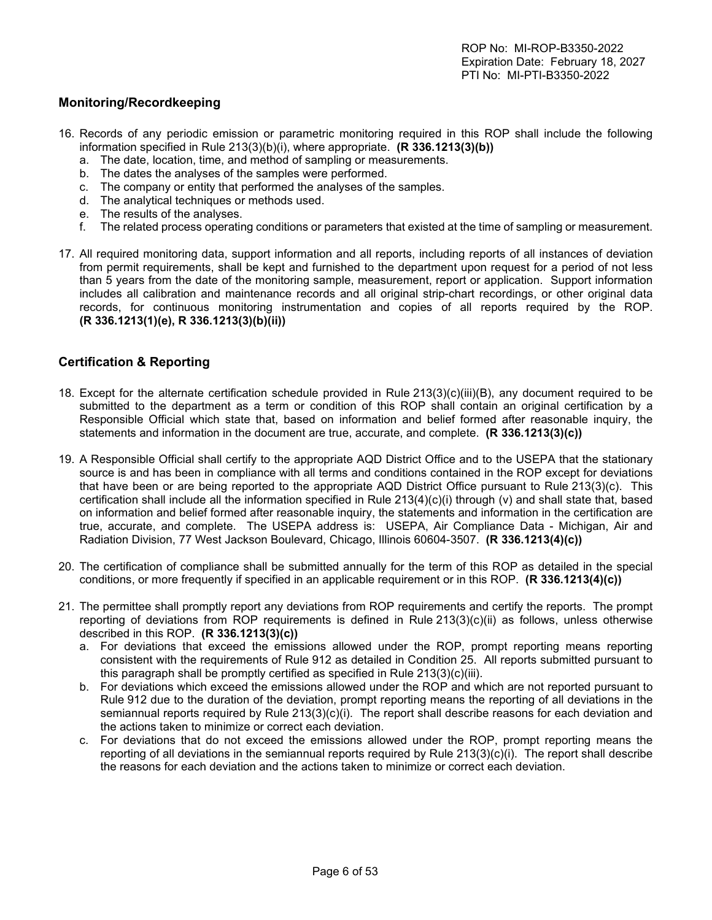## Monitoring/Recordkeeping

16. Records of any periodic emission or parametric monitoring required in this ROP shall include the following information specified in Rule 213(3)(b)(i), where appropriate. **(R 336.1213(3)(b))**
    a. The date, location, time, and method of sampling or measurements.
    b. The dates the analyses of the samples were performed.
    c. The company or entity that performed the analyses of the samples.
    d. The analytical techniques or methods used.
    e. The results of the analyses.
    f. The related process operating conditions or parameters that existed at the time of sampling or measurement.

17. All required monitoring data, support information and all reports, including reports of all instances of deviation from permit requirements, shall be kept and furnished to the department upon request for a period of not less than 5 years from the date of the monitoring sample, measurement, report or application. Support information includes all calibration and maintenance records and all original strip-chart recordings, or other original data records, for continuous monitoring instrumentation and copies of all reports required by the ROP. **(R 336.1213(1)(e), R 336.1213(3)(b)(ii))**

## Certification & Reporting

18. Except for the alternate certification schedule provided in Rule 213(3)(c)(iii)(B), any document required to be submitted to the department as a term or condition of this ROP shall contain an original certification by a Responsible Official which state that, based on information and belief formed after reasonable inquiry, the statements and information in the document are true, accurate, and complete. **(R 336.1213(3)(c))**

19. A Responsible Official shall certify to the appropriate AQD District Office and to the USEPA that the stationary source is and has been in compliance with all terms and conditions contained in the ROP except for deviations that have been or are being reported to the appropriate AQD District Office pursuant to Rule 213(3)(c). This certification shall include all the information specified in Rule 213(4)(c)(i) through (v) and shall state that, based on information and belief formed after reasonable inquiry, the statements and information in the certification are true, accurate, and complete. The USEPA address is: USEPA, Air Compliance Data - Michigan, Air and Radiation Division, 77 West Jackson Boulevard, Chicago, Illinois 60604-3507. **(R 336.1213(4)(c))**

20. The certification of compliance shall be submitted annually for the term of this ROP as detailed in the special conditions, or more frequently if specified in an applicable requirement or in this ROP. **(R 336.1213(4)(c))**

21. The permittee shall promptly report any deviations from ROP requirements and certify the reports. The prompt reporting of deviations from ROP requirements is defined in Rule 213(3)(c)(ii) as follows, unless otherwise described in this ROP. **(R 336.1213(3)(c))**
    a. For deviations that exceed the emissions allowed under the ROP, prompt reporting means reporting consistent with the requirements of Rule 912 as detailed in Condition 25. All reports submitted pursuant to this paragraph shall be promptly certified as specified in Rule 213(3)(c)(iii).
    b. For deviations which exceed the emissions allowed under the ROP and which are not reported pursuant to Rule 912 due to the duration of the deviation, prompt reporting means the reporting of all deviations in the semiannual reports required by Rule 213(3)(c)(i). The report shall describe reasons for each deviation and the actions taken to minimize or correct each deviation.
    c. For deviations that do not exceed the emissions allowed under the ROP, prompt reporting means the reporting of all deviations in the semiannual reports required by Rule 213(3)(c)(i). The report shall describe the reasons for each deviation and the actions taken to minimize or correct each deviation.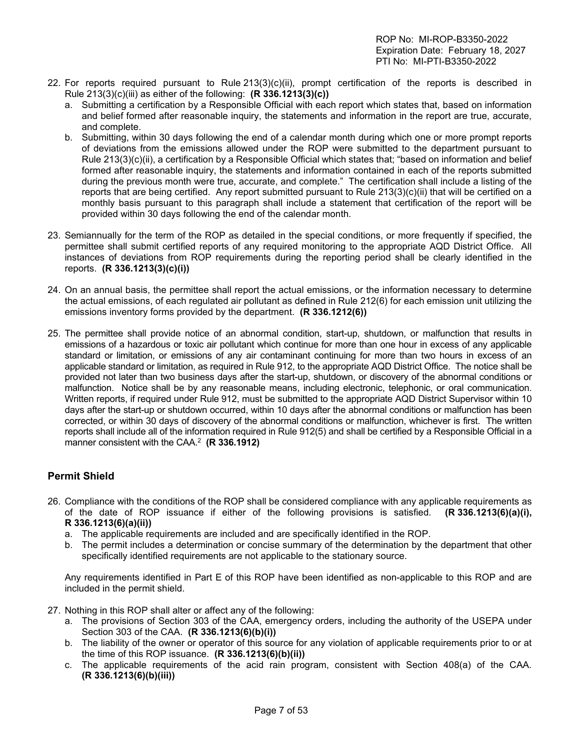22. For reports required pursuant to Rule 213(3)(c)(ii), prompt certification of the reports is described in Rule 213(3)(c)(iii) as either of the following: **(R 336.1213(3)(c))**
    a. Submitting a certification by a Responsible Official with each report which states that, based on information and belief formed after reasonable inquiry, the statements and information in the report are true, accurate, and complete.
    b. Submitting, within 30 days following the end of a calendar month during which one or more prompt reports of deviations from the emissions allowed under the ROP were submitted to the department pursuant to Rule 213(3)(c)(ii), a certification by a Responsible Official which states that; "based on information and belief formed after reasonable inquiry, the statements and information contained in each of the reports submitted during the previous month were true, accurate, and complete." The certification shall include a listing of the reports that are being certified. Any report submitted pursuant to Rule 213(3)(c)(ii) that will be certified on a monthly basis pursuant to this paragraph shall include a statement that certification of the report will be provided within 30 days following the end of the calendar month.

23. Semiannually for the term of the ROP as detailed in the special conditions, or more frequently if specified, the permittee shall submit certified reports of any required monitoring to the appropriate AQD District Office. All instances of deviations from ROP requirements during the reporting period shall be clearly identified in the reports. **(R 336.1213(3)(c)(i))**

24. On an annual basis, the permittee shall report the actual emissions, or the information necessary to determine the actual emissions, of each regulated air pollutant as defined in Rule 212(6) for each emission unit utilizing the emissions inventory forms provided by the department. **(R 336.1212(6))**

25. The permittee shall provide notice of an abnormal condition, start-up, shutdown, or malfunction that results in emissions of a hazardous or toxic air pollutant which continue for more than one hour in excess of any applicable standard or limitation, or emissions of any air contaminant continuing for more than two hours in excess of an applicable standard or limitation, as required in Rule 912, to the appropriate AQD District Office. The notice shall be provided not later than two business days after the start-up, shutdown, or discovery of the abnormal conditions or malfunction. Notice shall be by any reasonable means, including electronic, telephonic, or oral communication. Written reports, if required under Rule 912, must be submitted to the appropriate AQD District Supervisor within 10 days after the start-up or shutdown occurred, within 10 days after the abnormal conditions or malfunction has been corrected, or within 30 days of discovery of the abnormal conditions or malfunction, whichever is first. The written reports shall include all of the information required in Rule 912(5) and shall be certified by a Responsible Official in a manner consistent with the CAA.[2] **(R 336.1912)**

## Permit Shield

26. Compliance with the conditions of the ROP shall be considered compliance with any applicable requirements as of the date of ROP issuance if either of the following provisions is satisfied. **(R 336.1213(6)(a)(i), R 336.1213(6)(a)(ii))**
    a. The applicable requirements are included and are specifically identified in the ROP.
    b. The permit includes a determination or concise summary of the determination by the department that other specifically identified requirements are not applicable to the stationary source.

    Any requirements identified in Part E of this ROP have been identified as non-applicable to this ROP and are included in the permit shield.

27. Nothing in this ROP shall alter or affect any of the following:
    a. The provisions of Section 303 of the CAA, emergency orders, including the authority of the USEPA under Section 303 of the CAA. **(R 336.1213(6)(b)(i))**
    b. The liability of the owner or operator of this source for any violation of applicable requirements prior to or at the time of this ROP issuance. **(R 336.1213(6)(b)(ii))**
    c. The applicable requirements of the acid rain program, consistent with Section 408(a) of the CAA. **(R 336.1213(6)(b)(iii))**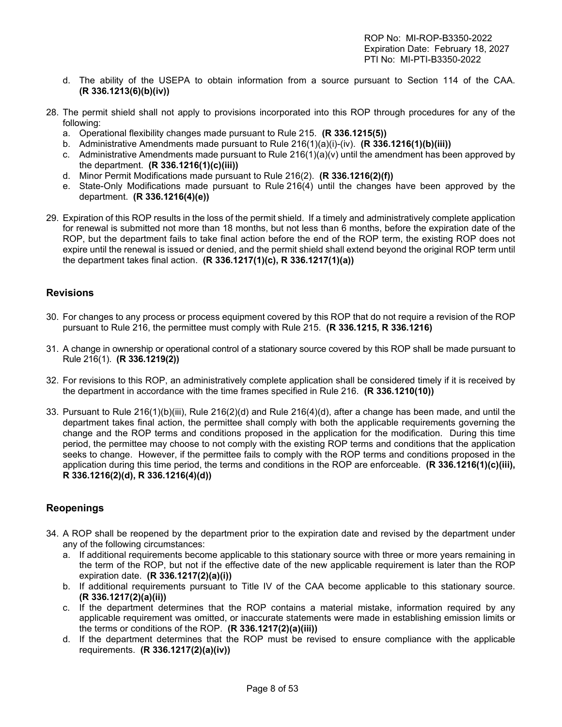d. The ability of the USEPA to obtain information from a source pursuant to Section 114 of the CAA. **(R 336.1213(6)(b)(iv))**

28. The permit shield shall not apply to provisions incorporated into this ROP through procedures for any of the following:
    a. Operational flexibility changes made pursuant to Rule 215. **(R 336.1215(5))**
    b. Administrative Amendments made pursuant to Rule 216(1)(a)(i)-(iv). **(R 336.1216(1)(b)(iii))**
    c. Administrative Amendments made pursuant to Rule 216(1)(a)(v) until the amendment has been approved by the department. **(R 336.1216(1)(c)(iii))**
    d. Minor Permit Modifications made pursuant to Rule 216(2). **(R 336.1216(2)(f))**
    e. State-Only Modifications made pursuant to Rule 216(4) until the changes have been approved by the department. **(R 336.1216(4)(e))**

29. Expiration of this ROP results in the loss of the permit shield. If a timely and administratively complete application for renewal is submitted not more than 18 months, but not less than 6 months, before the expiration date of the ROP, but the department fails to take final action before the end of the ROP term, the existing ROP does not expire until the renewal is issued or denied, and the permit shield shall extend beyond the original ROP term until the department takes final action. **(R 336.1217(1)(c), R 336.1217(1)(a))**

## Revisions

30. For changes to any process or process equipment covered by this ROP that do not require a revision of the ROP pursuant to Rule 216, the permittee must comply with Rule 215. **(R 336.1215, R 336.1216)**

31. A change in ownership or operational control of a stationary source covered by this ROP shall be made pursuant to Rule 216(1). **(R 336.1219(2))**

32. For revisions to this ROP, an administratively complete application shall be considered timely if it is received by the department in accordance with the time frames specified in Rule 216. **(R 336.1210(10))**

33. Pursuant to Rule 216(1)(b)(iii), Rule 216(2)(d) and Rule 216(4)(d), after a change has been made, and until the department takes final action, the permittee shall comply with both the applicable requirements governing the change and the ROP terms and conditions proposed in the application for the modification. During this time period, the permittee may choose to not comply with the existing ROP terms and conditions that the application seeks to change. However, if the permittee fails to comply with the ROP terms and conditions proposed in the application during this time period, the terms and conditions in the ROP are enforceable. **(R 336.1216(1)(c)(iii), R 336.1216(2)(d), R 336.1216(4)(d))**

## Reopenings

34. A ROP shall be reopened by the department prior to the expiration date and revised by the department under any of the following circumstances:
    a. If additional requirements become applicable to this stationary source with three or more years remaining in the term of the ROP, but not if the effective date of the new applicable requirement is later than the ROP expiration date. **(R 336.1217(2)(a)(i))**
    b. If additional requirements pursuant to Title IV of the CAA become applicable to this stationary source. **(R 336.1217(2)(a)(ii))**
    c. If the department determines that the ROP contains a material mistake, information required by any applicable requirement was omitted, or inaccurate statements were made in establishing emission limits or the terms or conditions of the ROP. **(R 336.1217(2)(a)(iii))**
    d. If the department determines that the ROP must be revised to ensure compliance with the applicable requirements. **(R 336.1217(2)(a)(iv))**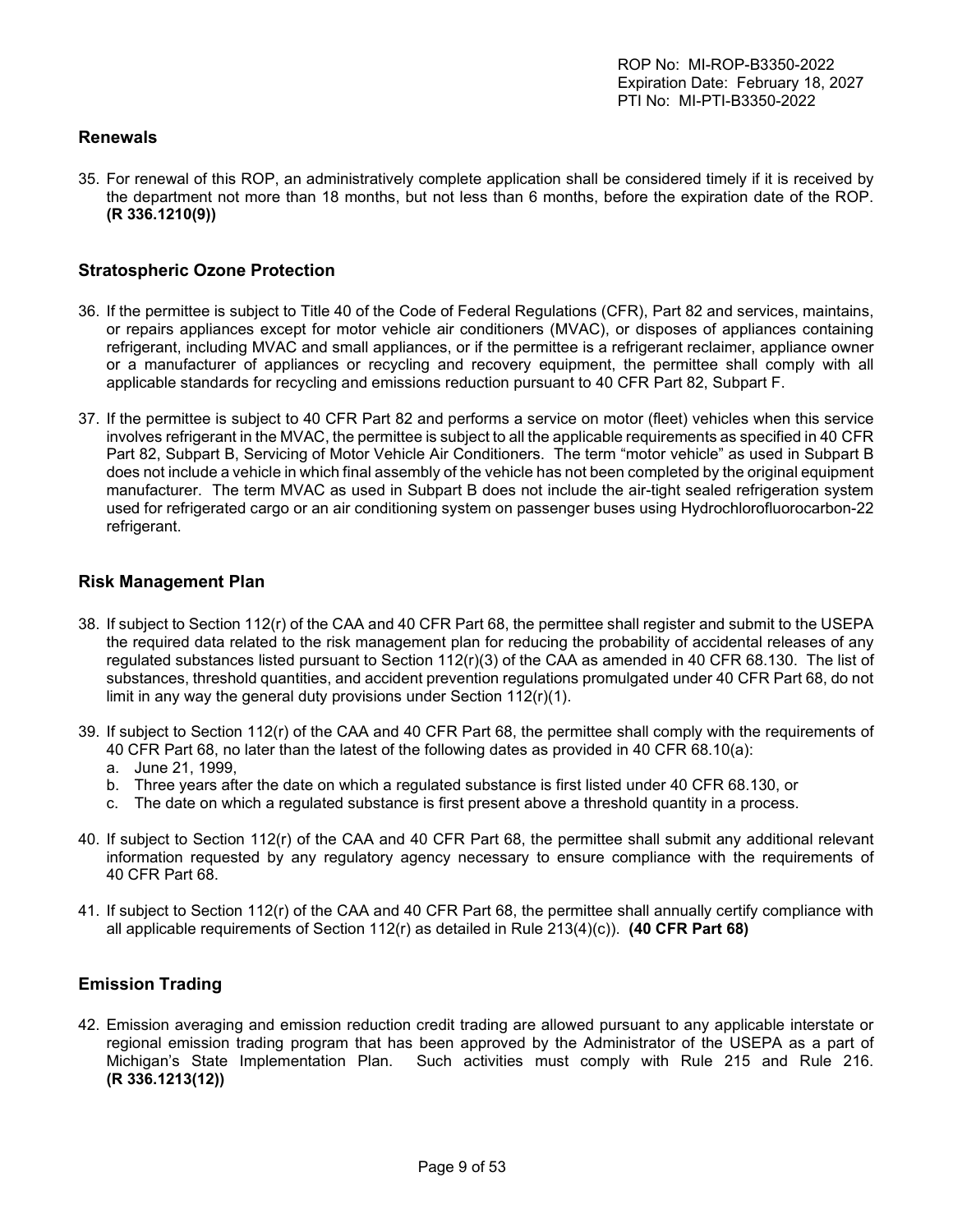## Renewals

35. For renewal of this ROP, an administratively complete application shall be considered timely if it is received by the department not more than 18 months, but not less than 6 months, before the expiration date of the ROP. **(R 336.1210(9))**

## Stratospheric Ozone Protection

36. If the permittee is subject to Title 40 of the Code of Federal Regulations (CFR), Part 82 and services, maintains, or repairs appliances except for motor vehicle air conditioners (MVAC), or disposes of appliances containing refrigerant, including MVAC and small appliances, or if the permittee is a refrigerant reclaimer, appliance owner or a manufacturer of appliances or recycling and recovery equipment, the permittee shall comply with all applicable standards for recycling and emissions reduction pursuant to 40 CFR Part 82, Subpart F.

37. If the permittee is subject to 40 CFR Part 82 and performs a service on motor (fleet) vehicles when this service involves refrigerant in the MVAC, the permittee is subject to all the applicable requirements as specified in 40 CFR Part 82, Subpart B, Servicing of Motor Vehicle Air Conditioners. The term "motor vehicle" as used in Subpart B does not include a vehicle in which final assembly of the vehicle has not been completed by the original equipment manufacturer. The term MVAC as used in Subpart B does not include the air-tight sealed refrigeration system used for refrigerated cargo or an air conditioning system on passenger buses using Hydrochlorofluorocarbon-22 refrigerant.

## Risk Management Plan

38. If subject to Section 112(r) of the CAA and 40 CFR Part 68, the permittee shall register and submit to the USEPA the required data related to the risk management plan for reducing the probability of accidental releases of any regulated substances listed pursuant to Section 112(r)(3) of the CAA as amended in 40 CFR 68.130. The list of substances, threshold quantities, and accident prevention regulations promulgated under 40 CFR Part 68, do not limit in any way the general duty provisions under Section 112(r)(1).

39. If subject to Section 112(r) of the CAA and 40 CFR Part 68, the permittee shall comply with the requirements of 40 CFR Part 68, no later than the latest of the following dates as provided in 40 CFR 68.10(a):
    a. June 21, 1999,
    b. Three years after the date on which a regulated substance is first listed under 40 CFR 68.130, or
    c. The date on which a regulated substance is first present above a threshold quantity in a process.

40. If subject to Section 112(r) of the CAA and 40 CFR Part 68, the permittee shall submit any additional relevant information requested by any regulatory agency necessary to ensure compliance with the requirements of 40 CFR Part 68.

41. If subject to Section 112(r) of the CAA and 40 CFR Part 68, the permittee shall annually certify compliance with all applicable requirements of Section 112(r) as detailed in Rule 213(4)(c)). **(40 CFR Part 68)**

## Emission Trading

42. Emission averaging and emission reduction credit trading are allowed pursuant to any applicable interstate or regional emission trading program that has been approved by the Administrator of the USEPA as a part of Michigan's State Implementation Plan. Such activities must comply with Rule 215 and Rule 216. **(R 336.1213(12))**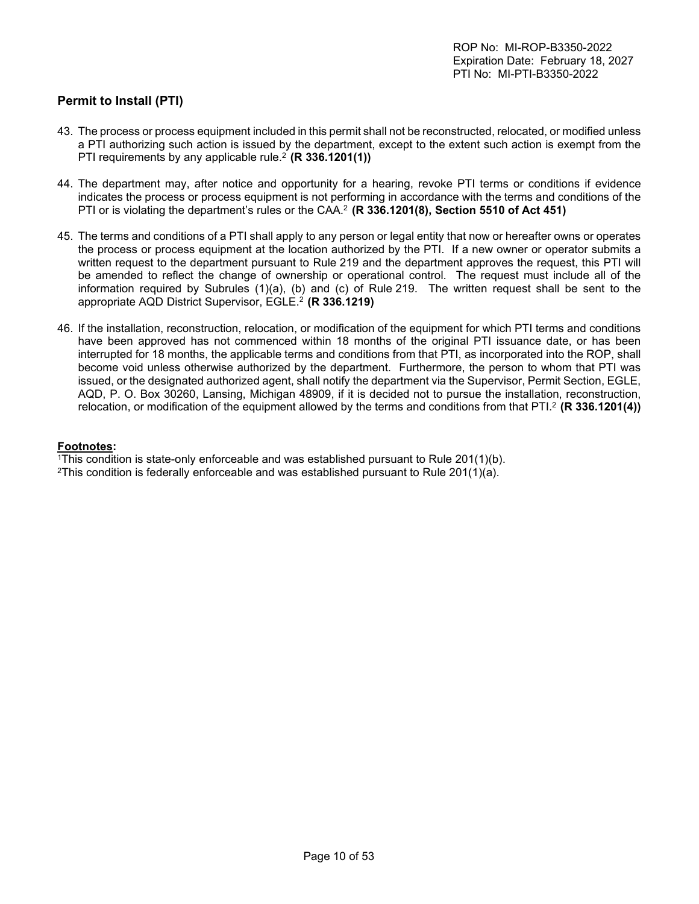## Permit to Install (PTI)

43. The process or process equipment included in this permit shall not be reconstructed, relocated, or modified unless a PTI authorizing such action is issued by the department, except to the extent such action is exempt from the PTI requirements by any applicable rule.[2] **(R 336.1201(1))**

44. The department may, after notice and opportunity for a hearing, revoke PTI terms or conditions if evidence indicates the process or process equipment is not performing in accordance with the terms and conditions of the PTI or is violating the department's rules or the CAA.[2] **(R 336.1201(8), Section 5510 of Act 451)**

45. The terms and conditions of a PTI shall apply to any person or legal entity that now or hereafter owns or operates the process or process equipment at the location authorized by the PTI. If a new owner or operator submits a written request to the department pursuant to Rule 219 and the department approves the request, this PTI will be amended to reflect the change of ownership or operational control. The request must include all of the information required by Subrules (1)(a), (b) and (c) of Rule 219. The written request shall be sent to the appropriate AQD District Supervisor, EGLE.[2] **(R 336.1219)**

46. If the installation, reconstruction, relocation, or modification of the equipment for which PTI terms and conditions have been approved has not commenced within 18 months of the original PTI issuance date, or has been interrupted for 18 months, the applicable terms and conditions from that PTI, as incorporated into the ROP, shall become void unless otherwise authorized by the department. Furthermore, the person to whom that PTI was issued, or the designated authorized agent, shall notify the department via the Supervisor, Permit Section, EGLE, AQD, P. O. Box 30260, Lansing, Michigan 48909, if it is decided not to pursue the installation, reconstruction, relocation, or modification of the equipment allowed by the terms and conditions from that PTI.[2] **(R 336.1201(4))**

**Footnotes:**

[1]This condition is state-only enforceable and was established pursuant to Rule 201(1)(b).
[2]This condition is federally enforceable and was established pursuant to Rule 201(1)(a).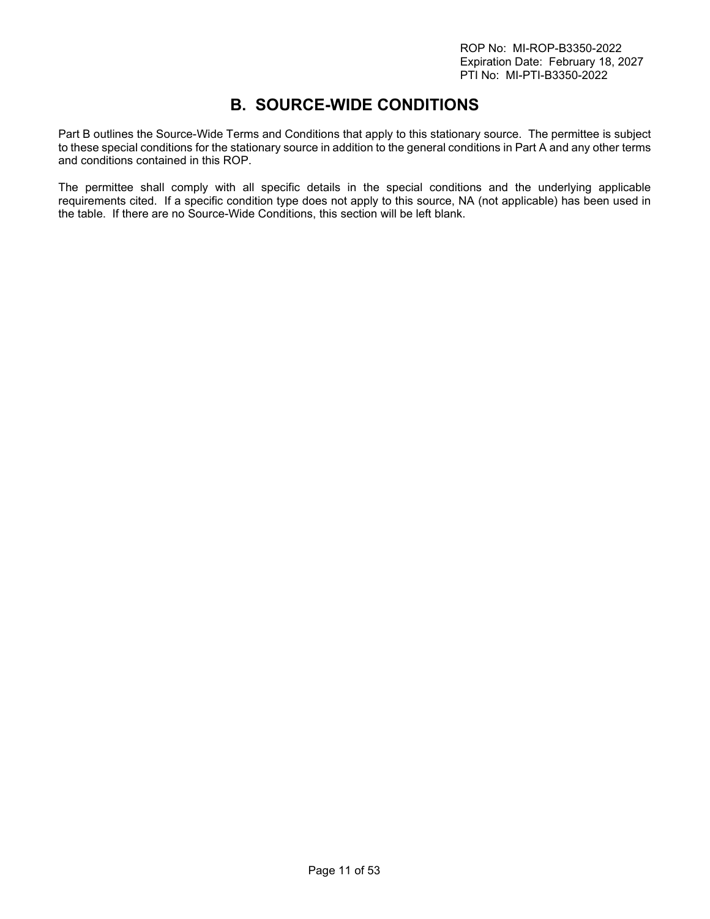# B. SOURCE-WIDE CONDITIONS

Part B outlines the Source-Wide Terms and Conditions that apply to this stationary source. The permittee is subject to these special conditions for the stationary source in addition to the general conditions in Part A and any other terms and conditions contained in this ROP.

The permittee shall comply with all specific details in the special conditions and the underlying applicable requirements cited. If a specific condition type does not apply to this source, NA (not applicable) has been used in the table. If there are no Source-Wide Conditions, this section will be left blank.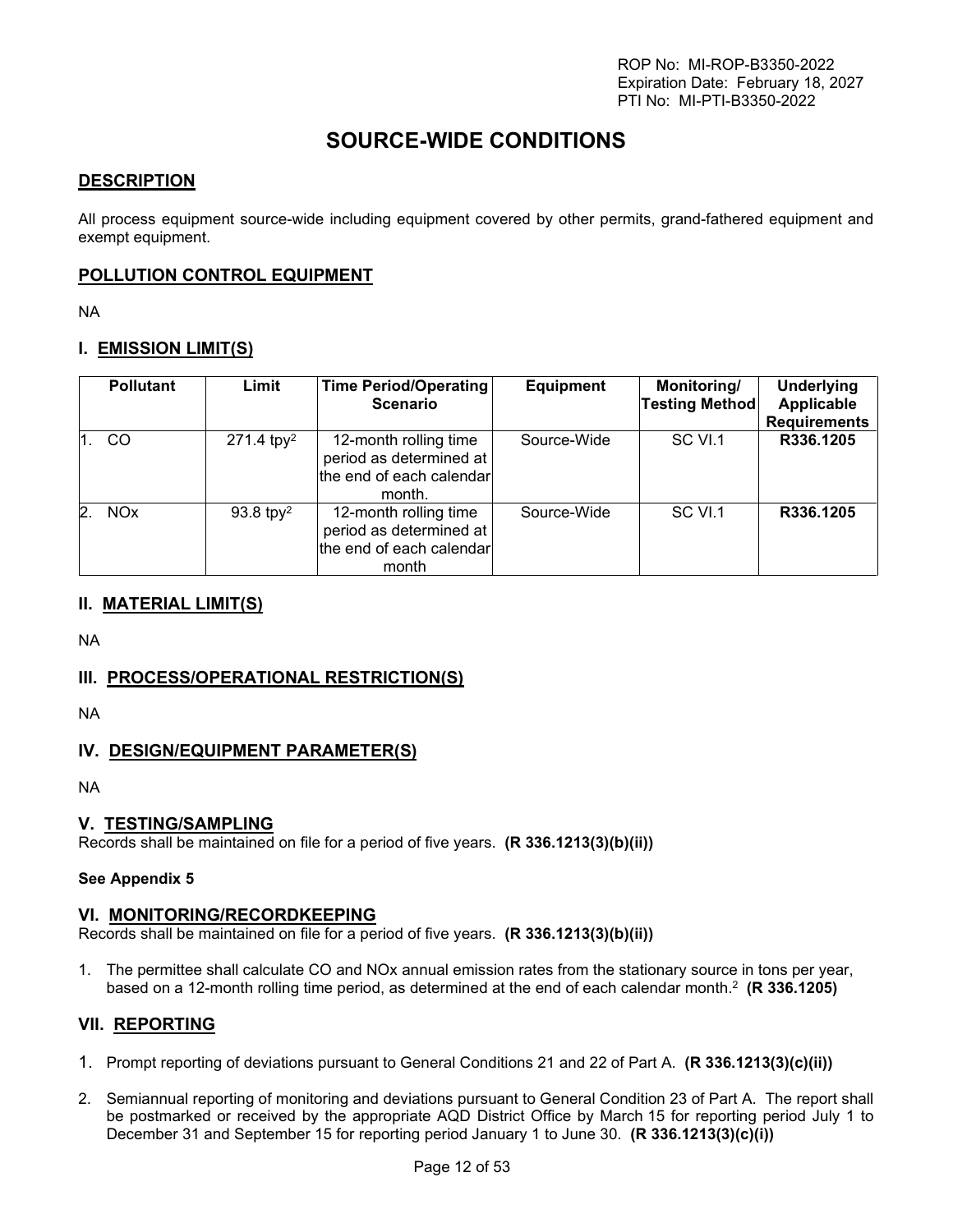ROP No: MI-ROP-B3350-2022
Expiration Date: February 18, 2027
PTI No: MI-PTI-B3350-2022

# SOURCE-WIDE CONDITIONS

## DESCRIPTION

All process equipment source-wide including equipment covered by other permits, grand-fathered equipment and exempt equipment.

## POLLUTION CONTROL EQUIPMENT

NA

## I. EMISSION LIMIT(S)

| Pollutant | Limit | Time Period/Operating Scenario | Equipment | Monitoring/ Testing Method | Underlying Applicable Requirements |
|---|---|---|---|---|---|
| 1. CO | 271.4 tpy[2] | 12-month rolling time period as determined at the end of each calendar month. | Source-Wide | SC VI.1 | **R336.1205** |
| 2. NOx | 93.8 tpy[2] | 12-month rolling time period as determined at the end of each calendar month | Source-Wide | SC VI.1 | **R336.1205** |

## II. MATERIAL LIMIT(S)

NA

## III. PROCESS/OPERATIONAL RESTRICTION(S)

NA

## IV. DESIGN/EQUIPMENT PARAMETER(S)

NA

## V. TESTING/SAMPLING

Records shall be maintained on file for a period of five years. **(R 336.1213(3)(b)(ii))**

**See Appendix 5**

## VI. MONITORING/RECORDKEEPING

Records shall be maintained on file for a period of five years. **(R 336.1213(3)(b)(ii))**

1. The permittee shall calculate CO and NOx annual emission rates from the stationary source in tons per year, based on a 12-month rolling time period, as determined at the end of each calendar month.[2] **(R 336.1205)**

## VII. REPORTING

1. Prompt reporting of deviations pursuant to General Conditions 21 and 22 of Part A. **(R 336.1213(3)(c)(ii))**

2. Semiannual reporting of monitoring and deviations pursuant to General Condition 23 of Part A. The report shall be postmarked or received by the appropriate AQD District Office by March 15 for reporting period July 1 to December 31 and September 15 for reporting period January 1 to June 30. **(R 336.1213(3)(c)(i))**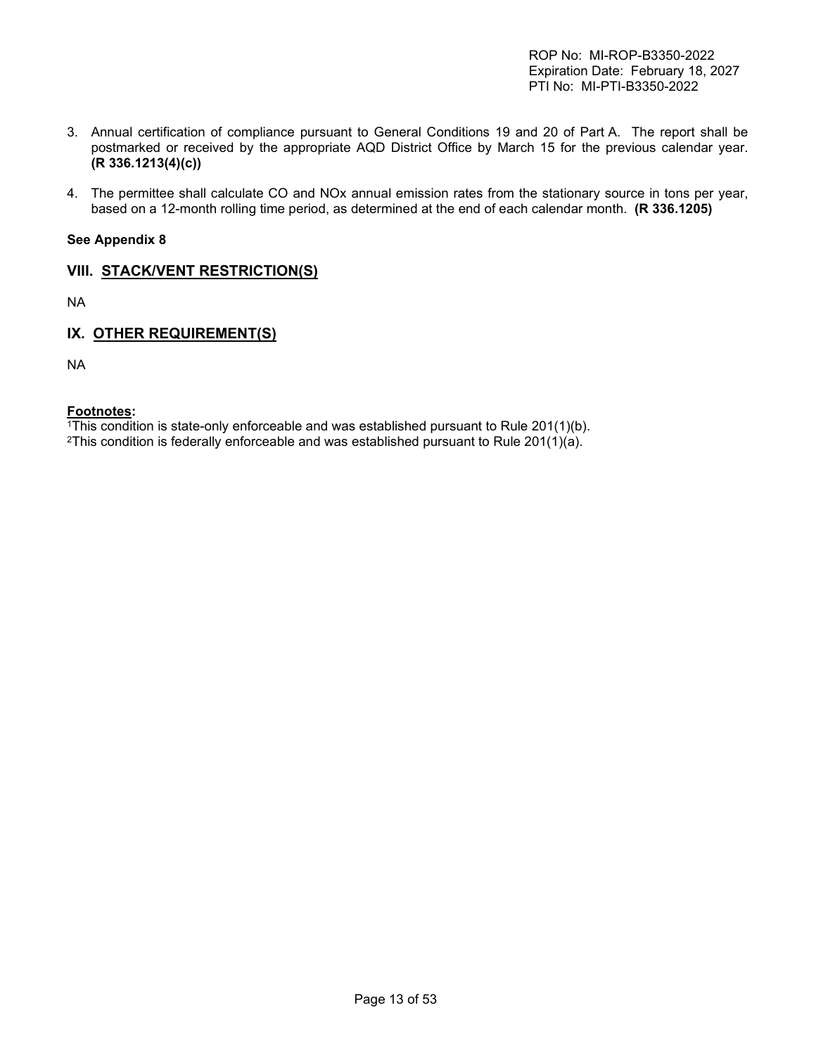3. Annual certification of compliance pursuant to General Conditions 19 and 20 of Part A. The report shall be postmarked or received by the appropriate AQD District Office by March 15 for the previous calendar year. **(R 336.1213(4)(c))**

4. The permittee shall calculate CO and NOx annual emission rates from the stationary source in tons per year, based on a 12-month rolling time period, as determined at the end of each calendar month. **(R 336.1205)**

**See Appendix 8**

## VIII. STACK/VENT RESTRICTION(S)

NA

## IX. OTHER REQUIREMENT(S)

NA

**Footnotes:**

[1]This condition is state-only enforceable and was established pursuant to Rule 201(1)(b).
[2]This condition is federally enforceable and was established pursuant to Rule 201(1)(a).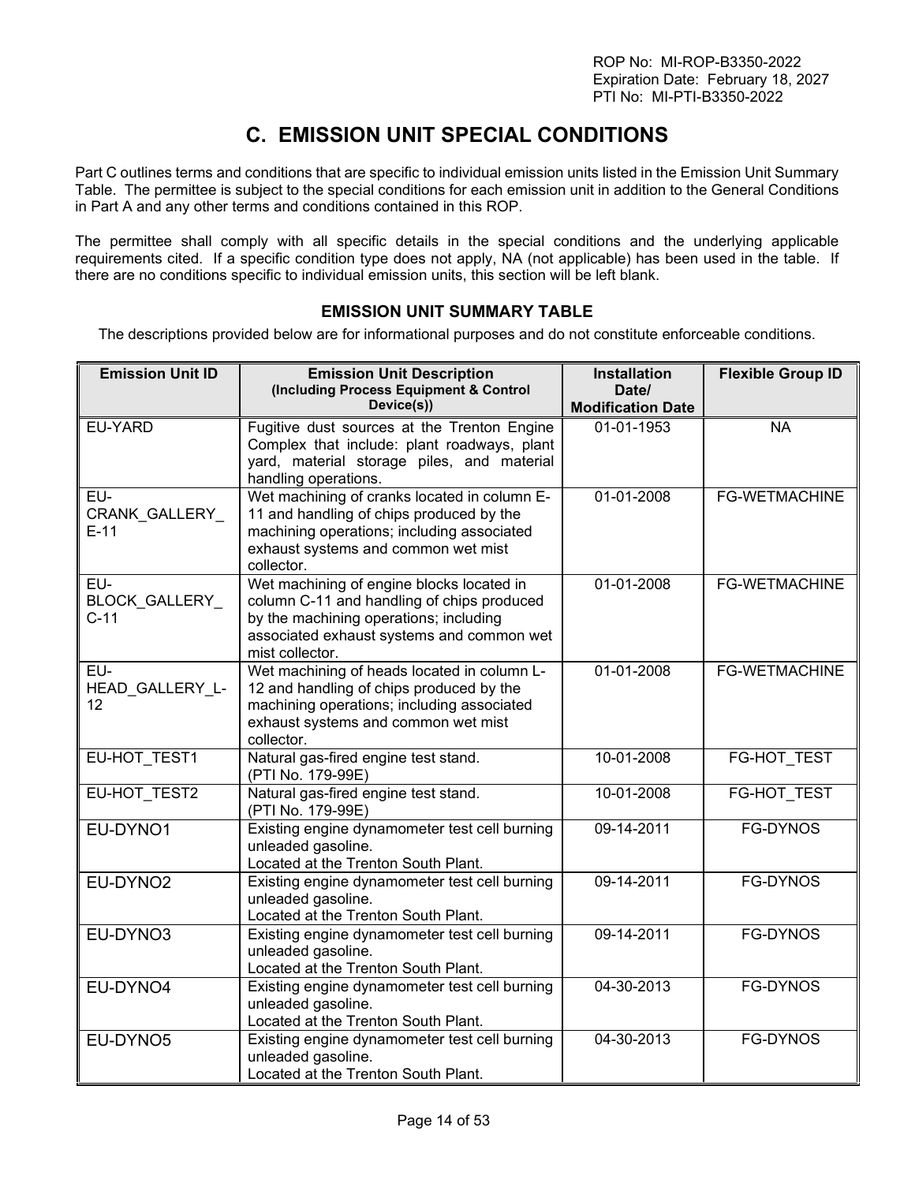ROP No: MI-ROP-B3350-2022
Expiration Date: February 18, 2027
PTI No: MI-PTI-B3350-2022

# C. EMISSION UNIT SPECIAL CONDITIONS

Part C outlines terms and conditions that are specific to individual emission units listed in the Emission Unit Summary Table. The permittee is subject to the special conditions for each emission unit in addition to the General Conditions in Part A and any other terms and conditions contained in this ROP.

The permittee shall comply with all specific details in the special conditions and the underlying applicable requirements cited. If a specific condition type does not apply, NA (not applicable) has been used in the table. If there are no conditions specific to individual emission units, this section will be left blank.

### EMISSION UNIT SUMMARY TABLE

The descriptions provided below are for informational purposes and do not constitute enforceable conditions.

| Emission Unit ID | Emission Unit Description (Including Process Equipment & Control Device(s)) | Installation Date/ Modification Date | Flexible Group ID |
|---|---|---|---|
| EU-YARD | Fugitive dust sources at the Trenton Engine Complex that include: plant roadways, plant yard, material storage piles, and material handling operations. | 01-01-1953 | NA |
| EU-CRANK_GALLERY_E-11 | Wet machining of cranks located in column E-11 and handling of chips produced by the machining operations; including associated exhaust systems and common wet mist collector. | 01-01-2008 | FG-WETMACHINE |
| EU-BLOCK_GALLERY_C-11 | Wet machining of engine blocks located in column C-11 and handling of chips produced by the machining operations; including associated exhaust systems and common wet mist collector. | 01-01-2008 | FG-WETMACHINE |
| EU-HEAD_GALLERY_L-12 | Wet machining of heads located in column L-12 and handling of chips produced by the machining operations; including associated exhaust systems and common wet mist collector. | 01-01-2008 | FG-WETMACHINE |
| EU-HOT_TEST1 | Natural gas-fired engine test stand. (PTI No. 179-99E) | 10-01-2008 | FG-HOT_TEST |
| EU-HOT_TEST2 | Natural gas-fired engine test stand. (PTI No. 179-99E) | 10-01-2008 | FG-HOT_TEST |
| EU-DYNO1 | Existing engine dynamometer test cell burning unleaded gasoline. Located at the Trenton South Plant. | 09-14-2011 | FG-DYNOS |
| EU-DYNO2 | Existing engine dynamometer test cell burning unleaded gasoline. Located at the Trenton South Plant. | 09-14-2011 | FG-DYNOS |
| EU-DYNO3 | Existing engine dynamometer test cell burning unleaded gasoline. Located at the Trenton South Plant. | 09-14-2011 | FG-DYNOS |
| EU-DYNO4 | Existing engine dynamometer test cell burning unleaded gasoline. Located at the Trenton South Plant. | 04-30-2013 | FG-DYNOS |
| EU-DYNO5 | Existing engine dynamometer test cell burning unleaded gasoline. Located at the Trenton South Plant. | 04-30-2013 | FG-DYNOS |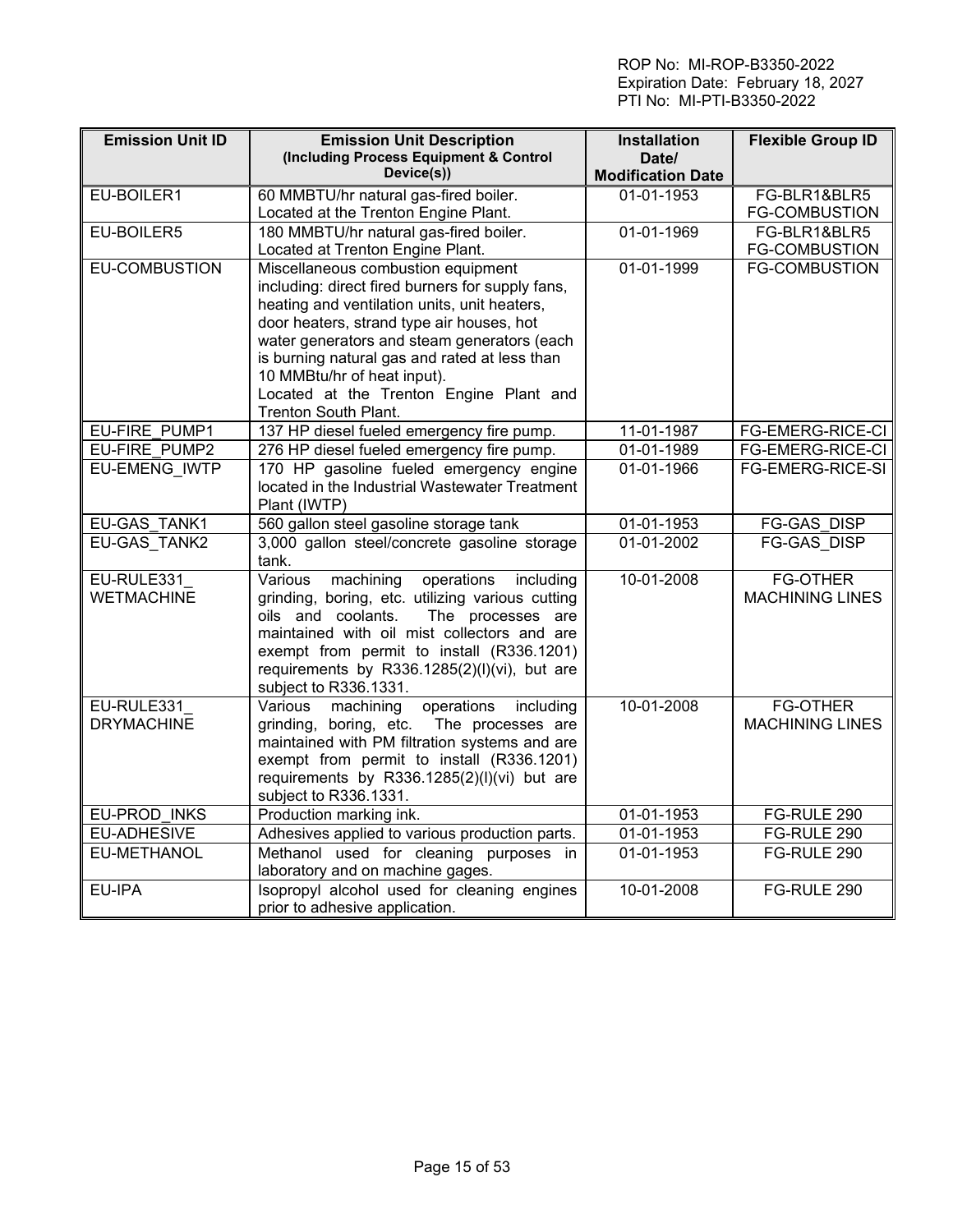| Emission Unit ID | Emission Unit Description (Including Process Equipment & Control Device(s)) | Installation Date/ Modification Date | Flexible Group ID |
|---|---|---|---|
| EU-BOILER1 | 60 MMBTU/hr natural gas-fired boiler. Located at the Trenton Engine Plant. | 01-01-1953 | FG-BLR1&BLR5 FG-COMBUSTION |
| EU-BOILER5 | 180 MMBTU/hr natural gas-fired boiler. Located at Trenton Engine Plant. | 01-01-1969 | FG-BLR1&BLR5 FG-COMBUSTION |
| EU-COMBUSTION | Miscellaneous combustion equipment including: direct fired burners for supply fans, heating and ventilation units, unit heaters, door heaters, strand type air houses, hot water generators and steam generators (each is burning natural gas and rated at less than 10 MMBtu/hr of heat input). Located at the Trenton Engine Plant and Trenton South Plant. | 01-01-1999 | FG-COMBUSTION |
| EU-FIRE_PUMP1 | 137 HP diesel fueled emergency fire pump. | 11-01-1987 | FG-EMERG-RICE-CI |
| EU-FIRE_PUMP2 | 276 HP diesel fueled emergency fire pump. | 01-01-1989 | FG-EMERG-RICE-CI |
| EU-EMENG_IWTP | 170 HP gasoline fueled emergency engine located in the Industrial Wastewater Treatment Plant (IWTP) | 01-01-1966 | FG-EMERG-RICE-SI |
| EU-GAS_TANK1 | 560 gallon steel gasoline storage tank | 01-01-1953 | FG-GAS_DISP |
| EU-GAS_TANK2 | 3,000 gallon steel/concrete gasoline storage tank. | 01-01-2002 | FG-GAS_DISP |
| EU-RULE331_ WETMACHINE | Various machining operations including grinding, boring, etc. utilizing various cutting oils and coolants. The processes are maintained with oil mist collectors and are exempt from permit to install (R336.1201) requirements by R336.1285(2)(l)(vi), but are subject to R336.1331. | 10-01-2008 | FG-OTHER MACHINING LINES |
| EU-RULE331_ DRYMACHINE | Various machining operations including grinding, boring, etc. The processes are maintained with PM filtration systems and are exempt from permit to install (R336.1201) requirements by R336.1285(2)(l)(vi) but are subject to R336.1331. | 10-01-2008 | FG-OTHER MACHINING LINES |
| EU-PROD_INKS | Production marking ink. | 01-01-1953 | FG-RULE 290 |
| EU-ADHESIVE | Adhesives applied to various production parts. | 01-01-1953 | FG-RULE 290 |
| EU-METHANOL | Methanol used for cleaning purposes in laboratory and on machine gages. | 01-01-1953 | FG-RULE 290 |
| EU-IPA | Isopropyl alcohol used for cleaning engines prior to adhesive application. | 10-01-2008 | FG-RULE 290 |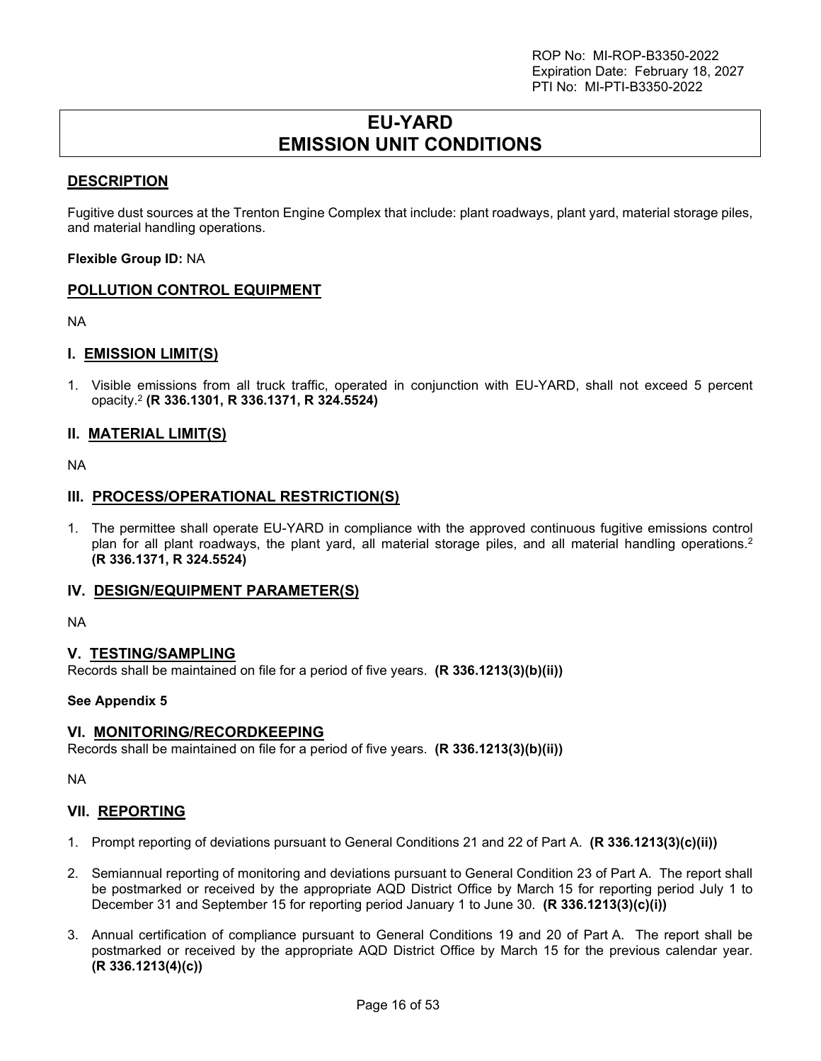ROP No: MI-ROP-B3350-2022
Expiration Date: February 18, 2027
PTI No: MI-PTI-B3350-2022

# EU-YARD
# EMISSION UNIT CONDITIONS

## DESCRIPTION

Fugitive dust sources at the Trenton Engine Complex that include: plant roadways, plant yard, material storage piles, and material handling operations.

**Flexible Group ID:** NA

## POLLUTION CONTROL EQUIPMENT

NA

## I. EMISSION LIMIT(S)

1. Visible emissions from all truck traffic, operated in conjunction with EU-YARD, shall not exceed 5 percent opacity.[2] **(R 336.1301, R 336.1371, R 324.5524)**

## II. MATERIAL LIMIT(S)

NA

## III. PROCESS/OPERATIONAL RESTRICTION(S)

1. The permittee shall operate EU-YARD in compliance with the approved continuous fugitive emissions control plan for all plant roadways, the plant yard, all material storage piles, and all material handling operations.[2] **(R 336.1371, R 324.5524)**

## IV. DESIGN/EQUIPMENT PARAMETER(S)

NA

## V. TESTING/SAMPLING

Records shall be maintained on file for a period of five years. **(R 336.1213(3)(b)(ii))**

**See Appendix 5**

## VI. MONITORING/RECORDKEEPING

Records shall be maintained on file for a period of five years. **(R 336.1213(3)(b)(ii))**

NA

## VII. REPORTING

1. Prompt reporting of deviations pursuant to General Conditions 21 and 22 of Part A. **(R 336.1213(3)(c)(ii))**

2. Semiannual reporting of monitoring and deviations pursuant to General Condition 23 of Part A. The report shall be postmarked or received by the appropriate AQD District Office by March 15 for reporting period July 1 to December 31 and September 15 for reporting period January 1 to June 30. **(R 336.1213(3)(c)(i))**

3. Annual certification of compliance pursuant to General Conditions 19 and 20 of Part A. The report shall be postmarked or received by the appropriate AQD District Office by March 15 for the previous calendar year. **(R 336.1213(4)(c))**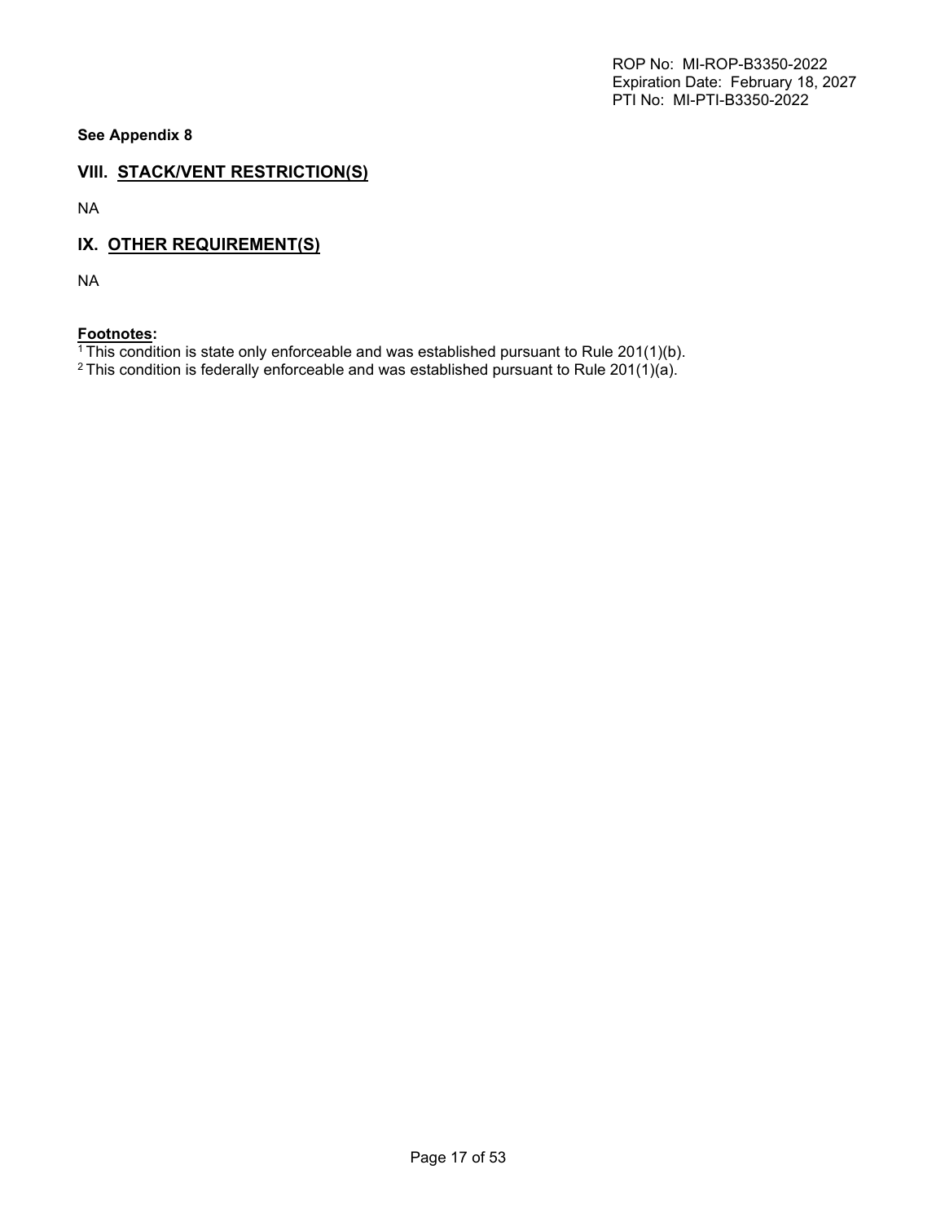**See Appendix 8**

## VIII. STACK/VENT RESTRICTION(S)

NA

## IX. OTHER REQUIREMENT(S)

NA

**Footnotes:**

[1] This condition is state only enforceable and was established pursuant to Rule 201(1)(b).
[2] This condition is federally enforceable and was established pursuant to Rule 201(1)(a).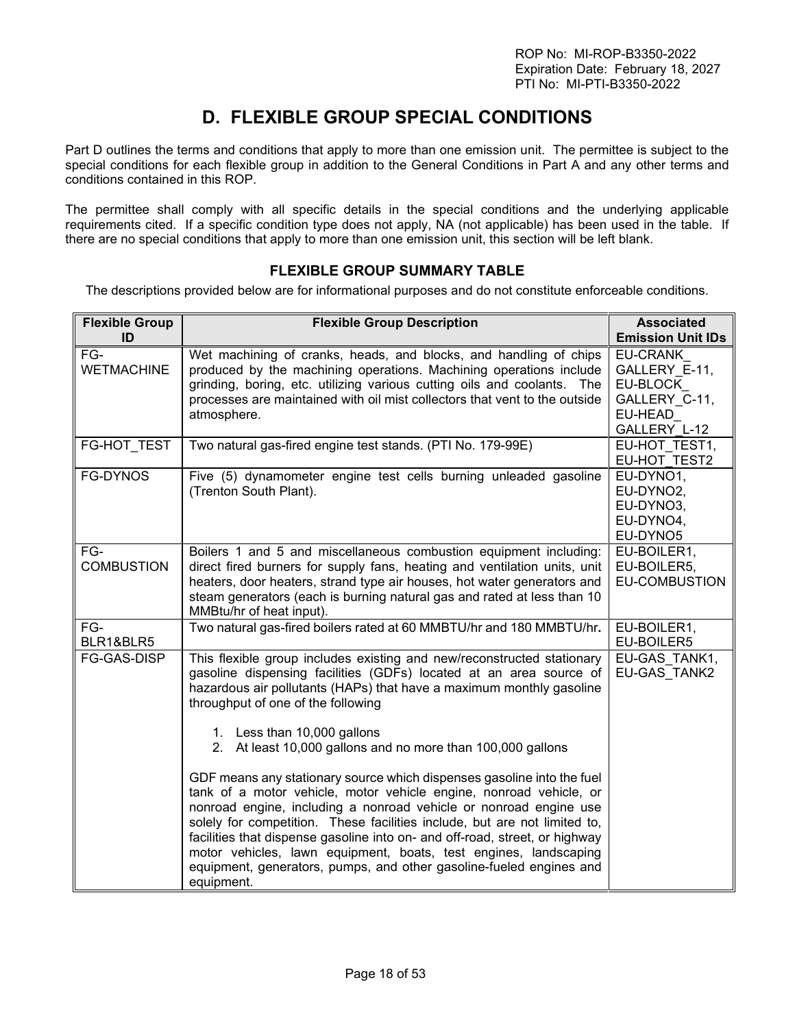# D. FLEXIBLE GROUP SPECIAL CONDITIONS

Part D outlines the terms and conditions that apply to more than one emission unit. The permittee is subject to the special conditions for each flexible group in addition to the General Conditions in Part A and any other terms and conditions contained in this ROP.

The permittee shall comply with all specific details in the special conditions and the underlying applicable requirements cited. If a specific condition type does not apply, NA (not applicable) has been used in the table. If there are no special conditions that apply to more than one emission unit, this section will be left blank.

## FLEXIBLE GROUP SUMMARY TABLE

The descriptions provided below are for informational purposes and do not constitute enforceable conditions.

| Flexible Group ID | Flexible Group Description | Associated Emission Unit IDs |
|---|---|---|
| FG-WETMACHINE | Wet machining of cranks, heads, and blocks, and handling of chips produced by the machining operations. Machining operations include grinding, boring, etc. utilizing various cutting oils and coolants. The processes are maintained with oil mist collectors that vent to the outside atmosphere. | EU-CRANK_GALLERY_E-11, EU-BLOCK_GALLERY_C-11, EU-HEAD_GALLERY_L-12 |
| FG-HOT_TEST | Two natural gas-fired engine test stands. (PTI No. 179-99E) | EU-HOT_TEST1, EU-HOT_TEST2 |
| FG-DYNOS | Five (5) dynamometer engine test cells burning unleaded gasoline (Trenton South Plant). | EU-DYNO1, EU-DYNO2, EU-DYNO3, EU-DYNO4, EU-DYNO5 |
| FG-COMBUSTION | Boilers 1 and 5 and miscellaneous combustion equipment including: direct fired burners for supply fans, heating and ventilation units, unit heaters, door heaters, strand type air houses, hot water generators and steam generators (each is burning natural gas and rated at less than 10 MMBtu/hr of heat input). | EU-BOILER1, EU-BOILER5, EU-COMBUSTION |
| FG-BLR1&BLR5 | Two natural gas-fired boilers rated at 60 MMBTU/hr and 180 MMBTU/hr**.** | EU-BOILER1, EU-BOILER5 |
| FG-GAS-DISP | This flexible group includes existing and new/reconstructed stationary gasoline dispensing facilities (GDFs) located at an area source of hazardous air pollutants (HAPs) that have a maximum monthly gasoline throughput of one of the following<br><br>1. Less than 10,000 gallons<br>2. At least 10,000 gallons and no more than 100,000 gallons<br><br>GDF means any stationary source which dispenses gasoline into the fuel tank of a motor vehicle, motor vehicle engine, nonroad vehicle, or nonroad engine, including a nonroad vehicle or nonroad engine use solely for competition. These facilities include, but are not limited to, facilities that dispense gasoline into on- and off-road, street, or highway motor vehicles, lawn equipment, boats, test engines, landscaping equipment, generators, pumps, and other gasoline-fueled engines and equipment. | EU-GAS_TANK1, EU-GAS_TANK2 |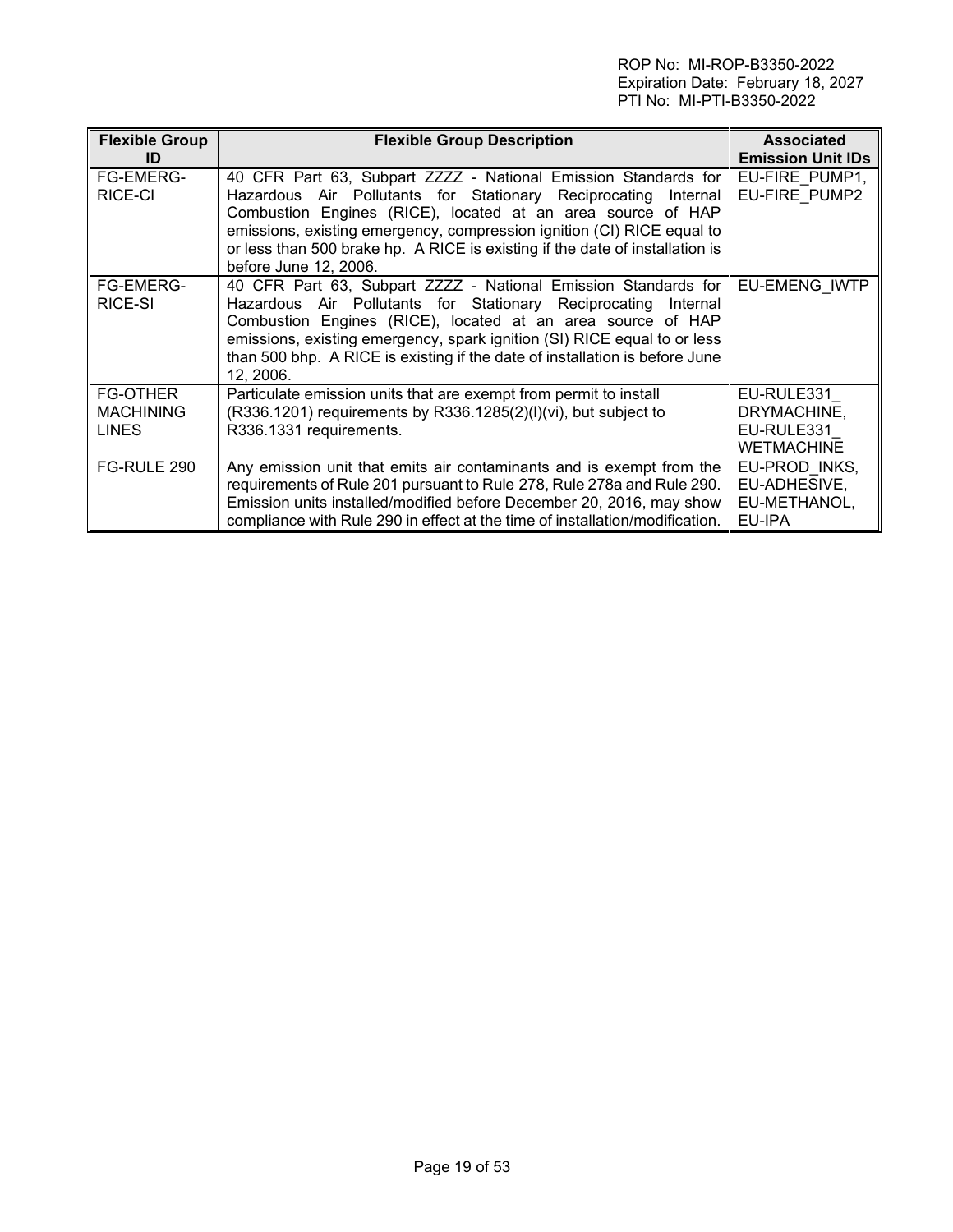| Flexible Group ID | Flexible Group Description | Associated Emission Unit IDs |
| --- | --- | --- |
| FG-EMERG-RICE-CI | 40 CFR Part 63, Subpart ZZZZ - National Emission Standards for Hazardous Air Pollutants for Stationary Reciprocating Internal Combustion Engines (RICE), located at an area source of HAP emissions, existing emergency, compression ignition (CI) RICE equal to or less than 500 brake hp. A RICE is existing if the date of installation is before June 12, 2006. | EU-FIRE_PUMP1, EU-FIRE_PUMP2 |
| FG-EMERG-RICE-SI | 40 CFR Part 63, Subpart ZZZZ - National Emission Standards for Hazardous Air Pollutants for Stationary Reciprocating Internal Combustion Engines (RICE), located at an area source of HAP emissions, existing emergency, spark ignition (SI) RICE equal to or less than 500 bhp. A RICE is existing if the date of installation is before June 12, 2006. | EU-EMENG_IWTP |
| FG-OTHER MACHINING LINES | Particulate emission units that are exempt from permit to install (R336.1201) requirements by R336.1285(2)(l)(vi), but subject to R336.1331 requirements. | EU-RULE331_ DRYMACHINE, EU-RULE331_ WETMACHINE |
| FG-RULE 290 | Any emission unit that emits air contaminants and is exempt from the requirements of Rule 201 pursuant to Rule 278, Rule 278a and Rule 290. Emission units installed/modified before December 20, 2016, may show compliance with Rule 290 in effect at the time of installation/modification. | EU-PROD_INKS, EU-ADHESIVE, EU-METHANOL, EU-IPA |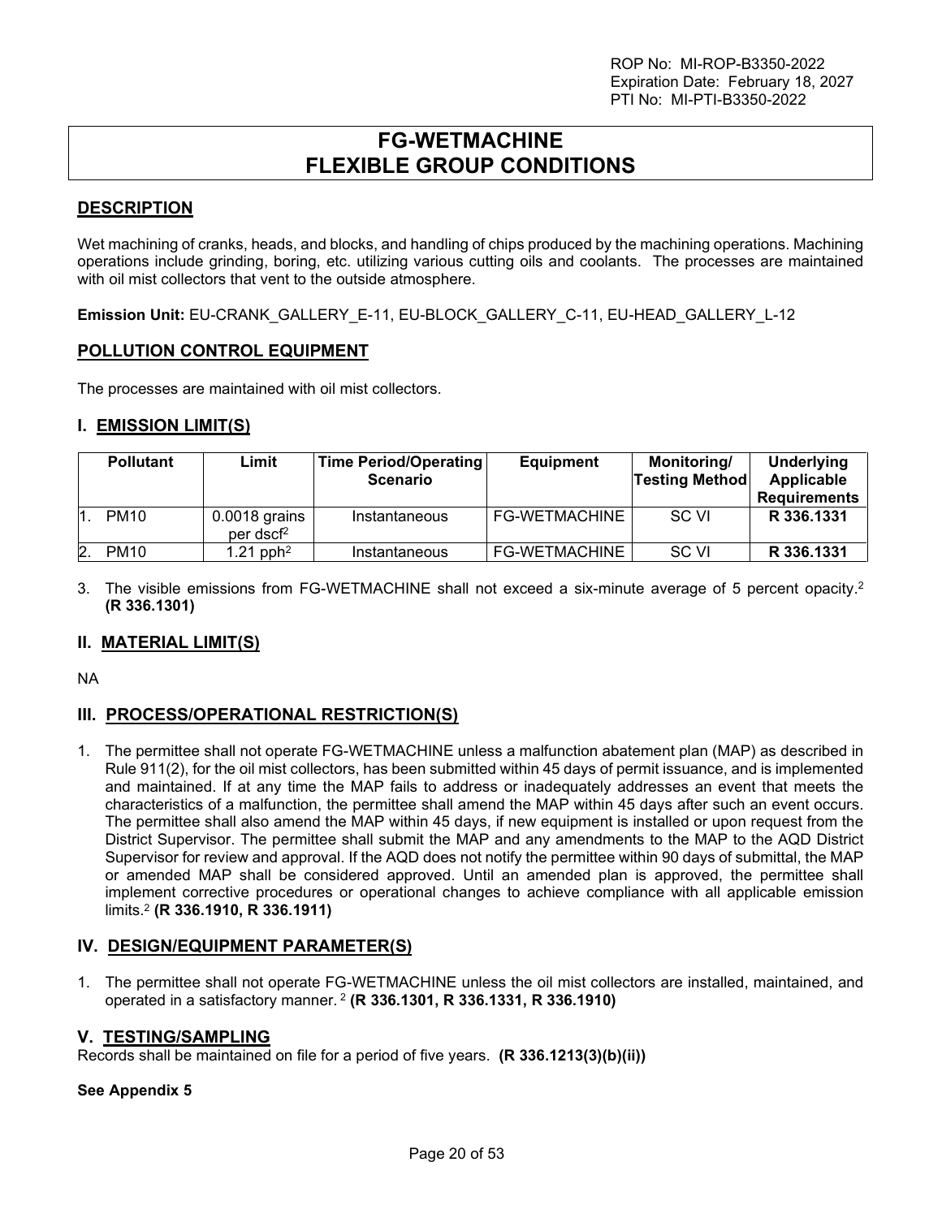# FG-WETMACHINE
# FLEXIBLE GROUP CONDITIONS

## DESCRIPTION

Wet machining of cranks, heads, and blocks, and handling of chips produced by the machining operations. Machining operations include grinding, boring, etc. utilizing various cutting oils and coolants. The processes are maintained with oil mist collectors that vent to the outside atmosphere.

**Emission Unit:** EU-CRANK_GALLERY_E-11, EU-BLOCK_GALLERY_C-11, EU-HEAD_GALLERY_L-12

## POLLUTION CONTROL EQUIPMENT

The processes are maintained with oil mist collectors.

## I. EMISSION LIMIT(S)

| | Pollutant | Limit | Time Period/Operating Scenario | Equipment | Monitoring/ Testing Method | Underlying Applicable Requirements |
|---|---|---|---|---|---|---|
| 1. | PM10 | 0.0018 grains per dscf[2] | Instantaneous | FG-WETMACHINE | SC VI | **R 336.1331** |
| 2. | PM10 | 1.21 pph[2] | Instantaneous | FG-WETMACHINE | SC VI | **R 336.1331** |

3. The visible emissions from FG-WETMACHINE shall not exceed a six-minute average of 5 percent opacity.[2] **(R 336.1301)**

## II. MATERIAL LIMIT(S)

NA

## III. PROCESS/OPERATIONAL RESTRICTION(S)

1. The permittee shall not operate FG-WETMACHINE unless a malfunction abatement plan (MAP) as described in Rule 911(2), for the oil mist collectors, has been submitted within 45 days of permit issuance, and is implemented and maintained. If at any time the MAP fails to address or inadequately addresses an event that meets the characteristics of a malfunction, the permittee shall amend the MAP within 45 days after such an event occurs. The permittee shall also amend the MAP within 45 days, if new equipment is installed or upon request from the District Supervisor. The permittee shall submit the MAP and any amendments to the MAP to the AQD District Supervisor for review and approval. If the AQD does not notify the permittee within 90 days of submittal, the MAP or amended MAP shall be considered approved. Until an amended plan is approved, the permittee shall implement corrective procedures or operational changes to achieve compliance with all applicable emission limits.[2] **(R 336.1910, R 336.1911)**

## IV. DESIGN/EQUIPMENT PARAMETER(S)

1. The permittee shall not operate FG-WETMACHINE unless the oil mist collectors are installed, maintained, and operated in a satisfactory manner. [2] **(R 336.1301, R 336.1331, R 336.1910)**

## V. TESTING/SAMPLING

Records shall be maintained on file for a period of five years. **(R 336.1213(3)(b)(ii))**

**See Appendix 5**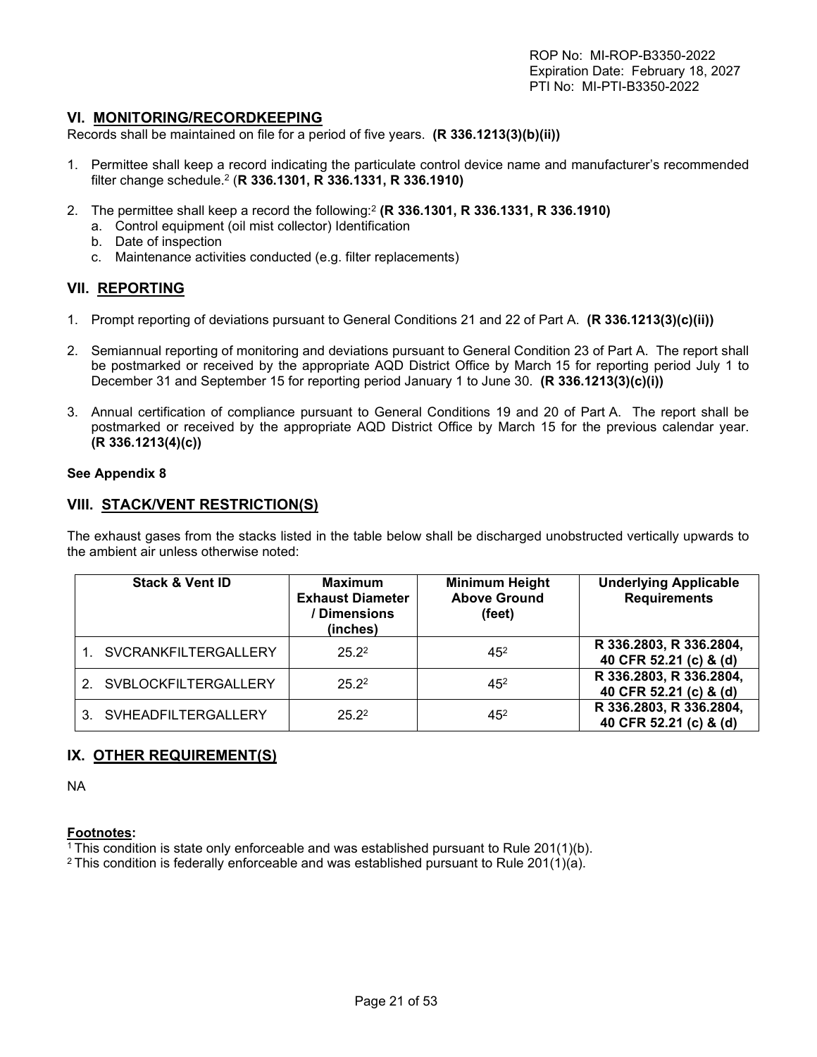ROP No: MI-ROP-B3350-2022
Expiration Date: February 18, 2027
PTI No: MI-PTI-B3350-2022

## VI. MONITORING/RECORDKEEPING

Records shall be maintained on file for a period of five years. **(R 336.1213(3)(b)(ii))**

1. Permittee shall keep a record indicating the particulate control device name and manufacturer's recommended filter change schedule.[2] (**R 336.1301, R 336.1331, R 336.1910)**

2. The permittee shall keep a record the following:[2] **(R 336.1301, R 336.1331, R 336.1910)**
   a. Control equipment (oil mist collector) Identification
   b. Date of inspection
   c. Maintenance activities conducted (e.g. filter replacements)

## VII. REPORTING

1. Prompt reporting of deviations pursuant to General Conditions 21 and 22 of Part A. **(R 336.1213(3)(c)(ii))**

2. Semiannual reporting of monitoring and deviations pursuant to General Condition 23 of Part A. The report shall be postmarked or received by the appropriate AQD District Office by March 15 for reporting period July 1 to December 31 and September 15 for reporting period January 1 to June 30. **(R 336.1213(3)(c)(i))**

3. Annual certification of compliance pursuant to General Conditions 19 and 20 of Part A. The report shall be postmarked or received by the appropriate AQD District Office by March 15 for the previous calendar year. **(R 336.1213(4)(c))**

**See Appendix 8**

## VIII. STACK/VENT RESTRICTION(S)

The exhaust gases from the stacks listed in the table below shall be discharged unobstructed vertically upwards to the ambient air unless otherwise noted:

| Stack & Vent ID | Maximum Exhaust Diameter / Dimensions (inches) | Minimum Height Above Ground (feet) | Underlying Applicable Requirements |
|---|---|---|---|
| 1. SVCRANKFILTERGALLERY | 25.2[2] | 45[2] | **R 336.2803, R 336.2804, 40 CFR 52.21 (c) & (d)** |
| 2. SVBLOCKFILTERGALLERY | 25.2[2] | 45[2] | **R 336.2803, R 336.2804, 40 CFR 52.21 (c) & (d)** |
| 3. SVHEADFILTERGALLERY | 25.2[2] | 45[2] | **R 336.2803, R 336.2804, 40 CFR 52.21 (c) & (d)** |

## IX. OTHER REQUIREMENT(S)

NA

**Footnotes:**

[1] This condition is state only enforceable and was established pursuant to Rule 201(1)(b).
[2] This condition is federally enforceable and was established pursuant to Rule 201(1)(a).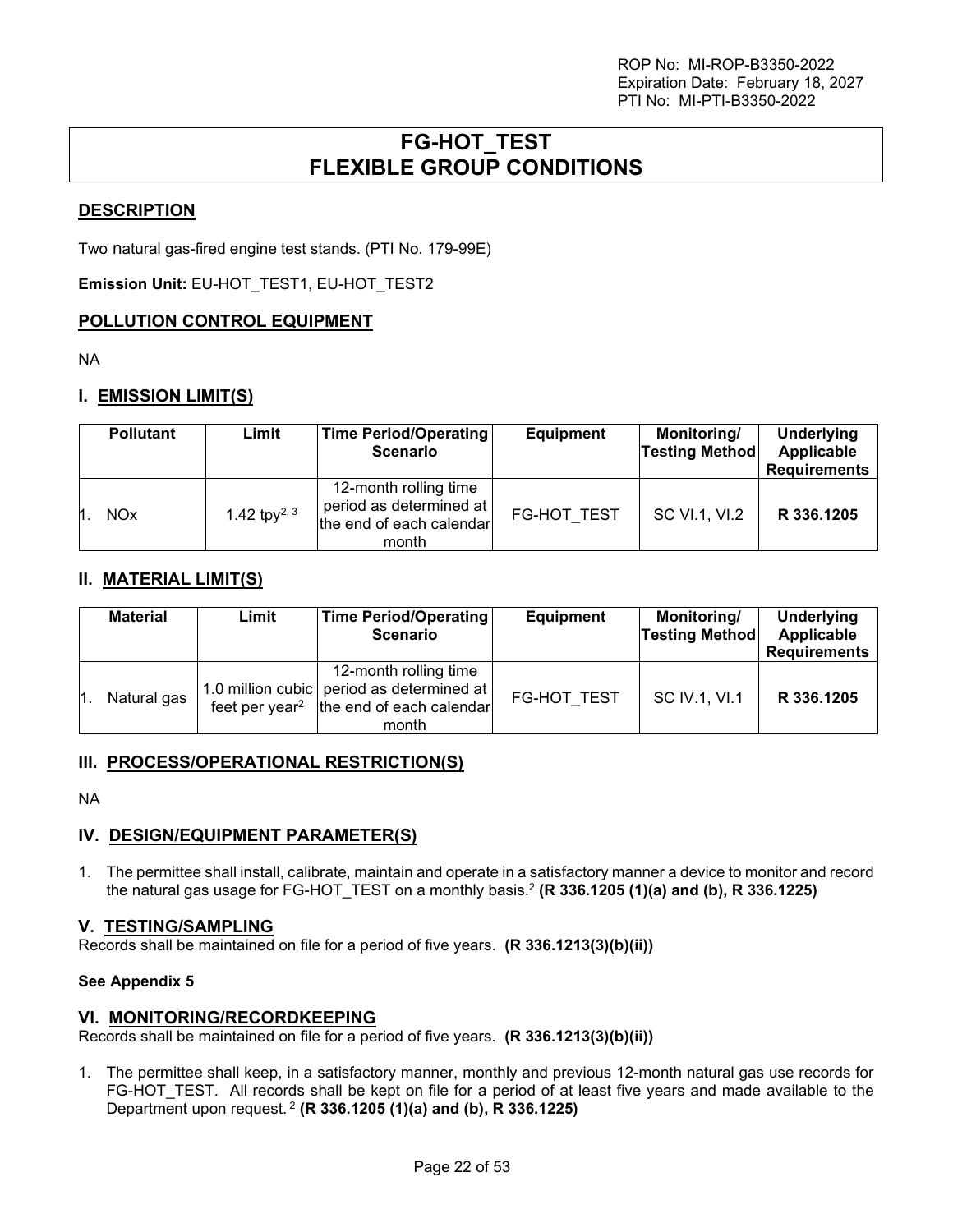ROP No: MI-ROP-B3350-2022
Expiration Date: February 18, 2027
PTI No: MI-PTI-B3350-2022

# FG-HOT_TEST FLEXIBLE GROUP CONDITIONS

## DESCRIPTION

Two natural gas-fired engine test stands. (PTI No. 179-99E)

**Emission Unit:** EU-HOT_TEST1, EU-HOT_TEST2

## POLLUTION CONTROL EQUIPMENT

NA

## I. EMISSION LIMIT(S)

| | Pollutant | Limit | Time Period/Operating Scenario | Equipment | Monitoring/ Testing Method | Underlying Applicable Requirements |
|---|---|---|---|---|---|---|
| 1. | NOx | 1.42 tpy[2, 3] | 12-month rolling time period as determined at the end of each calendar month | FG-HOT_TEST | SC VI.1, VI.2 | **R 336.1205** |

## II. MATERIAL LIMIT(S)

| | Material | Limit | Time Period/Operating Scenario | Equipment | Monitoring/ Testing Method | Underlying Applicable Requirements |
|---|---|---|---|---|---|---|
| 1. | Natural gas | 1.0 million cubic feet per year[2] | 12-month rolling time period as determined at the end of each calendar month | FG-HOT_TEST | SC IV.1, VI.1 | **R 336.1205** |

## III. PROCESS/OPERATIONAL RESTRICTION(S)

NA

## IV. DESIGN/EQUIPMENT PARAMETER(S)

1. The permittee shall install, calibrate, maintain and operate in a satisfactory manner a device to monitor and record the natural gas usage for FG-HOT_TEST on a monthly basis.[2] **(R 336.1205 (1)(a) and (b), R 336.1225)**

## V. TESTING/SAMPLING

Records shall be maintained on file for a period of five years. **(R 336.1213(3)(b)(ii))**

**See Appendix 5**

## VI. MONITORING/RECORDKEEPING

Records shall be maintained on file for a period of five years. **(R 336.1213(3)(b)(ii))**

1. The permittee shall keep, in a satisfactory manner, monthly and previous 12-month natural gas use records for FG-HOT_TEST. All records shall be kept on file for a period of at least five years and made available to the Department upon request. [2] **(R 336.1205 (1)(a) and (b), R 336.1225)**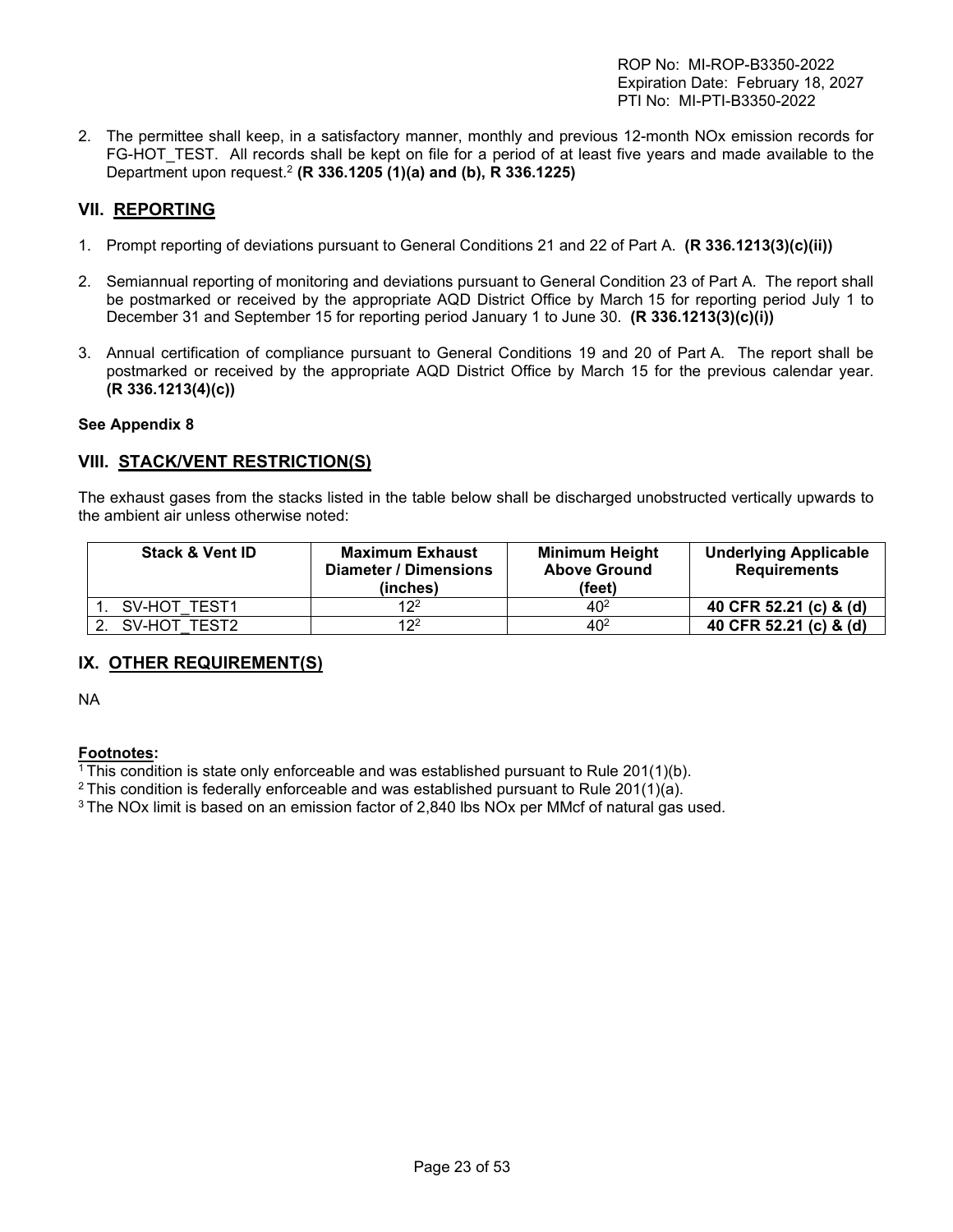2. The permittee shall keep, in a satisfactory manner, monthly and previous 12-month NOx emission records for FG-HOT_TEST. All records shall be kept on file for a period of at least five years and made available to the Department upon request.[2] **(R 336.1205 (1)(a) and (b), R 336.1225)**

## VII. REPORTING

1. Prompt reporting of deviations pursuant to General Conditions 21 and 22 of Part A. **(R 336.1213(3)(c)(ii))**

2. Semiannual reporting of monitoring and deviations pursuant to General Condition 23 of Part A. The report shall be postmarked or received by the appropriate AQD District Office by March 15 for reporting period July 1 to December 31 and September 15 for reporting period January 1 to June 30. **(R 336.1213(3)(c)(i))**

3. Annual certification of compliance pursuant to General Conditions 19 and 20 of Part A. The report shall be postmarked or received by the appropriate AQD District Office by March 15 for the previous calendar year. **(R 336.1213(4)(c))**

**See Appendix 8**

## VIII. STACK/VENT RESTRICTION(S)

The exhaust gases from the stacks listed in the table below shall be discharged unobstructed vertically upwards to the ambient air unless otherwise noted:

| Stack & Vent ID | Maximum Exhaust Diameter / Dimensions (inches) | Minimum Height Above Ground (feet) | Underlying Applicable Requirements |
|---|---|---|---|
| 1. SV-HOT_TEST1 | 12[2] | 40[2] | **40 CFR 52.21 (c) & (d)** |
| 2. SV-HOT_TEST2 | 12[2] | 40[2] | **40 CFR 52.21 (c) & (d)** |

## IX. OTHER REQUIREMENT(S)

NA

**Footnotes:**

[1] This condition is state only enforceable and was established pursuant to Rule 201(1)(b).

[2] This condition is federally enforceable and was established pursuant to Rule 201(1)(a).

[3] The NOx limit is based on an emission factor of 2,840 lbs NOx per MMcf of natural gas used.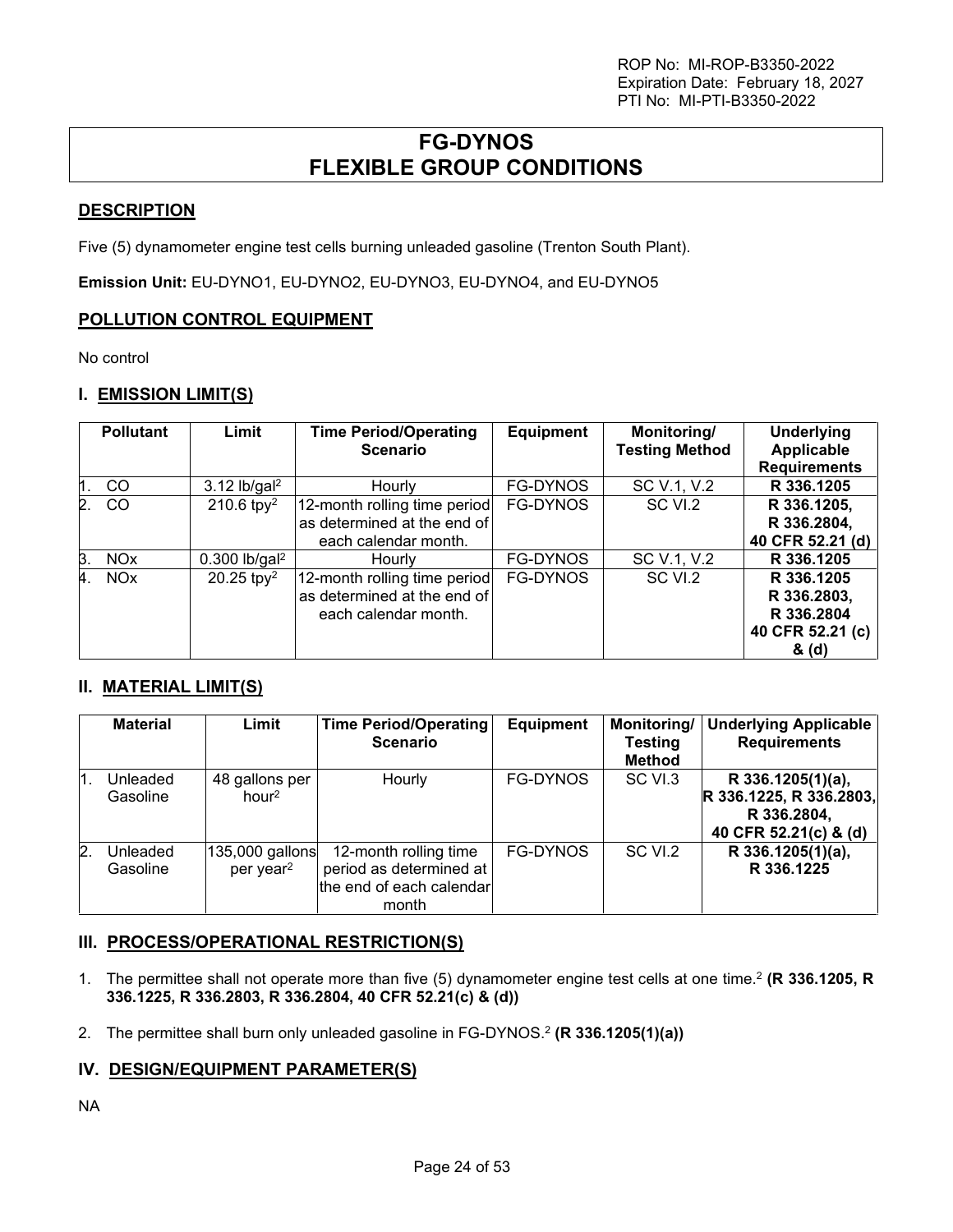# FG-DYNOS
# FLEXIBLE GROUP CONDITIONS

## DESCRIPTION

Five (5) dynamometer engine test cells burning unleaded gasoline (Trenton South Plant).

**Emission Unit:** EU-DYNO1, EU-DYNO2, EU-DYNO3, EU-DYNO4, and EU-DYNO5

## POLLUTION CONTROL EQUIPMENT

No control

## I. EMISSION LIMIT(S)

| Pollutant | Limit | Time Period/Operating Scenario | Equipment | Monitoring/ Testing Method | Underlying Applicable Requirements |
|---|---|---|---|---|---|
| 1. CO | 3.12 lb/gal[2] | Hourly | FG-DYNOS | SC V.1, V.2 | **R 336.1205** |
| 2. CO | 210.6 tpy[2] | 12-month rolling time period as determined at the end of each calendar month. | FG-DYNOS | SC VI.2 | **R 336.1205, R 336.2804, 40 CFR 52.21 (d)** |
| 3. NOx | 0.300 lb/gal[2] | Hourly | FG-DYNOS | SC V.1, V.2 | **R 336.1205** |
| 4. NOx | 20.25 tpy[2] | 12-month rolling time period as determined at the end of each calendar month. | FG-DYNOS | SC VI.2 | **R 336.1205 R 336.2803, R 336.2804 40 CFR 52.21 (c) & (d)** |

## II. MATERIAL LIMIT(S)

| Material | Limit | Time Period/Operating Scenario | Equipment | Monitoring/ Testing Method | Underlying Applicable Requirements |
|---|---|---|---|---|---|
| 1. Unleaded Gasoline | 48 gallons per hour[2] | Hourly | FG-DYNOS | SC VI.3 | **R 336.1205(1)(a), R 336.1225, R 336.2803, R 336.2804, 40 CFR 52.21(c) & (d)** |
| 2. Unleaded Gasoline | 135,000 gallons per year[2] | 12-month rolling time period as determined at the end of each calendar month | FG-DYNOS | SC VI.2 | **R 336.1205(1)(a), R 336.1225** |

## III. PROCESS/OPERATIONAL RESTRICTION(S)

1. The permittee shall not operate more than five (5) dynamometer engine test cells at one time.[2] **(R 336.1205, R 336.1225, R 336.2803, R 336.2804, 40 CFR 52.21(c) & (d))**

2. The permittee shall burn only unleaded gasoline in FG-DYNOS.[2] **(R 336.1205(1)(a))**

## IV. DESIGN/EQUIPMENT PARAMETER(S)

NA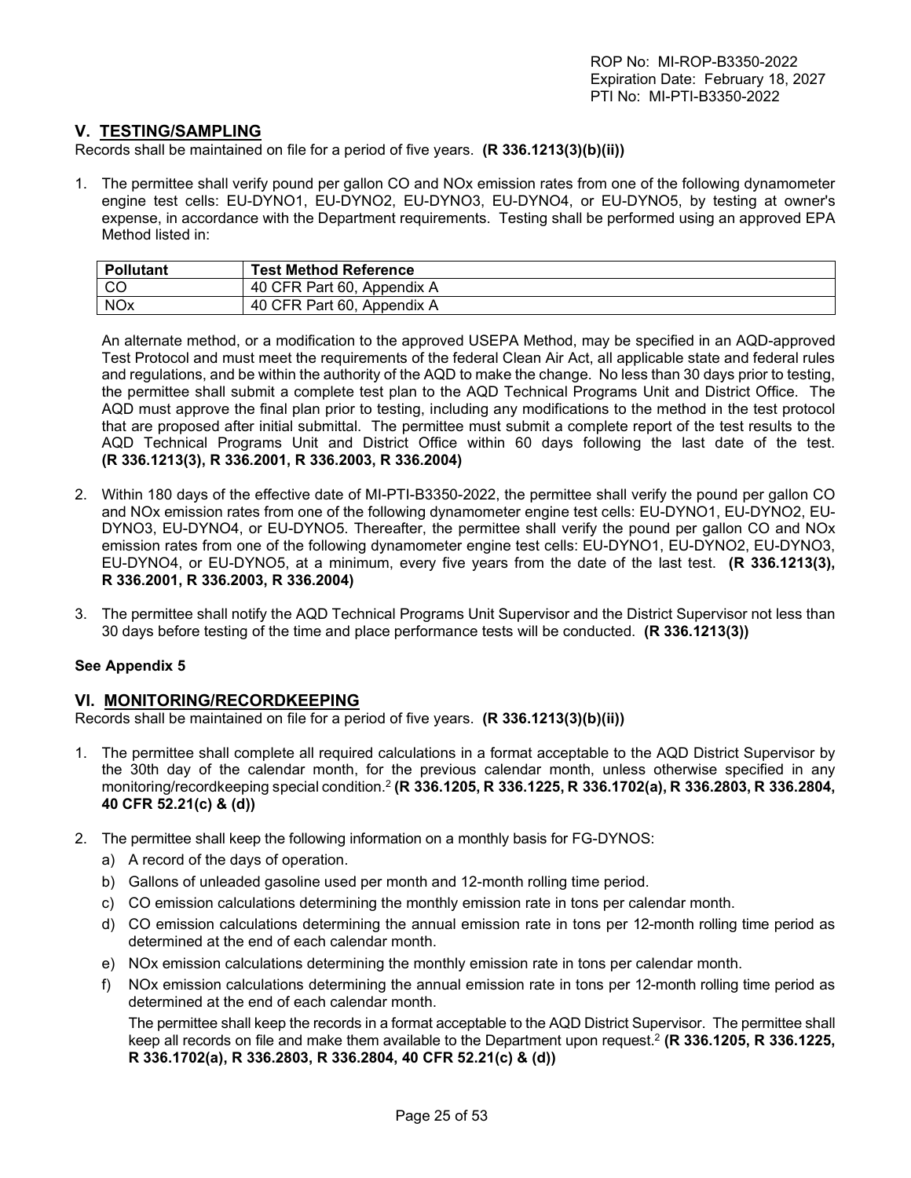## V. TESTING/SAMPLING

Records shall be maintained on file for a period of five years. **(R 336.1213(3)(b)(ii))**

1. The permittee shall verify pound per gallon CO and NOx emission rates from one of the following dynamometer engine test cells: EU-DYNO1, EU-DYNO2, EU-DYNO3, EU-DYNO4, or EU-DYNO5, by testing at owner's expense, in accordance with the Department requirements. Testing shall be performed using an approved EPA Method listed in:

| Pollutant | Test Method Reference |
|---|---|
| CO | 40 CFR Part 60, Appendix A |
| NOx | 40 CFR Part 60, Appendix A |

   An alternate method, or a modification to the approved USEPA Method, may be specified in an AQD-approved Test Protocol and must meet the requirements of the federal Clean Air Act, all applicable state and federal rules and regulations, and be within the authority of the AQD to make the change. No less than 30 days prior to testing, the permittee shall submit a complete test plan to the AQD Technical Programs Unit and District Office. The AQD must approve the final plan prior to testing, including any modifications to the method in the test protocol that are proposed after initial submittal. The permittee must submit a complete report of the test results to the AQD Technical Programs Unit and District Office within 60 days following the last date of the test. **(R 336.1213(3), R 336.2001, R 336.2003, R 336.2004)**

2. Within 180 days of the effective date of MI-PTI-B3350-2022, the permittee shall verify the pound per gallon CO and NOx emission rates from one of the following dynamometer engine test cells: EU-DYNO1, EU-DYNO2, EU-DYNO3, EU-DYNO4, or EU-DYNO5. Thereafter, the permittee shall verify the pound per gallon CO and NOx emission rates from one of the following dynamometer engine test cells: EU-DYNO1, EU-DYNO2, EU-DYNO3, EU-DYNO4, or EU-DYNO5, at a minimum, every five years from the date of the last test. **(R 336.1213(3), R 336.2001, R 336.2003, R 336.2004)**

3. The permittee shall notify the AQD Technical Programs Unit Supervisor and the District Supervisor not less than 30 days before testing of the time and place performance tests will be conducted. **(R 336.1213(3))**

**See Appendix 5**

## VI. MONITORING/RECORDKEEPING

Records shall be maintained on file for a period of five years. **(R 336.1213(3)(b)(ii))**

1. The permittee shall complete all required calculations in a format acceptable to the AQD District Supervisor by the 30th day of the calendar month, for the previous calendar month, unless otherwise specified in any monitoring/recordkeeping special condition.[2] **(R 336.1205, R 336.1225, R 336.1702(a), R 336.2803, R 336.2804, 40 CFR 52.21(c) & (d))**

2. The permittee shall keep the following information on a monthly basis for FG-DYNOS:
   a) A record of the days of operation.
   b) Gallons of unleaded gasoline used per month and 12-month rolling time period.
   c) CO emission calculations determining the monthly emission rate in tons per calendar month.
   d) CO emission calculations determining the annual emission rate in tons per 12-month rolling time period as determined at the end of each calendar month.
   e) NOx emission calculations determining the monthly emission rate in tons per calendar month.
   f) NOx emission calculations determining the annual emission rate in tons per 12-month rolling time period as determined at the end of each calendar month.

   The permittee shall keep the records in a format acceptable to the AQD District Supervisor. The permittee shall keep all records on file and make them available to the Department upon request.[2] **(R 336.1205, R 336.1225, R 336.1702(a), R 336.2803, R 336.2804, 40 CFR 52.21(c) & (d))**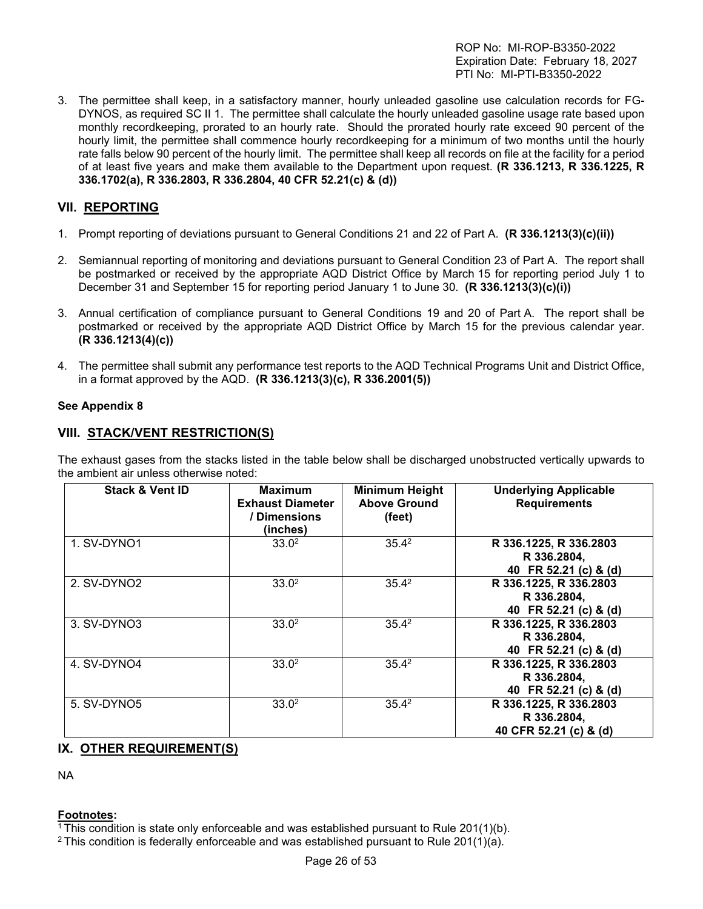3. The permittee shall keep, in a satisfactory manner, hourly unleaded gasoline use calculation records for FG-DYNOS, as required SC II 1. The permittee shall calculate the hourly unleaded gasoline usage rate based upon monthly recordkeeping, prorated to an hourly rate. Should the prorated hourly rate exceed 90 percent of the hourly limit, the permittee shall commence hourly recordkeeping for a minimum of two months until the hourly rate falls below 90 percent of the hourly limit. The permittee shall keep all records on file at the facility for a period of at least five years and make them available to the Department upon request. **(R 336.1213, R 336.1225, R 336.1702(a), R 336.2803, R 336.2804, 40 CFR 52.21(c) & (d))**

## VII. REPORTING

1. Prompt reporting of deviations pursuant to General Conditions 21 and 22 of Part A. **(R 336.1213(3)(c)(ii))**

2. Semiannual reporting of monitoring and deviations pursuant to General Condition 23 of Part A. The report shall be postmarked or received by the appropriate AQD District Office by March 15 for reporting period July 1 to December 31 and September 15 for reporting period January 1 to June 30. **(R 336.1213(3)(c)(i))**

3. Annual certification of compliance pursuant to General Conditions 19 and 20 of Part A. The report shall be postmarked or received by the appropriate AQD District Office by March 15 for the previous calendar year. **(R 336.1213(4)(c))**

4. The permittee shall submit any performance test reports to the AQD Technical Programs Unit and District Office, in a format approved by the AQD. **(R 336.1213(3)(c), R 336.2001(5))**

**See Appendix 8**

## VIII. STACK/VENT RESTRICTION(S)

The exhaust gases from the stacks listed in the table below shall be discharged unobstructed vertically upwards to the ambient air unless otherwise noted:

| Stack & Vent ID | Maximum Exhaust Diameter / Dimensions (inches) | Minimum Height Above Ground (feet) | Underlying Applicable Requirements |
|---|---|---|---|
| 1. SV-DYNO1 | 33.0[2] | 35.4[2] | **R 336.1225, R 336.2803 R 336.2804, 40 FR 52.21 (c) & (d)** |
| 2. SV-DYNO2 | 33.0[2] | 35.4[2] | **R 336.1225, R 336.2803 R 336.2804, 40 FR 52.21 (c) & (d)** |
| 3. SV-DYNO3 | 33.0[2] | 35.4[2] | **R 336.1225, R 336.2803 R 336.2804, 40 FR 52.21 (c) & (d)** |
| 4. SV-DYNO4 | 33.0[2] | 35.4[2] | **R 336.1225, R 336.2803 R 336.2804, 40 FR 52.21 (c) & (d)** |
| 5. SV-DYNO5 | 33.0[2] | 35.4[2] | **R 336.1225, R 336.2803 R 336.2804, 40 CFR 52.21 (c) & (d)** |

## IX. OTHER REQUIREMENT(S)

NA

**Footnotes:**

[1] This condition is state only enforceable and was established pursuant to Rule 201(1)(b).

[2] This condition is federally enforceable and was established pursuant to Rule 201(1)(a).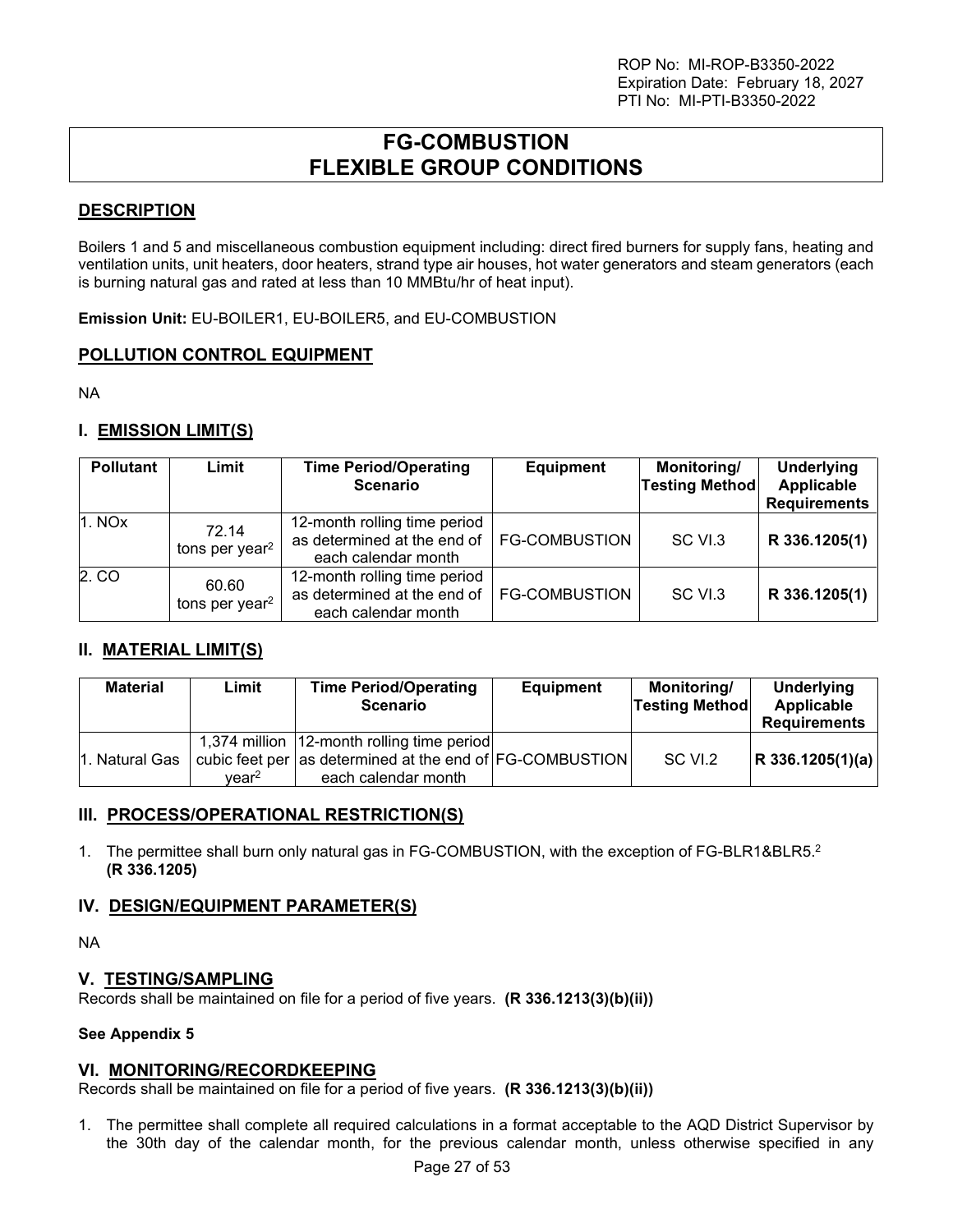ROP No: MI-ROP-B3350-2022
Expiration Date: February 18, 2027
PTI No: MI-PTI-B3350-2022

# FG-COMBUSTION FLEXIBLE GROUP CONDITIONS

## DESCRIPTION

Boilers 1 and 5 and miscellaneous combustion equipment including: direct fired burners for supply fans, heating and ventilation units, unit heaters, door heaters, strand type air houses, hot water generators and steam generators (each is burning natural gas and rated at less than 10 MMBtu/hr of heat input).

**Emission Unit:** EU-BOILER1, EU-BOILER5, and EU-COMBUSTION

## POLLUTION CONTROL EQUIPMENT

NA

## I. EMISSION LIMIT(S)

| Pollutant | Limit | Time Period/Operating Scenario | Equipment | Monitoring/ Testing Method | Underlying Applicable Requirements |
|---|---|---|---|---|---|
| 1. NOx | 72.14 tons per year[2] | 12-month rolling time period as determined at the end of each calendar month | FG-COMBUSTION | SC VI.3 | **R 336.1205(1)** |
| 2. CO | 60.60 tons per year[2] | 12-month rolling time period as determined at the end of each calendar month | FG-COMBUSTION | SC VI.3 | **R 336.1205(1)** |

## II. MATERIAL LIMIT(S)

| Material | Limit | Time Period/Operating Scenario | Equipment | Monitoring/ Testing Method | Underlying Applicable Requirements |
|---|---|---|---|---|---|
| 1. Natural Gas | 1,374 million cubic feet per year[2] | 12-month rolling time period as determined at the end of each calendar month | FG-COMBUSTION | SC VI.2 | **R 336.1205(1)(a)** |

## III. PROCESS/OPERATIONAL RESTRICTION(S)

1. The permittee shall burn only natural gas in FG-COMBUSTION, with the exception of FG-BLR1&BLR5.[2] **(R 336.1205)**

## IV. DESIGN/EQUIPMENT PARAMETER(S)

NA

## V. TESTING/SAMPLING

Records shall be maintained on file for a period of five years. **(R 336.1213(3)(b)(ii))**

**See Appendix 5**

## VI. MONITORING/RECORDKEEPING

Records shall be maintained on file for a period of five years. **(R 336.1213(3)(b)(ii))**

1. The permittee shall complete all required calculations in a format acceptable to the AQD District Supervisor by the 30th day of the calendar month, for the previous calendar month, unless otherwise specified in any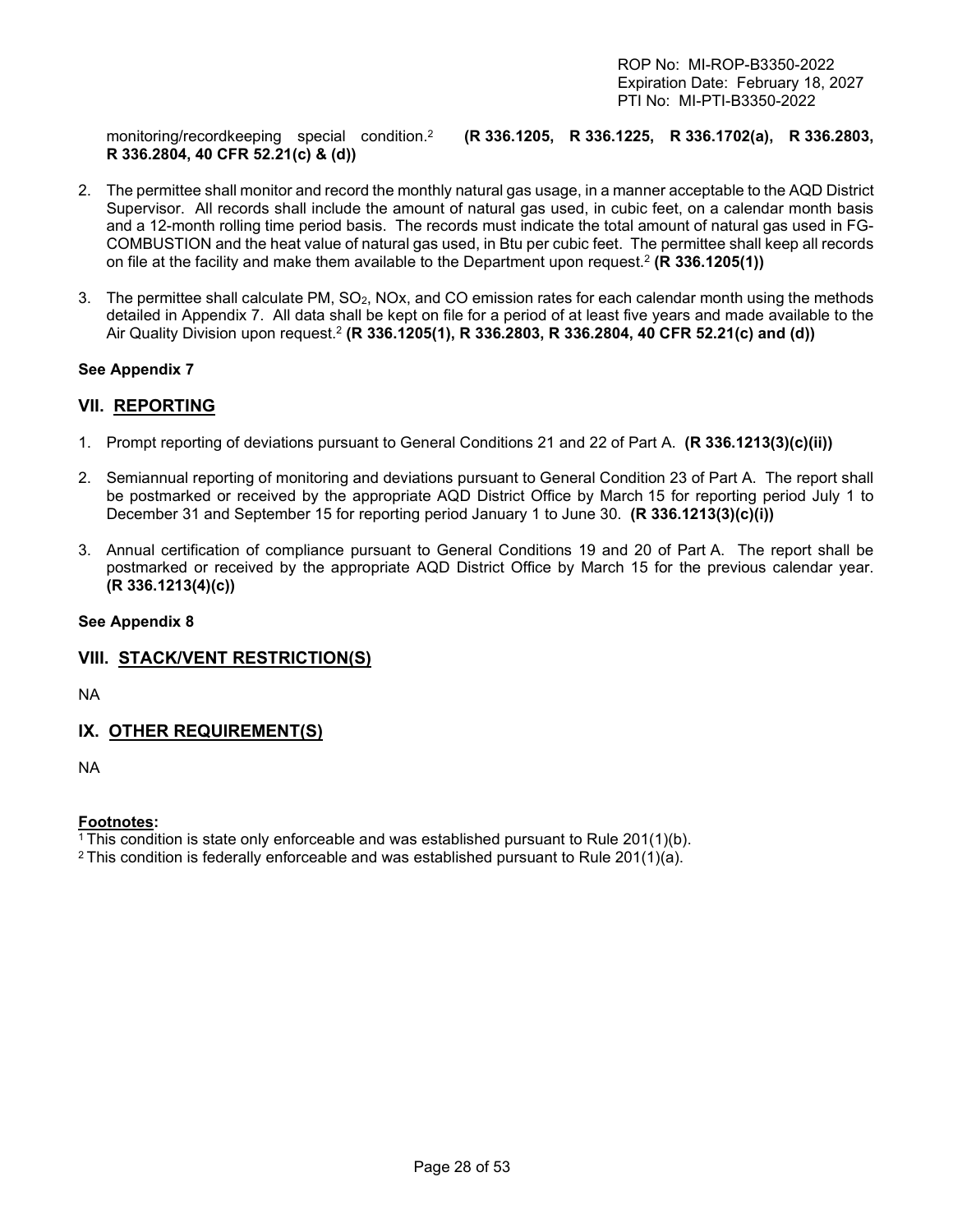monitoring/recordkeeping special condition.[2] **(R 336.1205, R 336.1225, R 336.1702(a), R 336.2803, R 336.2804, 40 CFR 52.21(c) & (d))**

2. The permittee shall monitor and record the monthly natural gas usage, in a manner acceptable to the AQD District Supervisor. All records shall include the amount of natural gas used, in cubic feet, on a calendar month basis and a 12-month rolling time period basis. The records must indicate the total amount of natural gas used in FG-COMBUSTION and the heat value of natural gas used, in Btu per cubic feet. The permittee shall keep all records on file at the facility and make them available to the Department upon request.[2] **(R 336.1205(1))**

3. The permittee shall calculate PM, $SO_2$, NOx, and CO emission rates for each calendar month using the methods detailed in Appendix 7. All data shall be kept on file for a period of at least five years and made available to the Air Quality Division upon request.[2] **(R 336.1205(1), R 336.2803, R 336.2804, 40 CFR 52.21(c) and (d))**

**See Appendix 7**

## VII. REPORTING

1. Prompt reporting of deviations pursuant to General Conditions 21 and 22 of Part A. **(R 336.1213(3)(c)(ii))**

2. Semiannual reporting of monitoring and deviations pursuant to General Condition 23 of Part A. The report shall be postmarked or received by the appropriate AQD District Office by March 15 for reporting period July 1 to December 31 and September 15 for reporting period January 1 to June 30. **(R 336.1213(3)(c)(i))**

3. Annual certification of compliance pursuant to General Conditions 19 and 20 of Part A. The report shall be postmarked or received by the appropriate AQD District Office by March 15 for the previous calendar year. **(R 336.1213(4)(c))**

**See Appendix 8**

## VIII. STACK/VENT RESTRICTION(S)

NA

## IX. OTHER REQUIREMENT(S)

NA

**Footnotes:**

[1] This condition is state only enforceable and was established pursuant to Rule 201(1)(b).
[2] This condition is federally enforceable and was established pursuant to Rule 201(1)(a).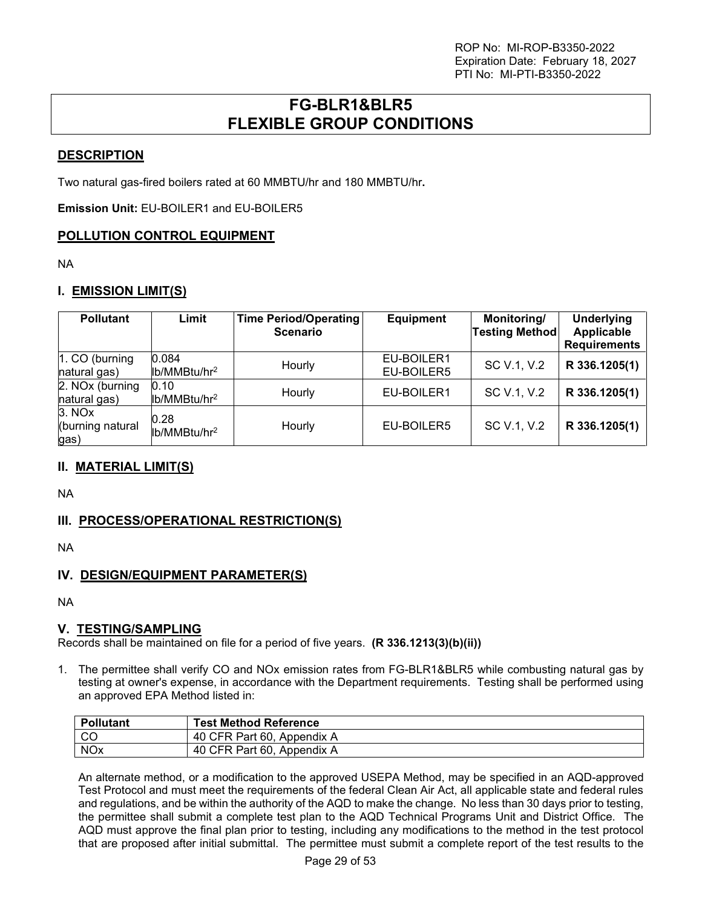ROP No: MI-ROP-B3350-2022
Expiration Date: February 18, 2027
PTI No: MI-PTI-B3350-2022

# FG-BLR1&BLR5 FLEXIBLE GROUP CONDITIONS

## DESCRIPTION

Two natural gas-fired boilers rated at 60 MMBTU/hr and 180 MMBTU/hr**.**

**Emission Unit:** EU-BOILER1 and EU-BOILER5

## POLLUTION CONTROL EQUIPMENT

NA

## I. EMISSION LIMIT(S)

| Pollutant | Limit | Time Period/Operating Scenario | Equipment | Monitoring/ Testing Method | Underlying Applicable Requirements |
|---|---|---|---|---|---|
| 1. CO (burning natural gas) | 0.084 lb/MMBtu/hr[2] | Hourly | EU-BOILER1 EU-BOILER5 | SC V.1, V.2 | **R 336.1205(1)** |
| 2. NOx (burning natural gas) | 0.10 lb/MMBtu/hr[2] | Hourly | EU-BOILER1 | SC V.1, V.2 | **R 336.1205(1)** |
| 3. NOx (burning natural gas) | 0.28 lb/MMBtu/hr[2] | Hourly | EU-BOILER5 | SC V.1, V.2 | **R 336.1205(1)** |

## II. MATERIAL LIMIT(S)

NA

## III. PROCESS/OPERATIONAL RESTRICTION(S)

NA

## IV. DESIGN/EQUIPMENT PARAMETER(S)

NA

## V. TESTING/SAMPLING

Records shall be maintained on file for a period of five years. **(R 336.1213(3)(b)(ii))**

1. The permittee shall verify CO and NOx emission rates from FG-BLR1&BLR5 while combusting natural gas by testing at owner's expense, in accordance with the Department requirements. Testing shall be performed using an approved EPA Method listed in:

| Pollutant | Test Method Reference |
|---|---|
| CO | 40 CFR Part 60, Appendix A |
| NOx | 40 CFR Part 60, Appendix A |

An alternate method, or a modification to the approved USEPA Method, may be specified in an AQD-approved Test Protocol and must meet the requirements of the federal Clean Air Act, all applicable state and federal rules and regulations, and be within the authority of the AQD to make the change. No less than 30 days prior to testing, the permittee shall submit a complete test plan to the AQD Technical Programs Unit and District Office. The AQD must approve the final plan prior to testing, including any modifications to the method in the test protocol that are proposed after initial submittal. The permittee must submit a complete report of the test results to the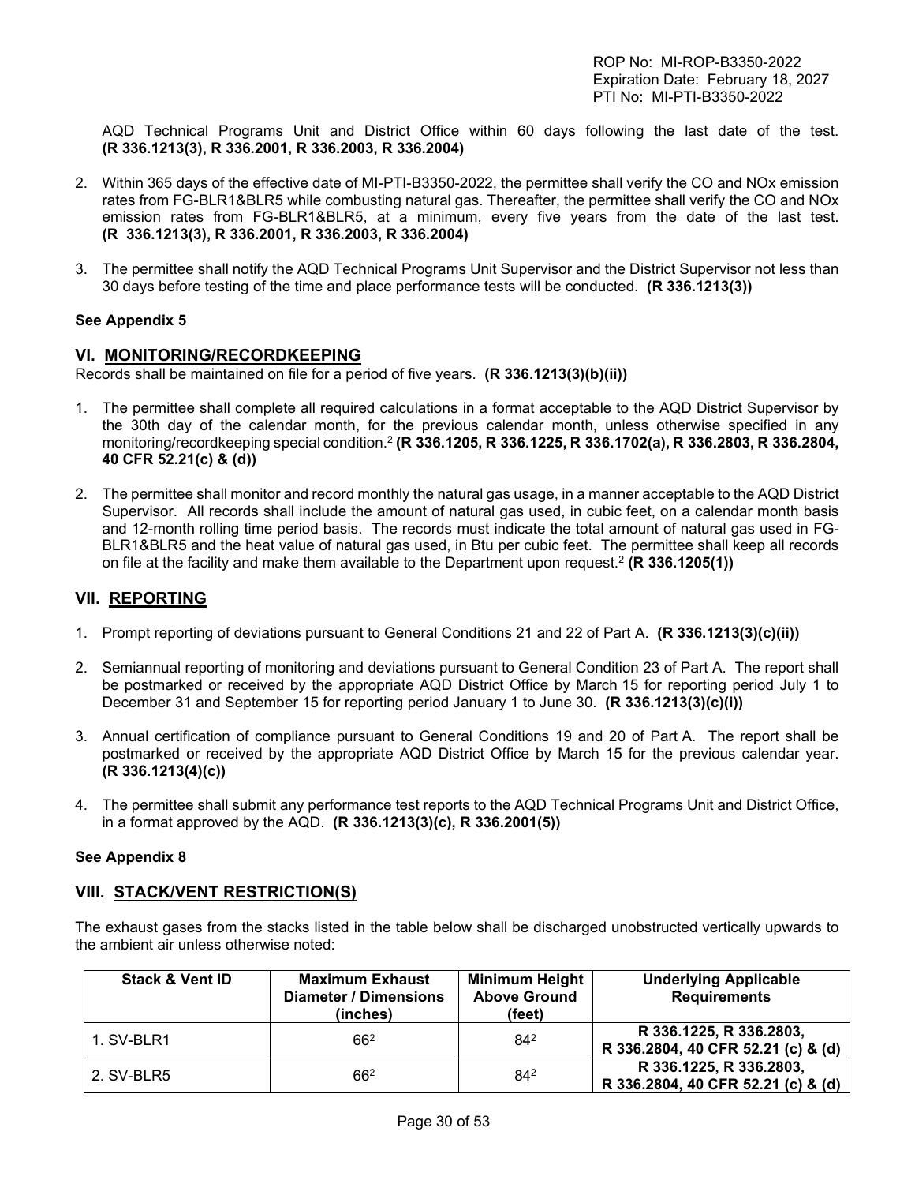AQD Technical Programs Unit and District Office within 60 days following the last date of the test. **(R 336.1213(3), R 336.2001, R 336.2003, R 336.2004)**

2. Within 365 days of the effective date of MI-PTI-B3350-2022, the permittee shall verify the CO and NOx emission rates from FG-BLR1&BLR5 while combusting natural gas. Thereafter, the permittee shall verify the CO and NOx emission rates from FG-BLR1&BLR5, at a minimum, every five years from the date of the last test. **(R 336.1213(3), R 336.2001, R 336.2003, R 336.2004)**

3. The permittee shall notify the AQD Technical Programs Unit Supervisor and the District Supervisor not less than 30 days before testing of the time and place performance tests will be conducted. **(R 336.1213(3))**

**See Appendix 5**

## VI. MONITORING/RECORDKEEPING

Records shall be maintained on file for a period of five years. **(R 336.1213(3)(b)(ii))**

1. The permittee shall complete all required calculations in a format acceptable to the AQD District Supervisor by the 30th day of the calendar month, for the previous calendar month, unless otherwise specified in any monitoring/recordkeeping special condition.[2] **(R 336.1205, R 336.1225, R 336.1702(a), R 336.2803, R 336.2804, 40 CFR 52.21(c) & (d))**

2. The permittee shall monitor and record monthly the natural gas usage, in a manner acceptable to the AQD District Supervisor. All records shall include the amount of natural gas used, in cubic feet, on a calendar month basis and 12-month rolling time period basis. The records must indicate the total amount of natural gas used in FG-BLR1&BLR5 and the heat value of natural gas used, in Btu per cubic feet. The permittee shall keep all records on file at the facility and make them available to the Department upon request.[2] **(R 336.1205(1))**

## VII. REPORTING

1. Prompt reporting of deviations pursuant to General Conditions 21 and 22 of Part A. **(R 336.1213(3)(c)(ii))**

2. Semiannual reporting of monitoring and deviations pursuant to General Condition 23 of Part A. The report shall be postmarked or received by the appropriate AQD District Office by March 15 for reporting period July 1 to December 31 and September 15 for reporting period January 1 to June 30. **(R 336.1213(3)(c)(i))**

3. Annual certification of compliance pursuant to General Conditions 19 and 20 of Part A. The report shall be postmarked or received by the appropriate AQD District Office by March 15 for the previous calendar year. **(R 336.1213(4)(c))**

4. The permittee shall submit any performance test reports to the AQD Technical Programs Unit and District Office, in a format approved by the AQD. **(R 336.1213(3)(c), R 336.2001(5))**

**See Appendix 8**

## VIII. STACK/VENT RESTRICTION(S)

The exhaust gases from the stacks listed in the table below shall be discharged unobstructed vertically upwards to the ambient air unless otherwise noted:

| Stack & Vent ID | Maximum Exhaust Diameter / Dimensions (inches) | Minimum Height Above Ground (feet) | Underlying Applicable Requirements |
|---|---|---|---|
| 1. SV-BLR1 | 66[2] | 84[2] | R 336.1225, R 336.2803, R 336.2804, 40 CFR 52.21 (c) & (d) |
| 2. SV-BLR5 | 66[2] | 84[2] | R 336.1225, R 336.2803, R 336.2804, 40 CFR 52.21 (c) & (d) |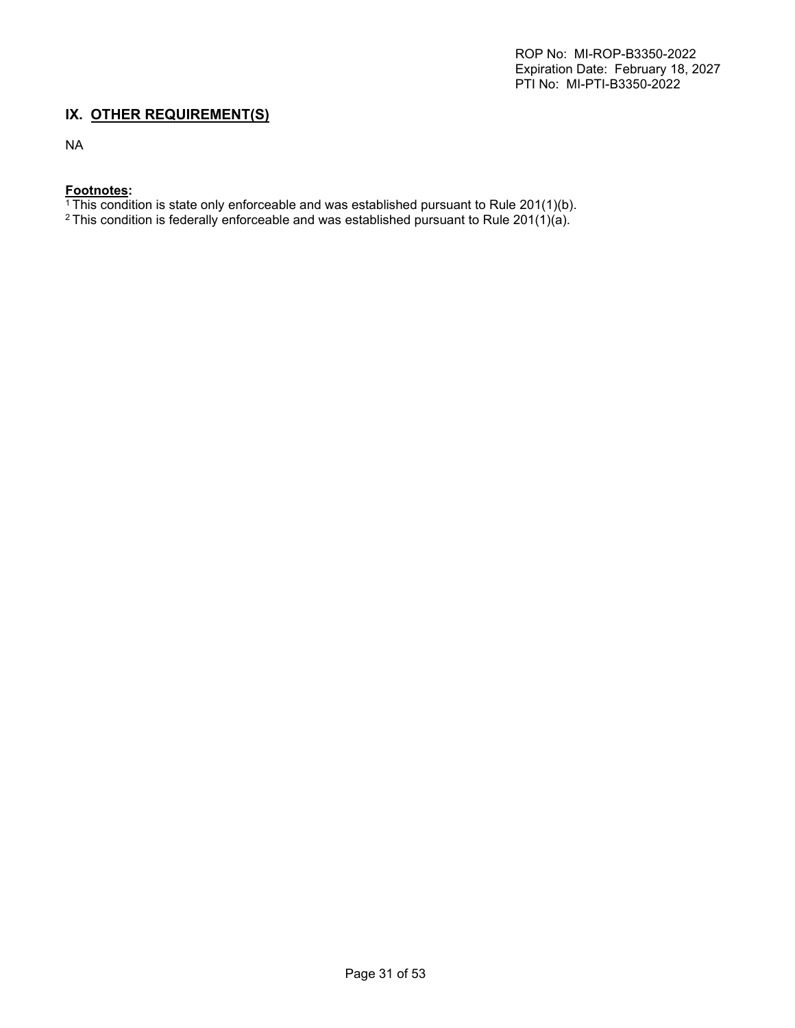## IX. OTHER REQUIREMENT(S)

NA

**Footnotes:**

[1] This condition is state only enforceable and was established pursuant to Rule 201(1)(b).
[2] This condition is federally enforceable and was established pursuant to Rule 201(1)(a).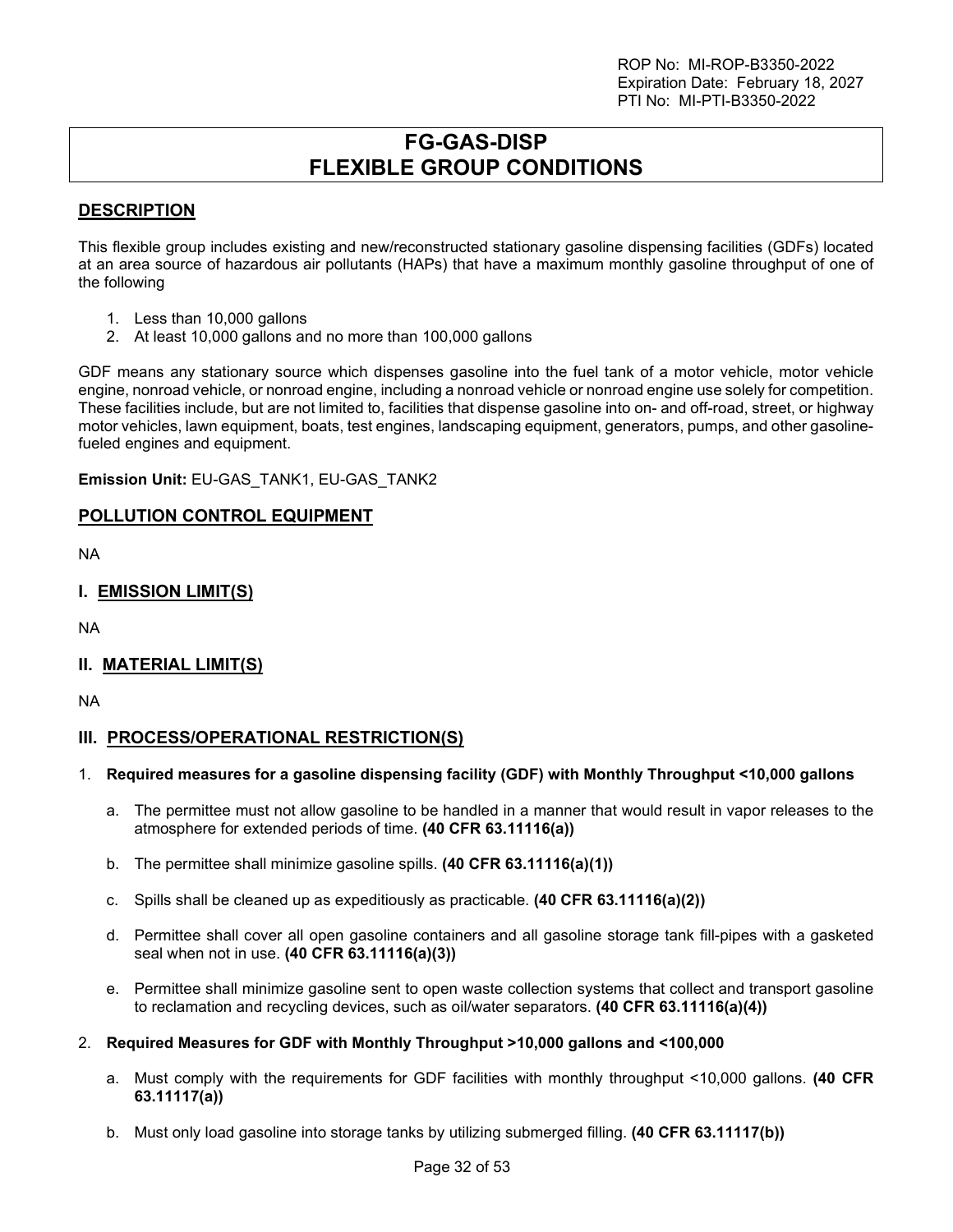# FG-GAS-DISP
# FLEXIBLE GROUP CONDITIONS

## DESCRIPTION

This flexible group includes existing and new/reconstructed stationary gasoline dispensing facilities (GDFs) located at an area source of hazardous air pollutants (HAPs) that have a maximum monthly gasoline throughput of one of the following

1. Less than 10,000 gallons
2. At least 10,000 gallons and no more than 100,000 gallons

GDF means any stationary source which dispenses gasoline into the fuel tank of a motor vehicle, motor vehicle engine, nonroad vehicle, or nonroad engine, including a nonroad vehicle or nonroad engine use solely for competition. These facilities include, but are not limited to, facilities that dispense gasoline into on- and off-road, street, or highway motor vehicles, lawn equipment, boats, test engines, landscaping equipment, generators, pumps, and other gasoline-fueled engines and equipment.

**Emission Unit:** EU-GAS_TANK1, EU-GAS_TANK2

## POLLUTION CONTROL EQUIPMENT

NA

## I. EMISSION LIMIT(S)

NA

## II. MATERIAL LIMIT(S)

NA

## III. PROCESS/OPERATIONAL RESTRICTION(S)

1. **Required measures for a gasoline dispensing facility (GDF) with Monthly Throughput <10,000 gallons**

   a. The permittee must not allow gasoline to be handled in a manner that would result in vapor releases to the atmosphere for extended periods of time. **(40 CFR 63.11116(a))**

   b. The permittee shall minimize gasoline spills. **(40 CFR 63.11116(a)(1))**

   c. Spills shall be cleaned up as expeditiously as practicable. **(40 CFR 63.11116(a)(2))**

   d. Permittee shall cover all open gasoline containers and all gasoline storage tank fill-pipes with a gasketed seal when not in use. **(40 CFR 63.11116(a)(3))**

   e. Permittee shall minimize gasoline sent to open waste collection systems that collect and transport gasoline to reclamation and recycling devices, such as oil/water separators. **(40 CFR 63.11116(a)(4))**

2. **Required Measures for GDF with Monthly Throughput >10,000 gallons and <100,000**

   a. Must comply with the requirements for GDF facilities with monthly throughput <10,000 gallons. **(40 CFR 63.11117(a))**

   b. Must only load gasoline into storage tanks by utilizing submerged filling. **(40 CFR 63.11117(b))**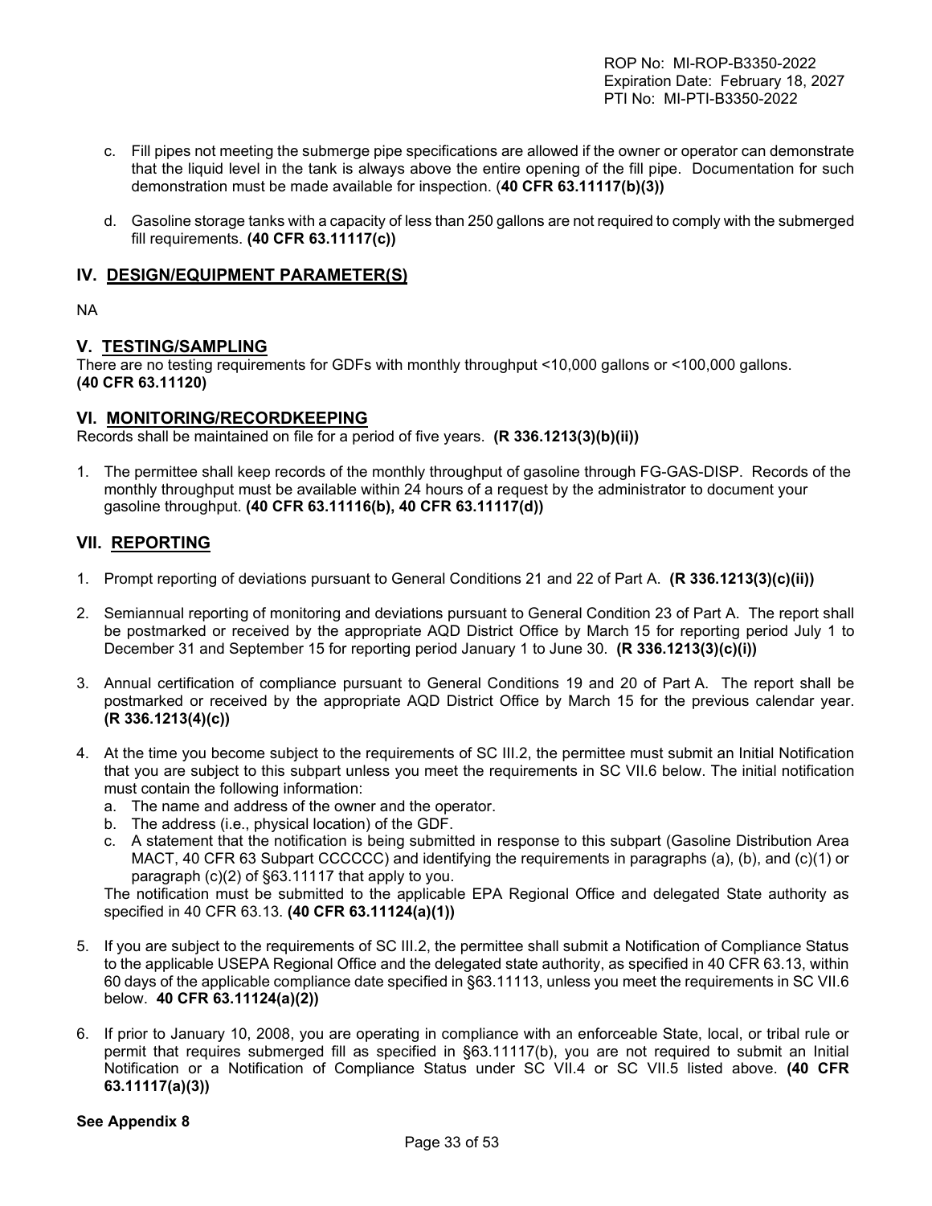c. Fill pipes not meeting the submerge pipe specifications are allowed if the owner or operator can demonstrate that the liquid level in the tank is always above the entire opening of the fill pipe. Documentation for such demonstration must be made available for inspection. (**40 CFR 63.11117(b)(3))**

d. Gasoline storage tanks with a capacity of less than 250 gallons are not required to comply with the submerged fill requirements. **(40 CFR 63.11117(c))**

## IV. DESIGN/EQUIPMENT PARAMETER(S)

NA

## V. TESTING/SAMPLING

There are no testing requirements for GDFs with monthly throughput <10,000 gallons or <100,000 gallons. **(40 CFR 63.11120)**

## VI. MONITORING/RECORDKEEPING

Records shall be maintained on file for a period of five years. **(R 336.1213(3)(b)(ii))**

1. The permittee shall keep records of the monthly throughput of gasoline through FG-GAS-DISP. Records of the monthly throughput must be available within 24 hours of a request by the administrator to document your gasoline throughput. **(40 CFR 63.11116(b), 40 CFR 63.11117(d))**

## VII. REPORTING

1. Prompt reporting of deviations pursuant to General Conditions 21 and 22 of Part A. **(R 336.1213(3)(c)(ii))**

2. Semiannual reporting of monitoring and deviations pursuant to General Condition 23 of Part A. The report shall be postmarked or received by the appropriate AQD District Office by March 15 for reporting period July 1 to December 31 and September 15 for reporting period January 1 to June 30. **(R 336.1213(3)(c)(i))**

3. Annual certification of compliance pursuant to General Conditions 19 and 20 of Part A. The report shall be postmarked or received by the appropriate AQD District Office by March 15 for the previous calendar year. **(R 336.1213(4)(c))**

4. At the time you become subject to the requirements of SC III.2, the permittee must submit an Initial Notification that you are subject to this subpart unless you meet the requirements in SC VII.6 below. The initial notification must contain the following information:
   a. The name and address of the owner and the operator.
   b. The address (i.e., physical location) of the GDF.
   c. A statement that the notification is being submitted in response to this subpart (Gasoline Distribution Area MACT, 40 CFR 63 Subpart CCCCCC) and identifying the requirements in paragraphs (a), (b), and (c)(1) or paragraph (c)(2) of §63.11117 that apply to you.

   The notification must be submitted to the applicable EPA Regional Office and delegated State authority as specified in 40 CFR 63.13. **(40 CFR 63.11124(a)(1))**

5. If you are subject to the requirements of SC III.2, the permittee shall submit a Notification of Compliance Status to the applicable USEPA Regional Office and the delegated state authority, as specified in 40 CFR 63.13, within 60 days of the applicable compliance date specified in §63.11113, unless you meet the requirements in SC VII.6 below. **40 CFR 63.11124(a)(2))**

6. If prior to January 10, 2008, you are operating in compliance with an enforceable State, local, or tribal rule or permit that requires submerged fill as specified in §63.11117(b), you are not required to submit an Initial Notification or a Notification of Compliance Status under SC VII.4 or SC VII.5 listed above. **(40 CFR 63.11117(a)(3))**

**See Appendix 8**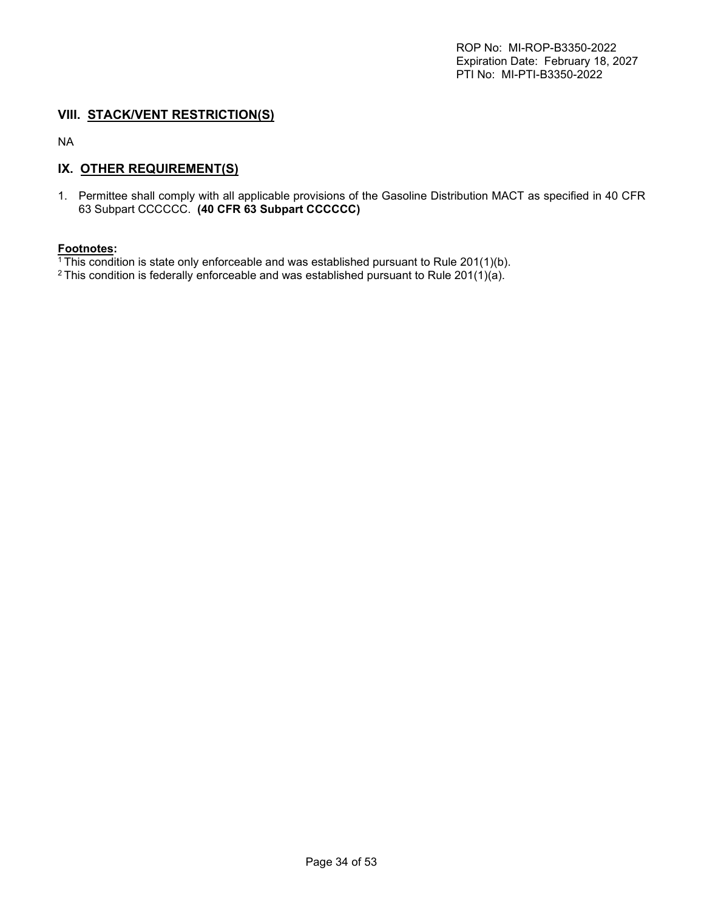## VIII. STACK/VENT RESTRICTION(S)

NA

## IX. OTHER REQUIREMENT(S)

1. Permittee shall comply with all applicable provisions of the Gasoline Distribution MACT as specified in 40 CFR 63 Subpart CCCCCC. **(40 CFR 63 Subpart CCCCCC)**

**Footnotes:**

[1] This condition is state only enforceable and was established pursuant to Rule 201(1)(b).
[2] This condition is federally enforceable and was established pursuant to Rule 201(1)(a).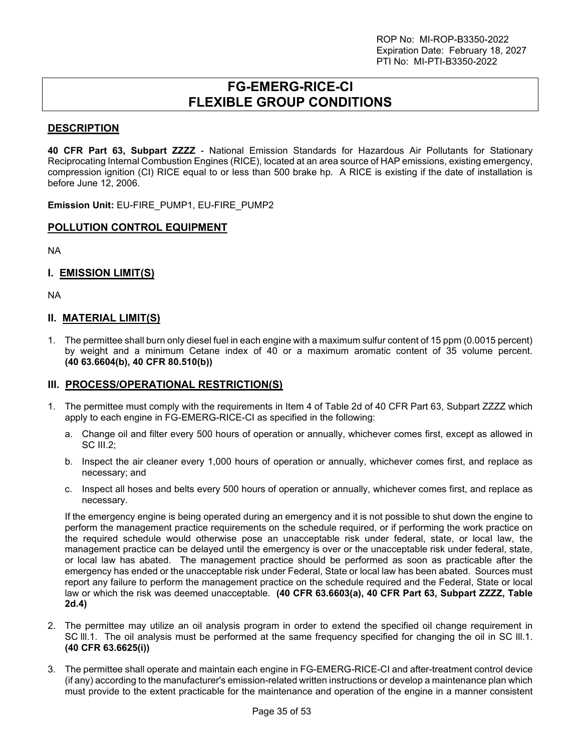# FG-EMERG-RICE-CI FLEXIBLE GROUP CONDITIONS

## DESCRIPTION

**40 CFR Part 63, Subpart ZZZZ** - National Emission Standards for Hazardous Air Pollutants for Stationary Reciprocating Internal Combustion Engines (RICE), located at an area source of HAP emissions, existing emergency, compression ignition (CI) RICE equal to or less than 500 brake hp. A RICE is existing if the date of installation is before June 12, 2006.

**Emission Unit:** EU-FIRE_PUMP1, EU-FIRE_PUMP2

## POLLUTION CONTROL EQUIPMENT

NA

## I. EMISSION LIMIT(S)

NA

## II. MATERIAL LIMIT(S)

1. The permittee shall burn only diesel fuel in each engine with a maximum sulfur content of 15 ppm (0.0015 percent) by weight and a minimum Cetane index of 40 or a maximum aromatic content of 35 volume percent. **(40 63.6604(b), 40 CFR 80.510(b))**

## III. PROCESS/OPERATIONAL RESTRICTION(S)

1. The permittee must comply with the requirements in Item 4 of Table 2d of 40 CFR Part 63, Subpart ZZZZ which apply to each engine in FG-EMERG-RICE-CI as specified in the following:

   a. Change oil and filter every 500 hours of operation or annually, whichever comes first, except as allowed in SC III.2;

   b. Inspect the air cleaner every 1,000 hours of operation or annually, whichever comes first, and replace as necessary; and

   c. Inspect all hoses and belts every 500 hours of operation or annually, whichever comes first, and replace as necessary.

   If the emergency engine is being operated during an emergency and it is not possible to shut down the engine to perform the management practice requirements on the schedule required, or if performing the work practice on the required schedule would otherwise pose an unacceptable risk under federal, state, or local law, the management practice can be delayed until the emergency is over or the unacceptable risk under federal, state, or local law has abated. The management practice should be performed as soon as practicable after the emergency has ended or the unacceptable risk under Federal, State or local law has been abated. Sources must report any failure to perform the management practice on the schedule required and the Federal, State or local law or which the risk was deemed unacceptable. **(40 CFR 63.6603(a), 40 CFR Part 63, Subpart ZZZZ, Table 2d.4)**

2. The permittee may utilize an oil analysis program in order to extend the specified oil change requirement in SC III.1. The oil analysis must be performed at the same frequency specified for changing the oil in SC III.1. **(40 CFR 63.6625(i))**

3. The permittee shall operate and maintain each engine in FG-EMERG-RICE-CI and after-treatment control device (if any) according to the manufacturer's emission-related written instructions or develop a maintenance plan which must provide to the extent practicable for the maintenance and operation of the engine in a manner consistent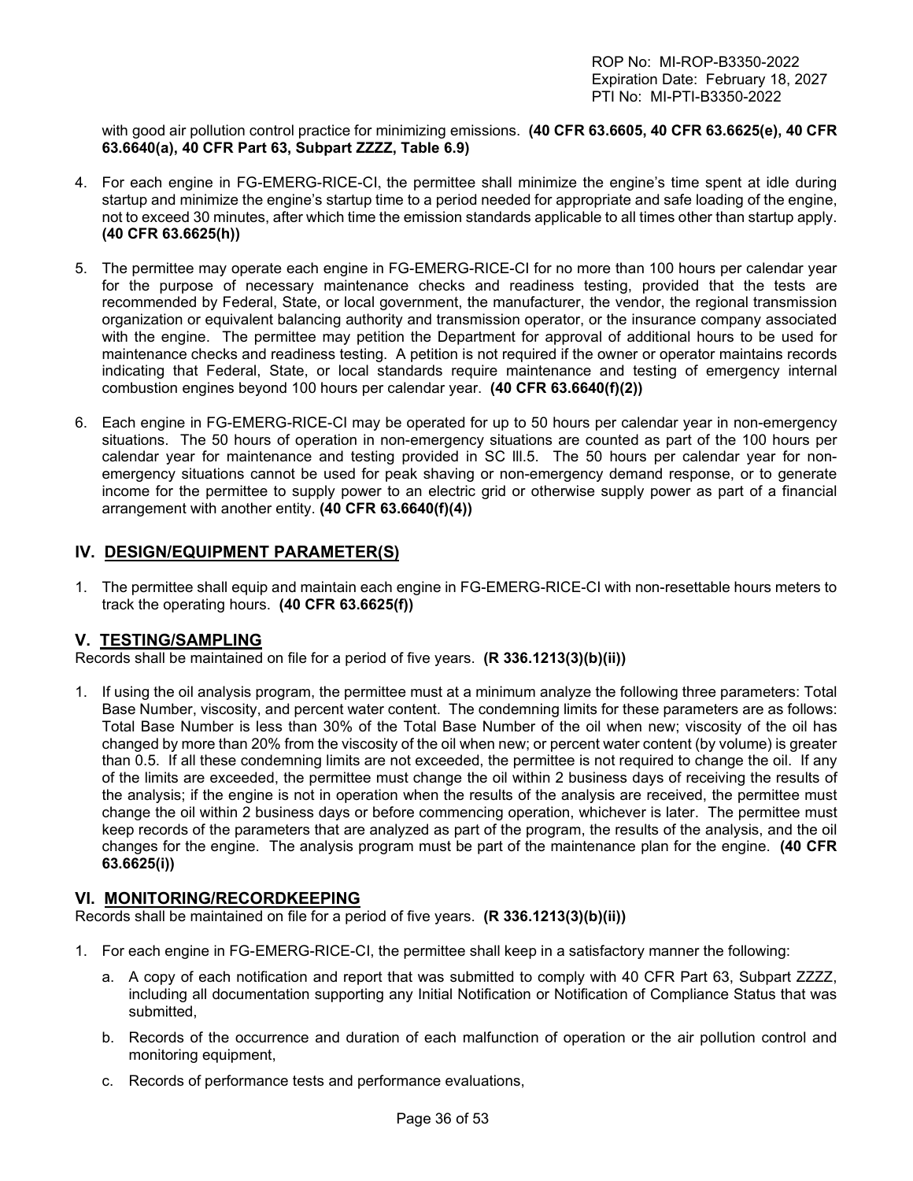with good air pollution control practice for minimizing emissions. **(40 CFR 63.6605, 40 CFR 63.6625(e), 40 CFR 63.6640(a), 40 CFR Part 63, Subpart ZZZZ, Table 6.9)**

4. For each engine in FG-EMERG-RICE-CI, the permittee shall minimize the engine's time spent at idle during startup and minimize the engine's startup time to a period needed for appropriate and safe loading of the engine, not to exceed 30 minutes, after which time the emission standards applicable to all times other than startup apply. **(40 CFR 63.6625(h))**

5. The permittee may operate each engine in FG-EMERG-RICE-CI for no more than 100 hours per calendar year for the purpose of necessary maintenance checks and readiness testing, provided that the tests are recommended by Federal, State, or local government, the manufacturer, the vendor, the regional transmission organization or equivalent balancing authority and transmission operator, or the insurance company associated with the engine. The permittee may petition the Department for approval of additional hours to be used for maintenance checks and readiness testing. A petition is not required if the owner or operator maintains records indicating that Federal, State, or local standards require maintenance and testing of emergency internal combustion engines beyond 100 hours per calendar year. **(40 CFR 63.6640(f)(2))**

6. Each engine in FG-EMERG-RICE-CI may be operated for up to 50 hours per calendar year in non-emergency situations. The 50 hours of operation in non-emergency situations are counted as part of the 100 hours per calendar year for maintenance and testing provided in SC III.5. The 50 hours per calendar year for non-emergency situations cannot be used for peak shaving or non-emergency demand response, or to generate income for the permittee to supply power to an electric grid or otherwise supply power as part of a financial arrangement with another entity. **(40 CFR 63.6640(f)(4))**

## IV. DESIGN/EQUIPMENT PARAMETER(S)

1. The permittee shall equip and maintain each engine in FG-EMERG-RICE-CI with non-resettable hours meters to track the operating hours. **(40 CFR 63.6625(f))**

## V. TESTING/SAMPLING

Records shall be maintained on file for a period of five years. **(R 336.1213(3)(b)(ii))**

1. If using the oil analysis program, the permittee must at a minimum analyze the following three parameters: Total Base Number, viscosity, and percent water content. The condemning limits for these parameters are as follows: Total Base Number is less than 30% of the Total Base Number of the oil when new; viscosity of the oil has changed by more than 20% from the viscosity of the oil when new; or percent water content (by volume) is greater than 0.5. If all these condemning limits are not exceeded, the permittee is not required to change the oil. If any of the limits are exceeded, the permittee must change the oil within 2 business days of receiving the results of the analysis; if the engine is not in operation when the results of the analysis are received, the permittee must change the oil within 2 business days or before commencing operation, whichever is later. The permittee must keep records of the parameters that are analyzed as part of the program, the results of the analysis, and the oil changes for the engine. The analysis program must be part of the maintenance plan for the engine. **(40 CFR 63.6625(i))**

## VI. MONITORING/RECORDKEEPING

Records shall be maintained on file for a period of five years. **(R 336.1213(3)(b)(ii))**

1. For each engine in FG-EMERG-RICE-CI, the permittee shall keep in a satisfactory manner the following:

   a. A copy of each notification and report that was submitted to comply with 40 CFR Part 63, Subpart ZZZZ, including all documentation supporting any Initial Notification or Notification of Compliance Status that was submitted,

   b. Records of the occurrence and duration of each malfunction of operation or the air pollution control and monitoring equipment,

   c. Records of performance tests and performance evaluations,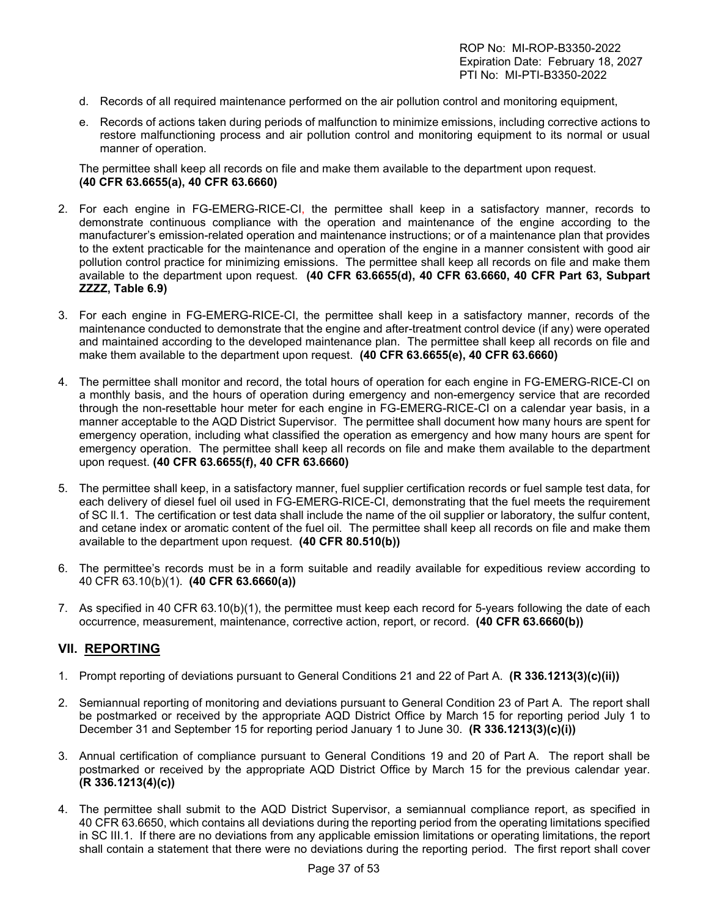d. Records of all required maintenance performed on the air pollution control and monitoring equipment,

e. Records of actions taken during periods of malfunction to minimize emissions, including corrective actions to restore malfunctioning process and air pollution control and monitoring equipment to its normal or usual manner of operation.

The permittee shall keep all records on file and make them available to the department upon request. **(40 CFR 63.6655(a), 40 CFR 63.6660)**

2. For each engine in FG-EMERG-RICE-CI, the permittee shall keep in a satisfactory manner, records to demonstrate continuous compliance with the operation and maintenance of the engine according to the manufacturer's emission-related operation and maintenance instructions; or of a maintenance plan that provides to the extent practicable for the maintenance and operation of the engine in a manner consistent with good air pollution control practice for minimizing emissions. The permittee shall keep all records on file and make them available to the department upon request. **(40 CFR 63.6655(d), 40 CFR 63.6660, 40 CFR Part 63, Subpart ZZZZ, Table 6.9)**

3. For each engine in FG-EMERG-RICE-CI, the permittee shall keep in a satisfactory manner, records of the maintenance conducted to demonstrate that the engine and after-treatment control device (if any) were operated and maintained according to the developed maintenance plan. The permittee shall keep all records on file and make them available to the department upon request. **(40 CFR 63.6655(e), 40 CFR 63.6660)**

4. The permittee shall monitor and record, the total hours of operation for each engine in FG-EMERG-RICE-CI on a monthly basis, and the hours of operation during emergency and non-emergency service that are recorded through the non-resettable hour meter for each engine in FG-EMERG-RICE-CI on a calendar year basis, in a manner acceptable to the AQD District Supervisor. The permittee shall document how many hours are spent for emergency operation, including what classified the operation as emergency and how many hours are spent for emergency operation. The permittee shall keep all records on file and make them available to the department upon request. **(40 CFR 63.6655(f), 40 CFR 63.6660)**

5. The permittee shall keep, in a satisfactory manner, fuel supplier certification records or fuel sample test data, for each delivery of diesel fuel oil used in FG-EMERG-RICE-CI, demonstrating that the fuel meets the requirement of SC II.1. The certification or test data shall include the name of the oil supplier or laboratory, the sulfur content, and cetane index or aromatic content of the fuel oil. The permittee shall keep all records on file and make them available to the department upon request. **(40 CFR 80.510(b))**

6. The permittee's records must be in a form suitable and readily available for expeditious review according to 40 CFR 63.10(b)(1). **(40 CFR 63.6660(a))**

7. As specified in 40 CFR 63.10(b)(1), the permittee must keep each record for 5-years following the date of each occurrence, measurement, maintenance, corrective action, report, or record. **(40 CFR 63.6660(b))**

## VII. REPORTING

1. Prompt reporting of deviations pursuant to General Conditions 21 and 22 of Part A. **(R 336.1213(3)(c)(ii))**

2. Semiannual reporting of monitoring and deviations pursuant to General Condition 23 of Part A. The report shall be postmarked or received by the appropriate AQD District Office by March 15 for reporting period July 1 to December 31 and September 15 for reporting period January 1 to June 30. **(R 336.1213(3)(c)(i))**

3. Annual certification of compliance pursuant to General Conditions 19 and 20 of Part A. The report shall be postmarked or received by the appropriate AQD District Office by March 15 for the previous calendar year. **(R 336.1213(4)(c))**

4. The permittee shall submit to the AQD District Supervisor, a semiannual compliance report, as specified in 40 CFR 63.6650, which contains all deviations during the reporting period from the operating limitations specified in SC III.1. If there are no deviations from any applicable emission limitations or operating limitations, the report shall contain a statement that there were no deviations during the reporting period. The first report shall cover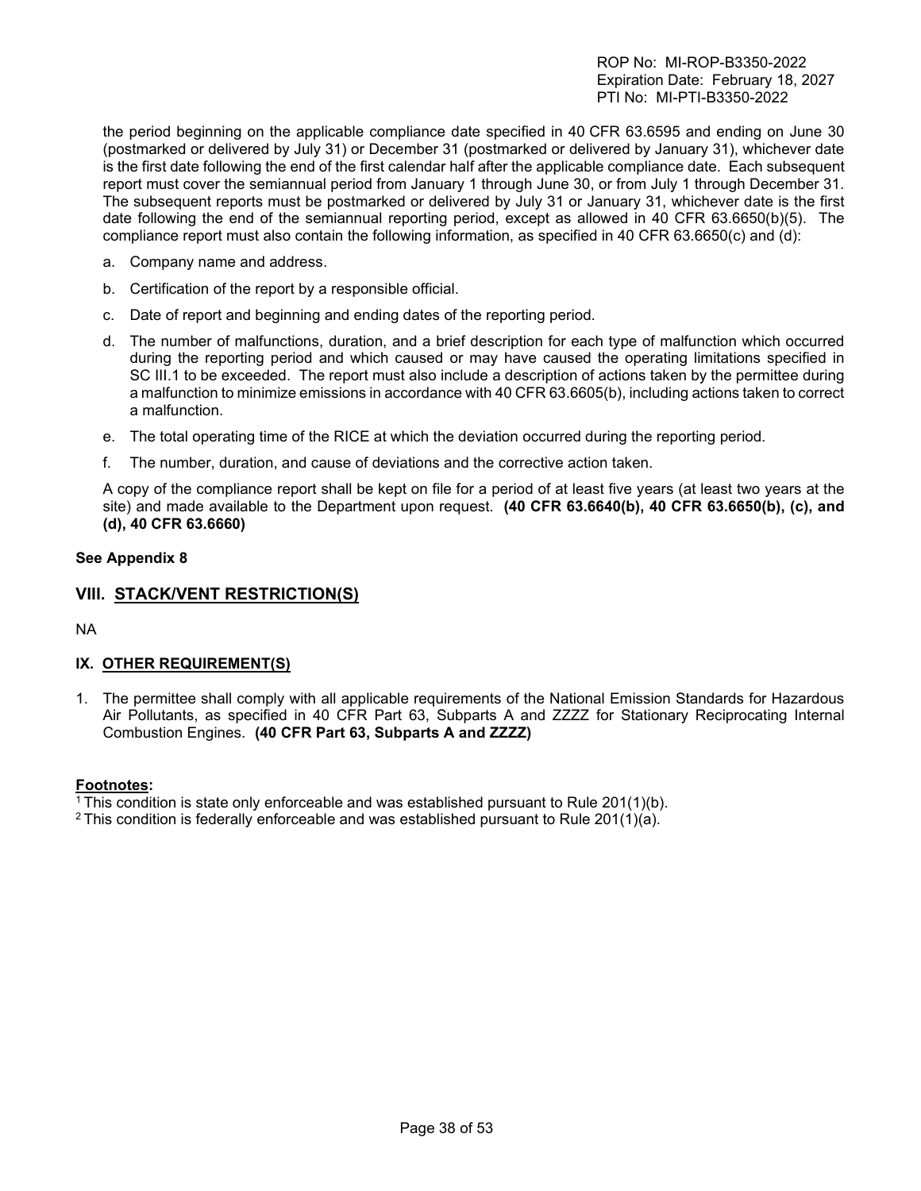the period beginning on the applicable compliance date specified in 40 CFR 63.6595 and ending on June 30 (postmarked or delivered by July 31) or December 31 (postmarked or delivered by January 31), whichever date is the first date following the end of the first calendar half after the applicable compliance date. Each subsequent report must cover the semiannual period from January 1 through June 30, or from July 1 through December 31. The subsequent reports must be postmarked or delivered by July 31 or January 31, whichever date is the first date following the end of the semiannual reporting period, except as allowed in 40 CFR 63.6650(b)(5). The compliance report must also contain the following information, as specified in 40 CFR 63.6650(c) and (d):

a. Company name and address.

b. Certification of the report by a responsible official.

c. Date of report and beginning and ending dates of the reporting period.

d. The number of malfunctions, duration, and a brief description for each type of malfunction which occurred during the reporting period and which caused or may have caused the operating limitations specified in SC III.1 to be exceeded. The report must also include a description of actions taken by the permittee during a malfunction to minimize emissions in accordance with 40 CFR 63.6605(b), including actions taken to correct a malfunction.

e. The total operating time of the RICE at which the deviation occurred during the reporting period.

f. The number, duration, and cause of deviations and the corrective action taken.

A copy of the compliance report shall be kept on file for a period of at least five years (at least two years at the site) and made available to the Department upon request. **(40 CFR 63.6640(b), 40 CFR 63.6650(b), (c), and (d), 40 CFR 63.6660)**

**See Appendix 8**

## VIII. STACK/VENT RESTRICTION(S)

NA

### IX. OTHER REQUIREMENT(S)

1. The permittee shall comply with all applicable requirements of the National Emission Standards for Hazardous Air Pollutants, as specified in 40 CFR Part 63, Subparts A and ZZZZ for Stationary Reciprocating Internal Combustion Engines. **(40 CFR Part 63, Subparts A and ZZZZ)**

**Footnotes:**

[1] This condition is state only enforceable and was established pursuant to Rule 201(1)(b).
[2] This condition is federally enforceable and was established pursuant to Rule 201(1)(a).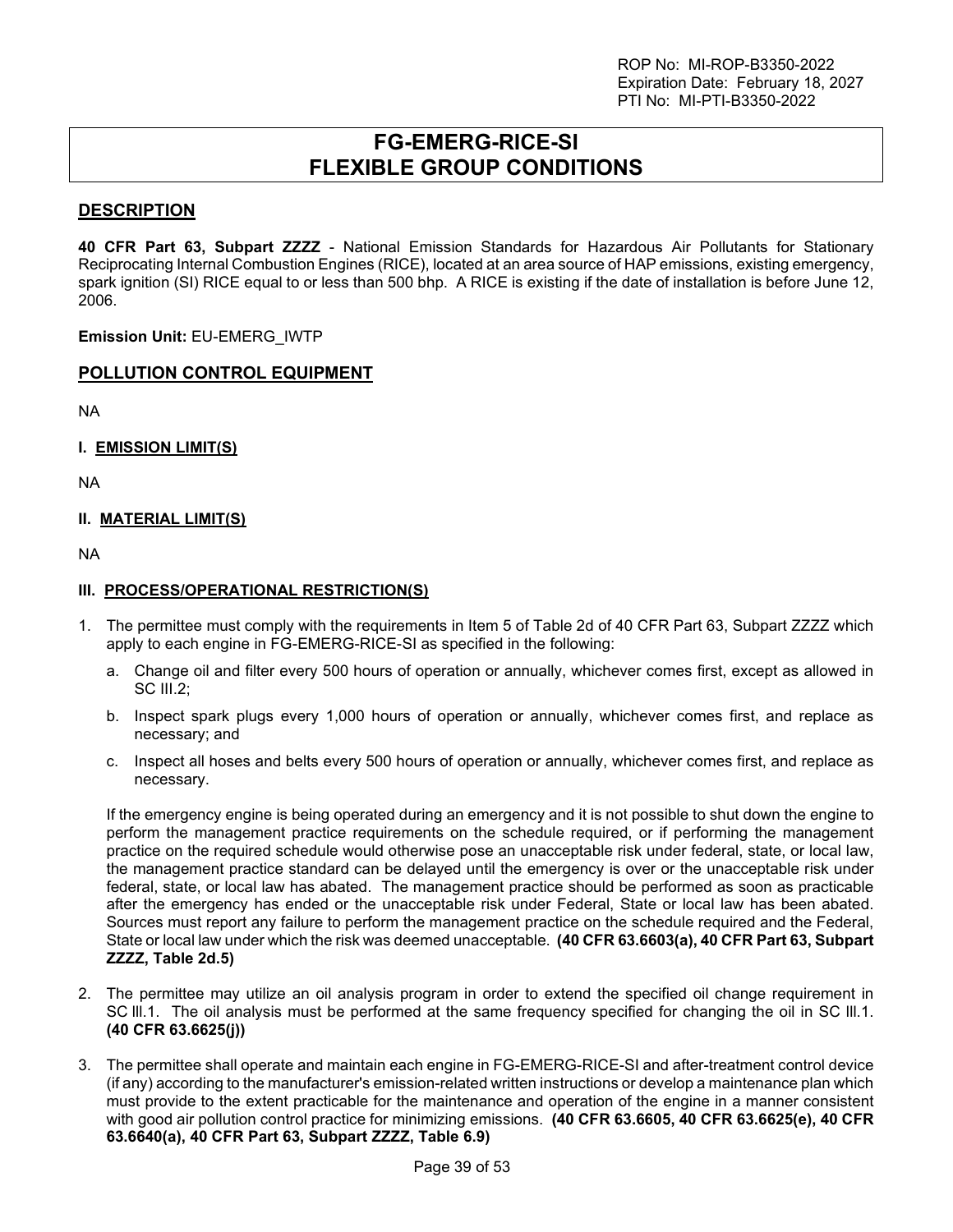# FG-EMERG-RICE-SI FLEXIBLE GROUP CONDITIONS

## DESCRIPTION

**40 CFR Part 63, Subpart ZZZZ** - National Emission Standards for Hazardous Air Pollutants for Stationary Reciprocating Internal Combustion Engines (RICE), located at an area source of HAP emissions, existing emergency, spark ignition (SI) RICE equal to or less than 500 bhp. A RICE is existing if the date of installation is before June 12, 2006.

**Emission Unit:** EU-EMERG_IWTP

## POLLUTION CONTROL EQUIPMENT

NA

### I. EMISSION LIMIT(S)

NA

### II. MATERIAL LIMIT(S)

NA

### III. PROCESS/OPERATIONAL RESTRICTION(S)

1. The permittee must comply with the requirements in Item 5 of Table 2d of 40 CFR Part 63, Subpart ZZZZ which apply to each engine in FG-EMERG-RICE-SI as specified in the following:

   a. Change oil and filter every 500 hours of operation or annually, whichever comes first, except as allowed in SC III.2;

   b. Inspect spark plugs every 1,000 hours of operation or annually, whichever comes first, and replace as necessary; and

   c. Inspect all hoses and belts every 500 hours of operation or annually, whichever comes first, and replace as necessary.

   If the emergency engine is being operated during an emergency and it is not possible to shut down the engine to perform the management practice requirements on the schedule required, or if performing the management practice on the required schedule would otherwise pose an unacceptable risk under federal, state, or local law, the management practice standard can be delayed until the emergency is over or the unacceptable risk under federal, state, or local law has abated. The management practice should be performed as soon as practicable after the emergency has ended or the unacceptable risk under Federal, State or local law has been abated. Sources must report any failure to perform the management practice on the schedule required and the Federal, State or local law under which the risk was deemed unacceptable. **(40 CFR 63.6603(a), 40 CFR Part 63, Subpart ZZZZ, Table 2d.5)**

2. The permittee may utilize an oil analysis program in order to extend the specified oil change requirement in SC III.1. The oil analysis must be performed at the same frequency specified for changing the oil in SC III.1. **(40 CFR 63.6625(j))**

3. The permittee shall operate and maintain each engine in FG-EMERG-RICE-SI and after-treatment control device (if any) according to the manufacturer's emission-related written instructions or develop a maintenance plan which must provide to the extent practicable for the maintenance and operation of the engine in a manner consistent with good air pollution control practice for minimizing emissions. **(40 CFR 63.6605, 40 CFR 63.6625(e), 40 CFR 63.6640(a), 40 CFR Part 63, Subpart ZZZZ, Table 6.9)**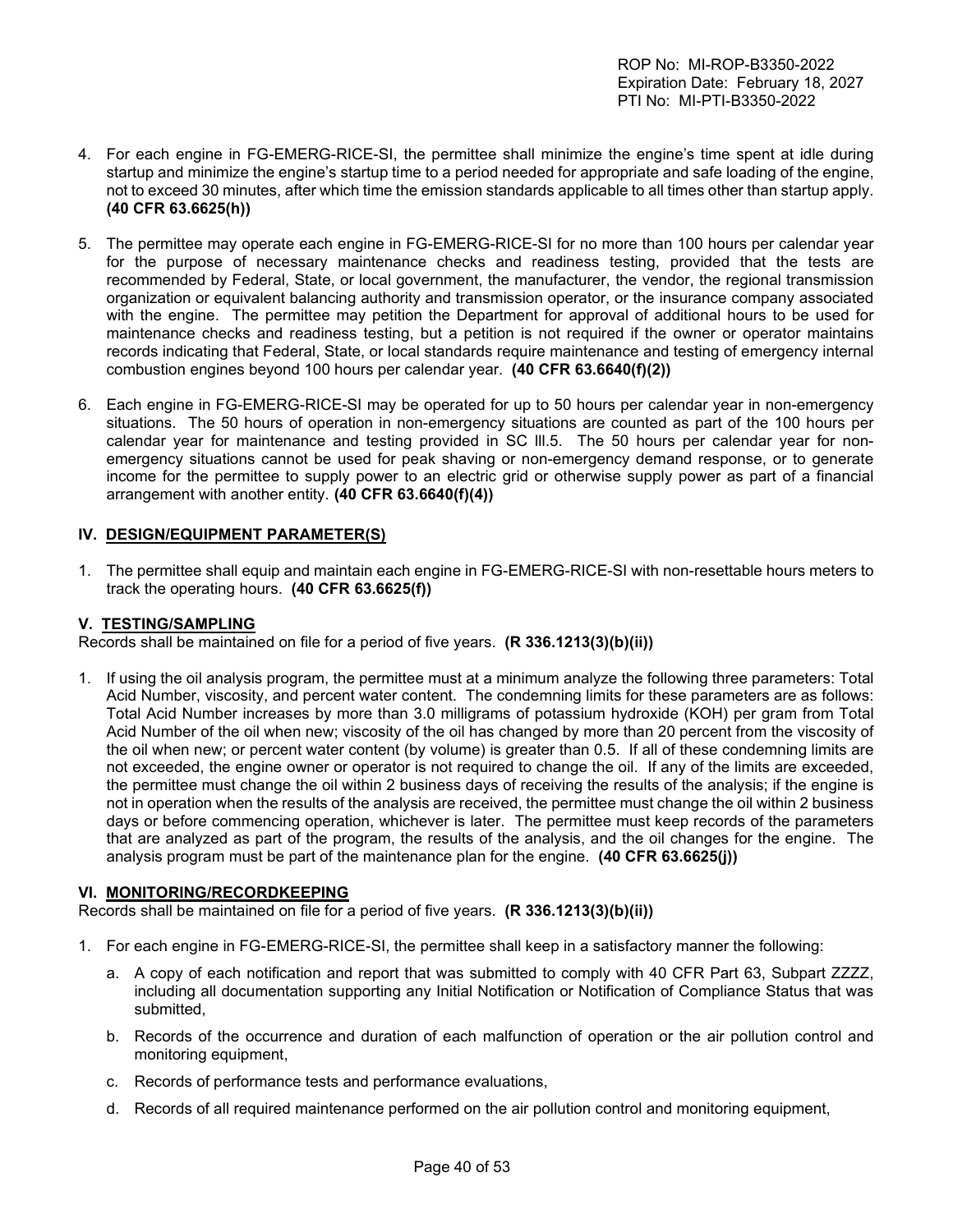4. For each engine in FG-EMERG-RICE-SI, the permittee shall minimize the engine's time spent at idle during startup and minimize the engine's startup time to a period needed for appropriate and safe loading of the engine, not to exceed 30 minutes, after which time the emission standards applicable to all times other than startup apply. **(40 CFR 63.6625(h))**

5. The permittee may operate each engine in FG-EMERG-RICE-SI for no more than 100 hours per calendar year for the purpose of necessary maintenance checks and readiness testing, provided that the tests are recommended by Federal, State, or local government, the manufacturer, the vendor, the regional transmission organization or equivalent balancing authority and transmission operator, or the insurance company associated with the engine. The permittee may petition the Department for approval of additional hours to be used for maintenance checks and readiness testing, but a petition is not required if the owner or operator maintains records indicating that Federal, State, or local standards require maintenance and testing of emergency internal combustion engines beyond 100 hours per calendar year. **(40 CFR 63.6640(f)(2))**

6. Each engine in FG-EMERG-RICE-SI may be operated for up to 50 hours per calendar year in non-emergency situations. The 50 hours of operation in non-emergency situations are counted as part of the 100 hours per calendar year for maintenance and testing provided in SC III.5. The 50 hours per calendar year for non-emergency situations cannot be used for peak shaving or non-emergency demand response, or to generate income for the permittee to supply power to an electric grid or otherwise supply power as part of a financial arrangement with another entity. **(40 CFR 63.6640(f)(4))**

## IV. DESIGN/EQUIPMENT PARAMETER(S)

1. The permittee shall equip and maintain each engine in FG-EMERG-RICE-SI with non-resettable hours meters to track the operating hours. **(40 CFR 63.6625(f))**

## V. TESTING/SAMPLING

Records shall be maintained on file for a period of five years. **(R 336.1213(3)(b)(ii))**

1. If using the oil analysis program, the permittee must at a minimum analyze the following three parameters: Total Acid Number, viscosity, and percent water content. The condemning limits for these parameters are as follows: Total Acid Number increases by more than 3.0 milligrams of potassium hydroxide (KOH) per gram from Total Acid Number of the oil when new; viscosity of the oil has changed by more than 20 percent from the viscosity of the oil when new; or percent water content (by volume) is greater than 0.5. If all of these condemning limits are not exceeded, the engine owner or operator is not required to change the oil. If any of the limits are exceeded, the permittee must change the oil within 2 business days of receiving the results of the analysis; if the engine is not in operation when the results of the analysis are received, the permittee must change the oil within 2 business days or before commencing operation, whichever is later. The permittee must keep records of the parameters that are analyzed as part of the program, the results of the analysis, and the oil changes for the engine. The analysis program must be part of the maintenance plan for the engine. **(40 CFR 63.6625(j))**

## VI. MONITORING/RECORDKEEPING

Records shall be maintained on file for a period of five years. **(R 336.1213(3)(b)(ii))**

1. For each engine in FG-EMERG-RICE-SI, the permittee shall keep in a satisfactory manner the following:

   a. A copy of each notification and report that was submitted to comply with 40 CFR Part 63, Subpart ZZZZ, including all documentation supporting any Initial Notification or Notification of Compliance Status that was submitted,

   b. Records of the occurrence and duration of each malfunction of operation or the air pollution control and monitoring equipment,

   c. Records of performance tests and performance evaluations,

   d. Records of all required maintenance performed on the air pollution control and monitoring equipment,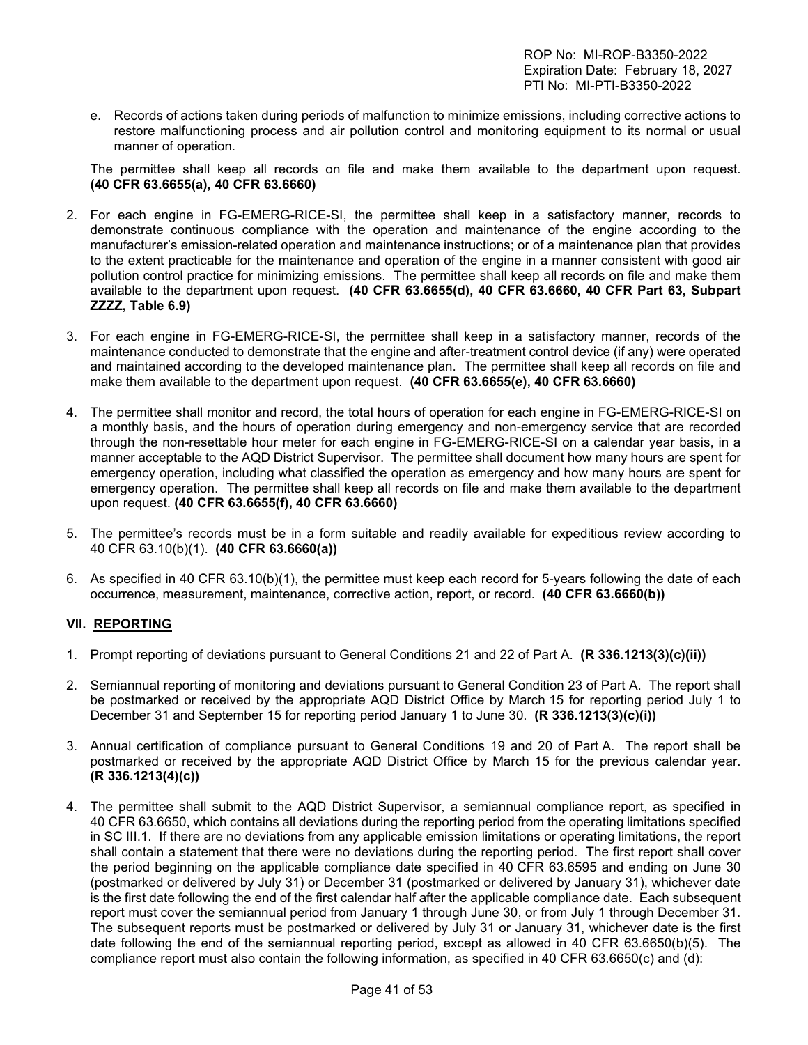e. Records of actions taken during periods of malfunction to minimize emissions, including corrective actions to restore malfunctioning process and air pollution control and monitoring equipment to its normal or usual manner of operation.

The permittee shall keep all records on file and make them available to the department upon request. **(40 CFR 63.6655(a), 40 CFR 63.6660)**

2. For each engine in FG-EMERG-RICE-SI, the permittee shall keep in a satisfactory manner, records to demonstrate continuous compliance with the operation and maintenance of the engine according to the manufacturer's emission-related operation and maintenance instructions; or of a maintenance plan that provides to the extent practicable for the maintenance and operation of the engine in a manner consistent with good air pollution control practice for minimizing emissions. The permittee shall keep all records on file and make them available to the department upon request. **(40 CFR 63.6655(d), 40 CFR 63.6660, 40 CFR Part 63, Subpart ZZZZ, Table 6.9)**

3. For each engine in FG-EMERG-RICE-SI, the permittee shall keep in a satisfactory manner, records of the maintenance conducted to demonstrate that the engine and after-treatment control device (if any) were operated and maintained according to the developed maintenance plan. The permittee shall keep all records on file and make them available to the department upon request. **(40 CFR 63.6655(e), 40 CFR 63.6660)**

4. The permittee shall monitor and record, the total hours of operation for each engine in FG-EMERG-RICE-SI on a monthly basis, and the hours of operation during emergency and non-emergency service that are recorded through the non-resettable hour meter for each engine in FG-EMERG-RICE-SI on a calendar year basis, in a manner acceptable to the AQD District Supervisor. The permittee shall document how many hours are spent for emergency operation, including what classified the operation as emergency and how many hours are spent for emergency operation. The permittee shall keep all records on file and make them available to the department upon request. **(40 CFR 63.6655(f), 40 CFR 63.6660)**

5. The permittee's records must be in a form suitable and readily available for expeditious review according to 40 CFR 63.10(b)(1). **(40 CFR 63.6660(a))**

6. As specified in 40 CFR 63.10(b)(1), the permittee must keep each record for 5-years following the date of each occurrence, measurement, maintenance, corrective action, report, or record. **(40 CFR 63.6660(b))**

## VII. REPORTING

1. Prompt reporting of deviations pursuant to General Conditions 21 and 22 of Part A. **(R 336.1213(3)(c)(ii))**

2. Semiannual reporting of monitoring and deviations pursuant to General Condition 23 of Part A. The report shall be postmarked or received by the appropriate AQD District Office by March 15 for reporting period July 1 to December 31 and September 15 for reporting period January 1 to June 30. **(R 336.1213(3)(c)(i))**

3. Annual certification of compliance pursuant to General Conditions 19 and 20 of Part A. The report shall be postmarked or received by the appropriate AQD District Office by March 15 for the previous calendar year. **(R 336.1213(4)(c))**

4. The permittee shall submit to the AQD District Supervisor, a semiannual compliance report, as specified in 40 CFR 63.6650, which contains all deviations during the reporting period from the operating limitations specified in SC III.1. If there are no deviations from any applicable emission limitations or operating limitations, the report shall contain a statement that there were no deviations during the reporting period. The first report shall cover the period beginning on the applicable compliance date specified in 40 CFR 63.6595 and ending on June 30 (postmarked or delivered by July 31) or December 31 (postmarked or delivered by January 31), whichever date is the first date following the end of the first calendar half after the applicable compliance date. Each subsequent report must cover the semiannual period from January 1 through June 30, or from July 1 through December 31. The subsequent reports must be postmarked or delivered by July 31 or January 31, whichever date is the first date following the end of the semiannual reporting period, except as allowed in 40 CFR 63.6650(b)(5). The compliance report must also contain the following information, as specified in 40 CFR 63.6650(c) and (d):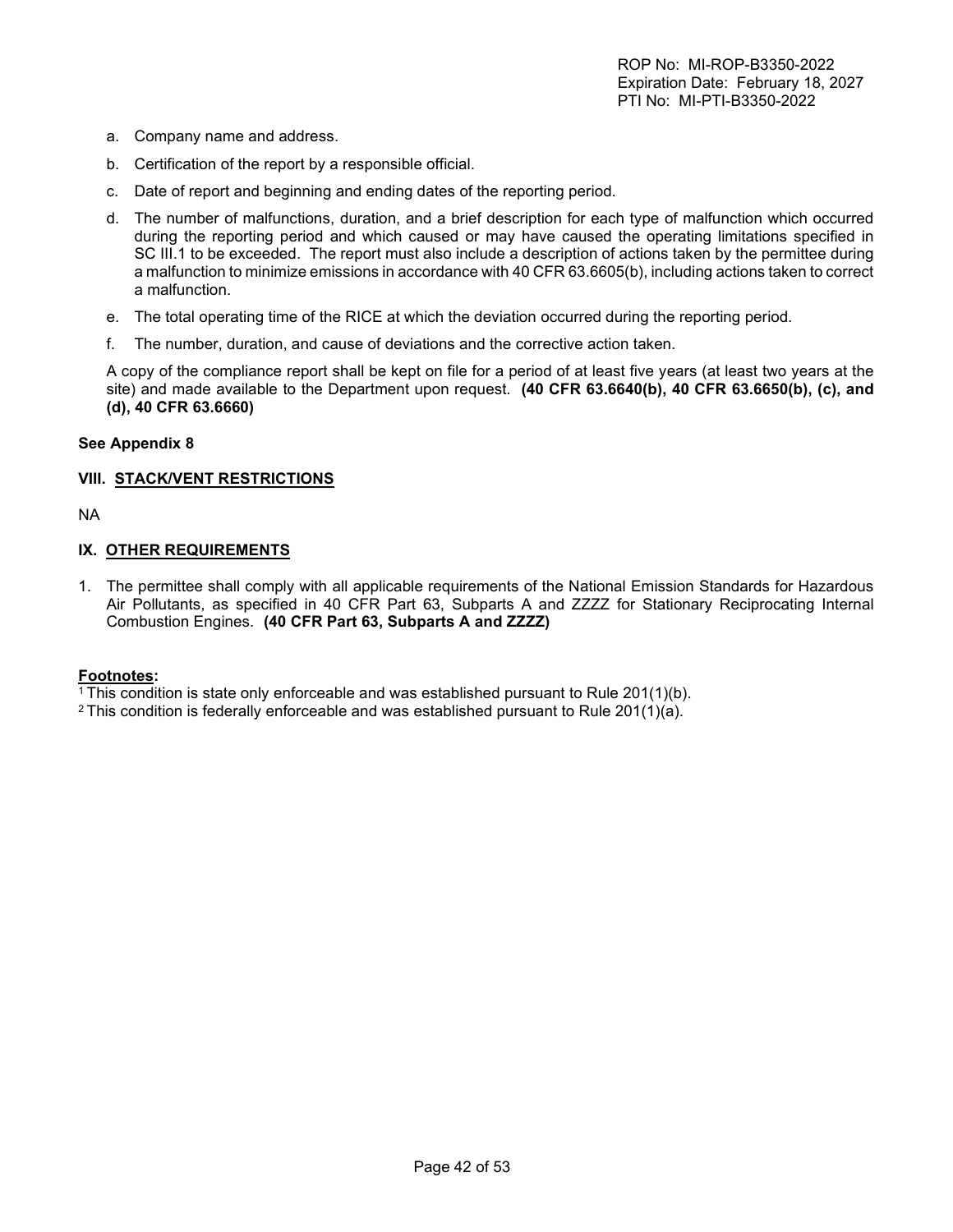a. Company name and address.

b. Certification of the report by a responsible official.

c. Date of report and beginning and ending dates of the reporting period.

d. The number of malfunctions, duration, and a brief description for each type of malfunction which occurred during the reporting period and which caused or may have caused the operating limitations specified in SC III.1 to be exceeded. The report must also include a description of actions taken by the permittee during a malfunction to minimize emissions in accordance with 40 CFR 63.6605(b), including actions taken to correct a malfunction.

e. The total operating time of the RICE at which the deviation occurred during the reporting period.

f. The number, duration, and cause of deviations and the corrective action taken.

A copy of the compliance report shall be kept on file for a period of at least five years (at least two years at the site) and made available to the Department upon request. **(40 CFR 63.6640(b), 40 CFR 63.6650(b), (c), and (d), 40 CFR 63.6660)**

**See Appendix 8**

**VIII. STACK/VENT RESTRICTIONS**

NA

**IX. OTHER REQUIREMENTS**

1. The permittee shall comply with all applicable requirements of the National Emission Standards for Hazardous Air Pollutants, as specified in 40 CFR Part 63, Subparts A and ZZZZ for Stationary Reciprocating Internal Combustion Engines. **(40 CFR Part 63, Subparts A and ZZZZ)**

**Footnotes:**

[1] This condition is state only enforceable and was established pursuant to Rule 201(1)(b).

[2] This condition is federally enforceable and was established pursuant to Rule 201(1)(a).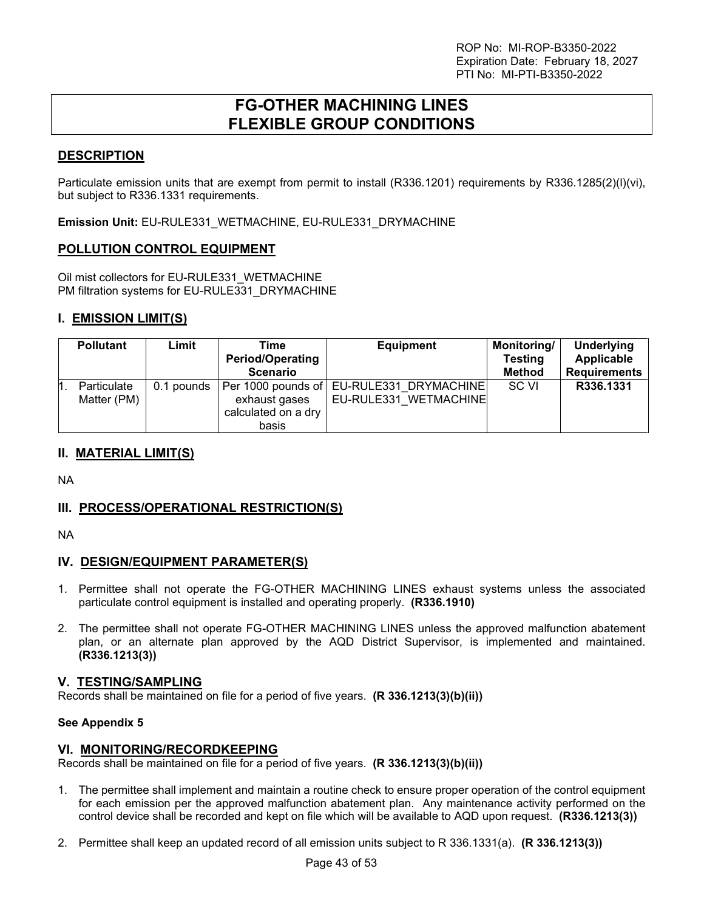# FG-OTHER MACHINING LINES FLEXIBLE GROUP CONDITIONS

## DESCRIPTION

Particulate emission units that are exempt from permit to install (R336.1201) requirements by R336.1285(2)(l)(vi), but subject to R336.1331 requirements.

**Emission Unit:** EU-RULE331_WETMACHINE, EU-RULE331_DRYMACHINE

## POLLUTION CONTROL EQUIPMENT

Oil mist collectors for EU-RULE331_WETMACHINE
PM filtration systems for EU-RULE331_DRYMACHINE

## I. EMISSION LIMIT(S)

| Pollutant | Limit | Time Period/Operating Scenario | Equipment | Monitoring/ Testing Method | Underlying Applicable Requirements |
|---|---|---|---|---|---|
| 1. Particulate Matter (PM) | 0.1 pounds | Per 1000 pounds of exhaust gases calculated on a dry basis | EU-RULE331_DRYMACHINE EU-RULE331_WETMACHINE | SC VI | **R336.1331** |

## II. MATERIAL LIMIT(S)

NA

## III. PROCESS/OPERATIONAL RESTRICTION(S)

NA

## IV. DESIGN/EQUIPMENT PARAMETER(S)

1. Permittee shall not operate the FG-OTHER MACHINING LINES exhaust systems unless the associated particulate control equipment is installed and operating properly. **(R336.1910)**

2. The permittee shall not operate FG-OTHER MACHINING LINES unless the approved malfunction abatement plan, or an alternate plan approved by the AQD District Supervisor, is implemented and maintained. **(R336.1213(3))**

## V. TESTING/SAMPLING

Records shall be maintained on file for a period of five years. **(R 336.1213(3)(b)(ii))**

**See Appendix 5**

## VI. MONITORING/RECORDKEEPING

Records shall be maintained on file for a period of five years. **(R 336.1213(3)(b)(ii))**

1. The permittee shall implement and maintain a routine check to ensure proper operation of the control equipment for each emission per the approved malfunction abatement plan. Any maintenance activity performed on the control device shall be recorded and kept on file which will be available to AQD upon request. **(R336.1213(3))**

2. Permittee shall keep an updated record of all emission units subject to R 336.1331(a). **(R 336.1213(3))**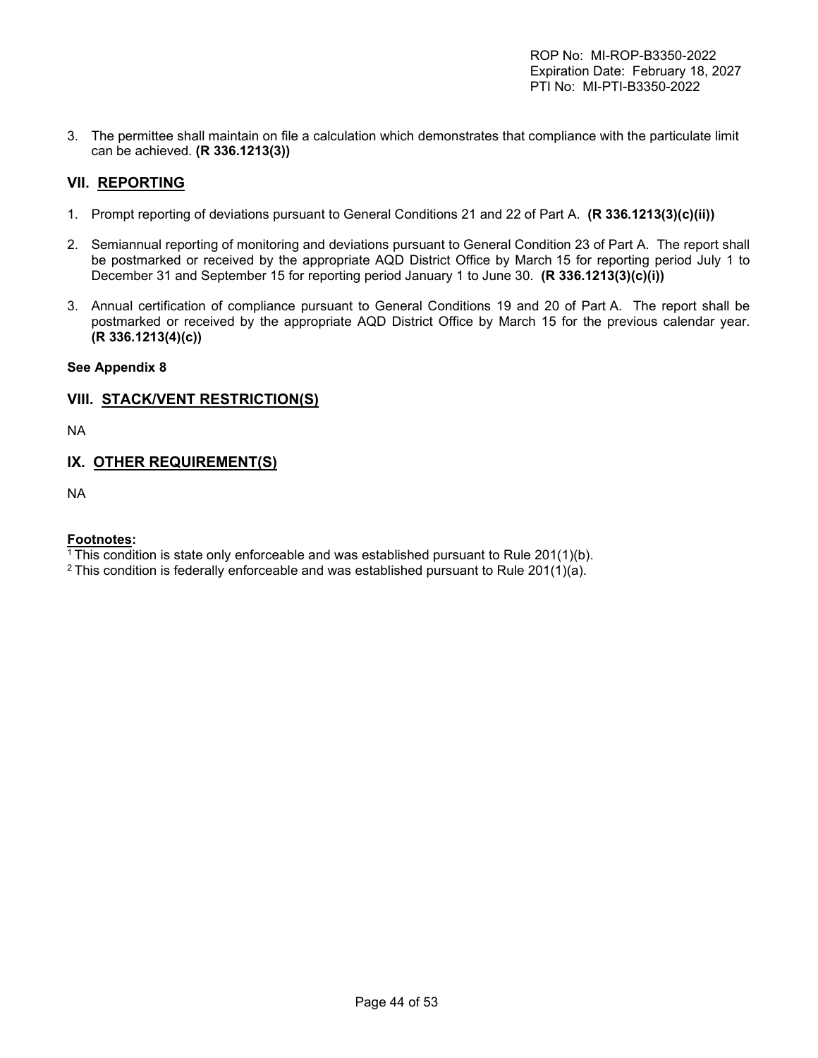3. The permittee shall maintain on file a calculation which demonstrates that compliance with the particulate limit can be achieved. **(R 336.1213(3))**

## VII. REPORTING

1. Prompt reporting of deviations pursuant to General Conditions 21 and 22 of Part A. **(R 336.1213(3)(c)(ii))**

2. Semiannual reporting of monitoring and deviations pursuant to General Condition 23 of Part A. The report shall be postmarked or received by the appropriate AQD District Office by March 15 for reporting period July 1 to December 31 and September 15 for reporting period January 1 to June 30. **(R 336.1213(3)(c)(i))**

3. Annual certification of compliance pursuant to General Conditions 19 and 20 of Part A. The report shall be postmarked or received by the appropriate AQD District Office by March 15 for the previous calendar year. **(R 336.1213(4)(c))**

**See Appendix 8**

## VIII. STACK/VENT RESTRICTION(S)

NA

## IX. OTHER REQUIREMENT(S)

NA

**Footnotes:**

[1] This condition is state only enforceable and was established pursuant to Rule 201(1)(b).
[2] This condition is federally enforceable and was established pursuant to Rule 201(1)(a).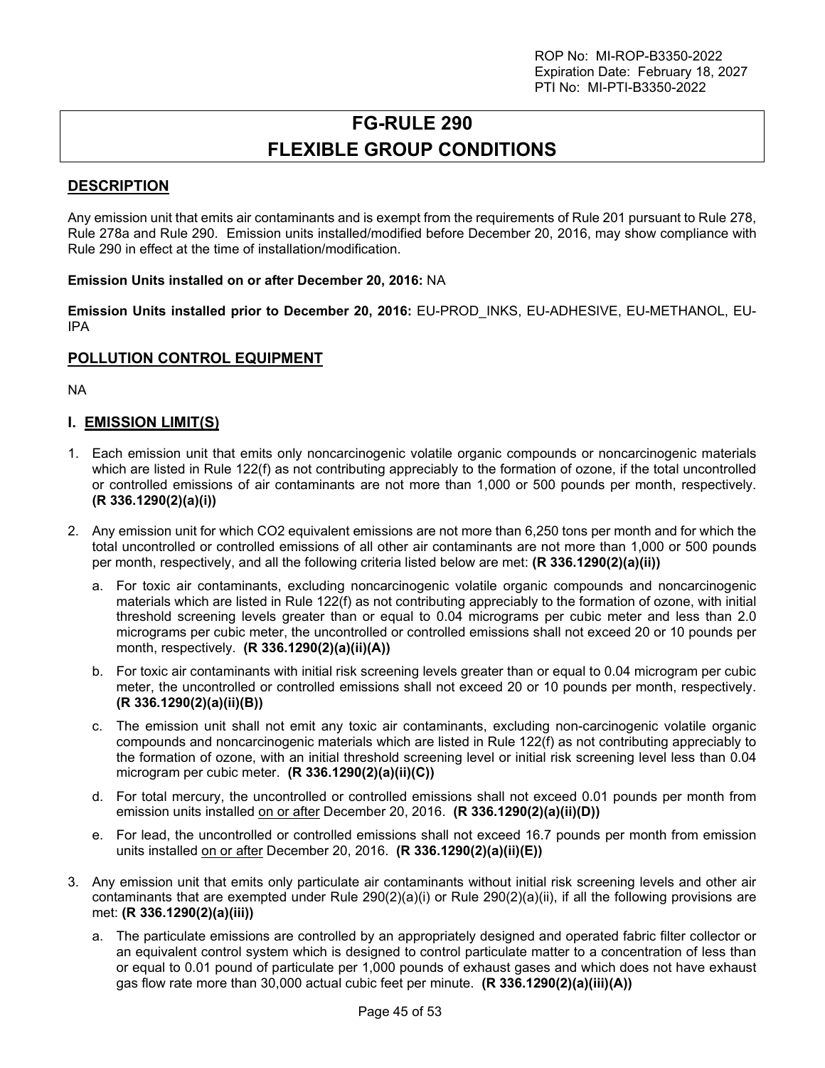# FG-RULE 290
# FLEXIBLE GROUP CONDITIONS

## DESCRIPTION

Any emission unit that emits air contaminants and is exempt from the requirements of Rule 201 pursuant to Rule 278, Rule 278a and Rule 290. Emission units installed/modified before December 20, 2016, may show compliance with Rule 290 in effect at the time of installation/modification.

**Emission Units installed on or after December 20, 2016:** NA

**Emission Units installed prior to December 20, 2016:** EU-PROD_INKS, EU-ADHESIVE, EU-METHANOL, EU-IPA

## POLLUTION CONTROL EQUIPMENT

NA

## I. EMISSION LIMIT(S)

1. Each emission unit that emits only noncarcinogenic volatile organic compounds or noncarcinogenic materials which are listed in Rule 122(f) as not contributing appreciably to the formation of ozone, if the total uncontrolled or controlled emissions of air contaminants are not more than 1,000 or 500 pounds per month, respectively. **(R 336.1290(2)(a)(i))**

2. Any emission unit for which $CO_2$ equivalent emissions are not more than 6,250 tons per month and for which the total uncontrolled or controlled emissions of all other air contaminants are not more than 1,000 or 500 pounds per month, respectively, and all the following criteria listed below are met: **(R 336.1290(2)(a)(ii))**

   a. For toxic air contaminants, excluding noncarcinogenic volatile organic compounds and noncarcinogenic materials which are listed in Rule 122(f) as not contributing appreciably to the formation of ozone, with initial threshold screening levels greater than or equal to 0.04 micrograms per cubic meter and less than 2.0 micrograms per cubic meter, the uncontrolled or controlled emissions shall not exceed 20 or 10 pounds per month, respectively. **(R 336.1290(2)(a)(ii)(A))**

   b. For toxic air contaminants with initial risk screening levels greater than or equal to 0.04 microgram per cubic meter, the uncontrolled or controlled emissions shall not exceed 20 or 10 pounds per month, respectively. **(R 336.1290(2)(a)(ii)(B))**

   c. The emission unit shall not emit any toxic air contaminants, excluding non-carcinogenic volatile organic compounds and noncarcinogenic materials which are listed in Rule 122(f) as not contributing appreciably to the formation of ozone, with an initial threshold screening level or initial risk screening level less than 0.04 microgram per cubic meter. **(R 336.1290(2)(a)(ii)(C))**

   d. For total mercury, the uncontrolled or controlled emissions shall not exceed 0.01 pounds per month from emission units installed on or after December 20, 2016. **(R 336.1290(2)(a)(ii)(D))**

   e. For lead, the uncontrolled or controlled emissions shall not exceed 16.7 pounds per month from emission units installed on or after December 20, 2016. **(R 336.1290(2)(a)(ii)(E))**

3. Any emission unit that emits only particulate air contaminants without initial risk screening levels and other air contaminants that are exempted under Rule 290(2)(a)(i) or Rule 290(2)(a)(ii), if all the following provisions are met: **(R 336.1290(2)(a)(iii))**

   a. The particulate emissions are controlled by an appropriately designed and operated fabric filter collector or an equivalent control system which is designed to control particulate matter to a concentration of less than or equal to 0.01 pound of particulate per 1,000 pounds of exhaust gases and which does not have exhaust gas flow rate more than 30,000 actual cubic feet per minute. **(R 336.1290(2)(a)(iii)(A))**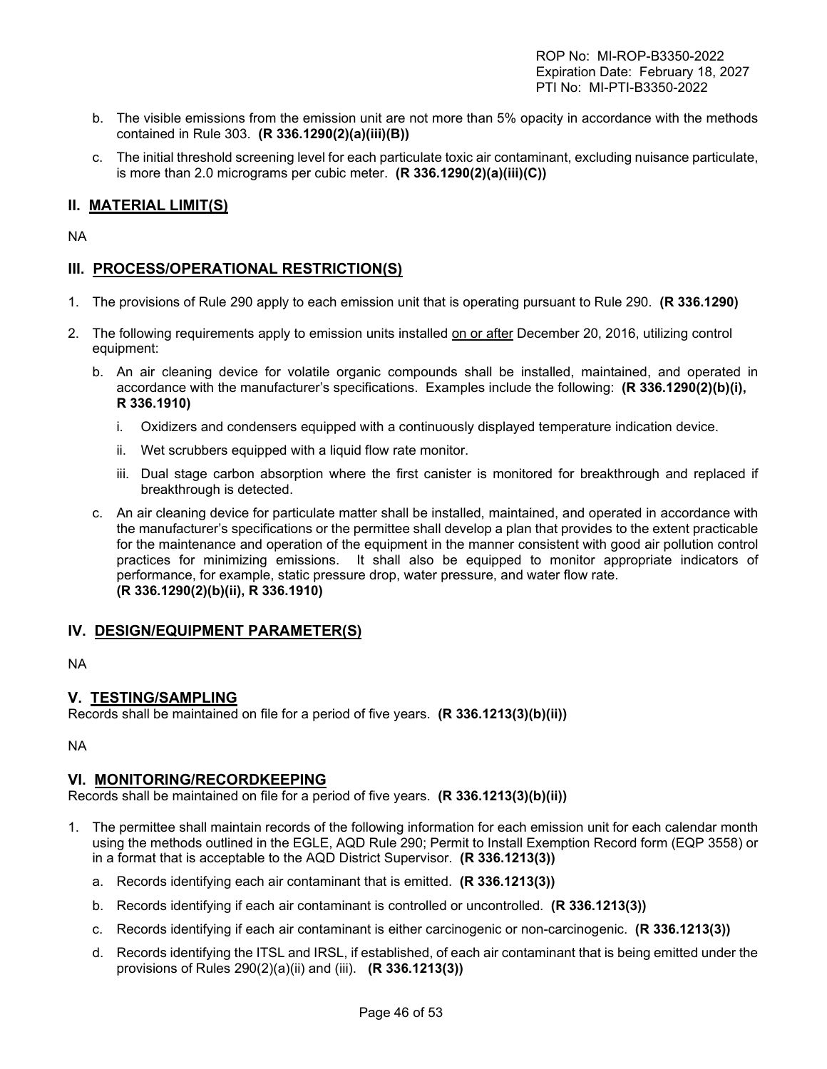b. The visible emissions from the emission unit are not more than 5% opacity in accordance with the methods contained in Rule 303. **(R 336.1290(2)(a)(iii)(B))**

c. The initial threshold screening level for each particulate toxic air contaminant, excluding nuisance particulate, is more than 2.0 micrograms per cubic meter. **(R 336.1290(2)(a)(iii)(C))**

## II. MATERIAL LIMIT(S)

NA

## III. PROCESS/OPERATIONAL RESTRICTION(S)

1. The provisions of Rule 290 apply to each emission unit that is operating pursuant to Rule 290. **(R 336.1290)**

2. The following requirements apply to emission units installed on or after December 20, 2016, utilizing control equipment:

   b. An air cleaning device for volatile organic compounds shall be installed, maintained, and operated in accordance with the manufacturer's specifications. Examples include the following: **(R 336.1290(2)(b)(i), R 336.1910)**

      i. Oxidizers and condensers equipped with a continuously displayed temperature indication device.

      ii. Wet scrubbers equipped with a liquid flow rate monitor.

      iii. Dual stage carbon absorption where the first canister is monitored for breakthrough and replaced if breakthrough is detected.

   c. An air cleaning device for particulate matter shall be installed, maintained, and operated in accordance with the manufacturer's specifications or the permittee shall develop a plan that provides to the extent practicable for the maintenance and operation of the equipment in the manner consistent with good air pollution control practices for minimizing emissions. It shall also be equipped to monitor appropriate indicators of performance, for example, static pressure drop, water pressure, and water flow rate. **(R 336.1290(2)(b)(ii), R 336.1910)**

## IV. DESIGN/EQUIPMENT PARAMETER(S)

NA

## V. TESTING/SAMPLING

Records shall be maintained on file for a period of five years. **(R 336.1213(3)(b)(ii))**

NA

## VI. MONITORING/RECORDKEEPING

Records shall be maintained on file for a period of five years. **(R 336.1213(3)(b)(ii))**

1. The permittee shall maintain records of the following information for each emission unit for each calendar month using the methods outlined in the EGLE, AQD Rule 290; Permit to Install Exemption Record form (EQP 3558) or in a format that is acceptable to the AQD District Supervisor. **(R 336.1213(3))**

   a. Records identifying each air contaminant that is emitted. **(R 336.1213(3))**

   b. Records identifying if each air contaminant is controlled or uncontrolled. **(R 336.1213(3))**

   c. Records identifying if each air contaminant is either carcinogenic or non-carcinogenic. **(R 336.1213(3))**

   d. Records identifying the ITSL and IRSL, if established, of each air contaminant that is being emitted under the provisions of Rules 290(2)(a)(ii) and (iii). **(R 336.1213(3))**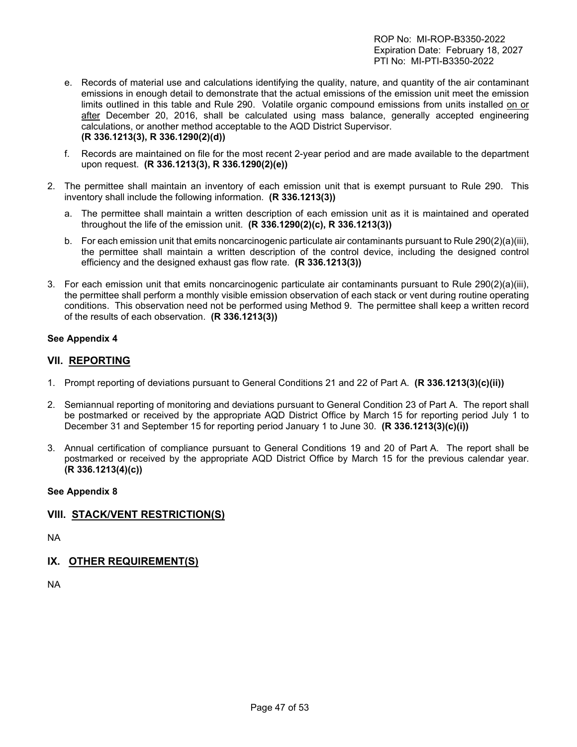e. Records of material use and calculations identifying the quality, nature, and quantity of the air contaminant emissions in enough detail to demonstrate that the actual emissions of the emission unit meet the emission limits outlined in this table and Rule 290. Volatile organic compound emissions from units installed on or after December 20, 2016, shall be calculated using mass balance, generally accepted engineering calculations, or another method acceptable to the AQD District Supervisor. **(R 336.1213(3), R 336.1290(2)(d))**

f. Records are maintained on file for the most recent 2-year period and are made available to the department upon request. **(R 336.1213(3), R 336.1290(2)(e))**

2. The permittee shall maintain an inventory of each emission unit that is exempt pursuant to Rule 290. This inventory shall include the following information. **(R 336.1213(3))**

   a. The permittee shall maintain a written description of each emission unit as it is maintained and operated throughout the life of the emission unit. **(R 336.1290(2)(c), R 336.1213(3))**

   b. For each emission unit that emits noncarcinogenic particulate air contaminants pursuant to Rule 290(2)(a)(iii), the permittee shall maintain a written description of the control device, including the designed control efficiency and the designed exhaust gas flow rate. **(R 336.1213(3))**

3. For each emission unit that emits noncarcinogenic particulate air contaminants pursuant to Rule 290(2)(a)(iii), the permittee shall perform a monthly visible emission observation of each stack or vent during routine operating conditions. This observation need not be performed using Method 9. The permittee shall keep a written record of the results of each observation. **(R 336.1213(3))**

**See Appendix 4**

## VII. REPORTING

1. Prompt reporting of deviations pursuant to General Conditions 21 and 22 of Part A. **(R 336.1213(3)(c)(ii))**

2. Semiannual reporting of monitoring and deviations pursuant to General Condition 23 of Part A. The report shall be postmarked or received by the appropriate AQD District Office by March 15 for reporting period July 1 to December 31 and September 15 for reporting period January 1 to June 30. **(R 336.1213(3)(c)(i))**

3. Annual certification of compliance pursuant to General Conditions 19 and 20 of Part A. The report shall be postmarked or received by the appropriate AQD District Office by March 15 for the previous calendar year. **(R 336.1213(4)(c))**

**See Appendix 8**

## VIII. STACK/VENT RESTRICTION(S)

NA

## IX. OTHER REQUIREMENT(S)

NA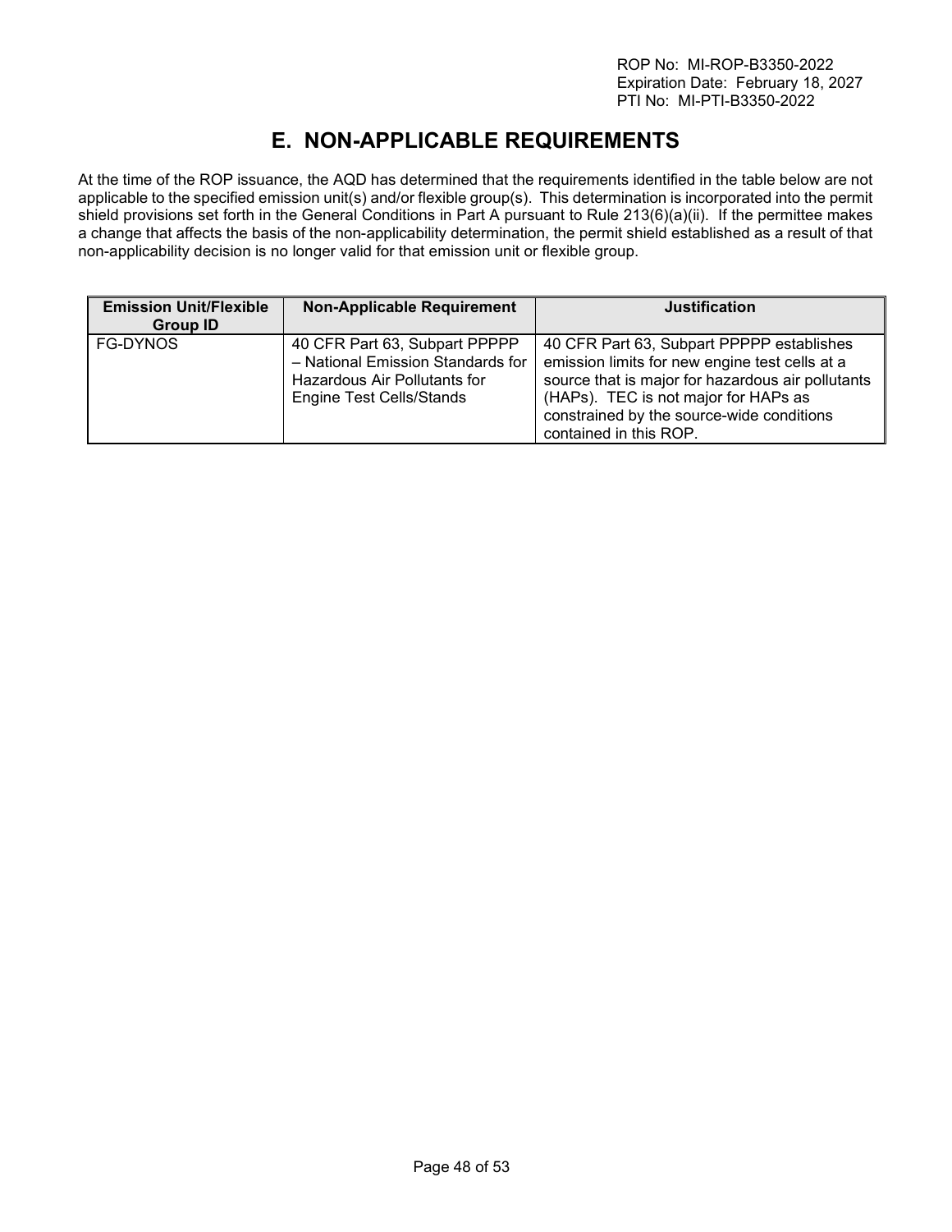# E. NON-APPLICABLE REQUIREMENTS

At the time of the ROP issuance, the AQD has determined that the requirements identified in the table below are not applicable to the specified emission unit(s) and/or flexible group(s). This determination is incorporated into the permit shield provisions set forth in the General Conditions in Part A pursuant to Rule 213(6)(a)(ii). If the permittee makes a change that affects the basis of the non-applicability determination, the permit shield established as a result of that non-applicability decision is no longer valid for that emission unit or flexible group.

| Emission Unit/Flexible Group ID | Non-Applicable Requirement | Justification |
|---|---|---|
| FG-DYNOS | 40 CFR Part 63, Subpart PPPPP – National Emission Standards for Hazardous Air Pollutants for Engine Test Cells/Stands | 40 CFR Part 63, Subpart PPPPP establishes emission limits for new engine test cells at a source that is major for hazardous air pollutants (HAPs). TEC is not major for HAPs as constrained by the source-wide conditions contained in this ROP. |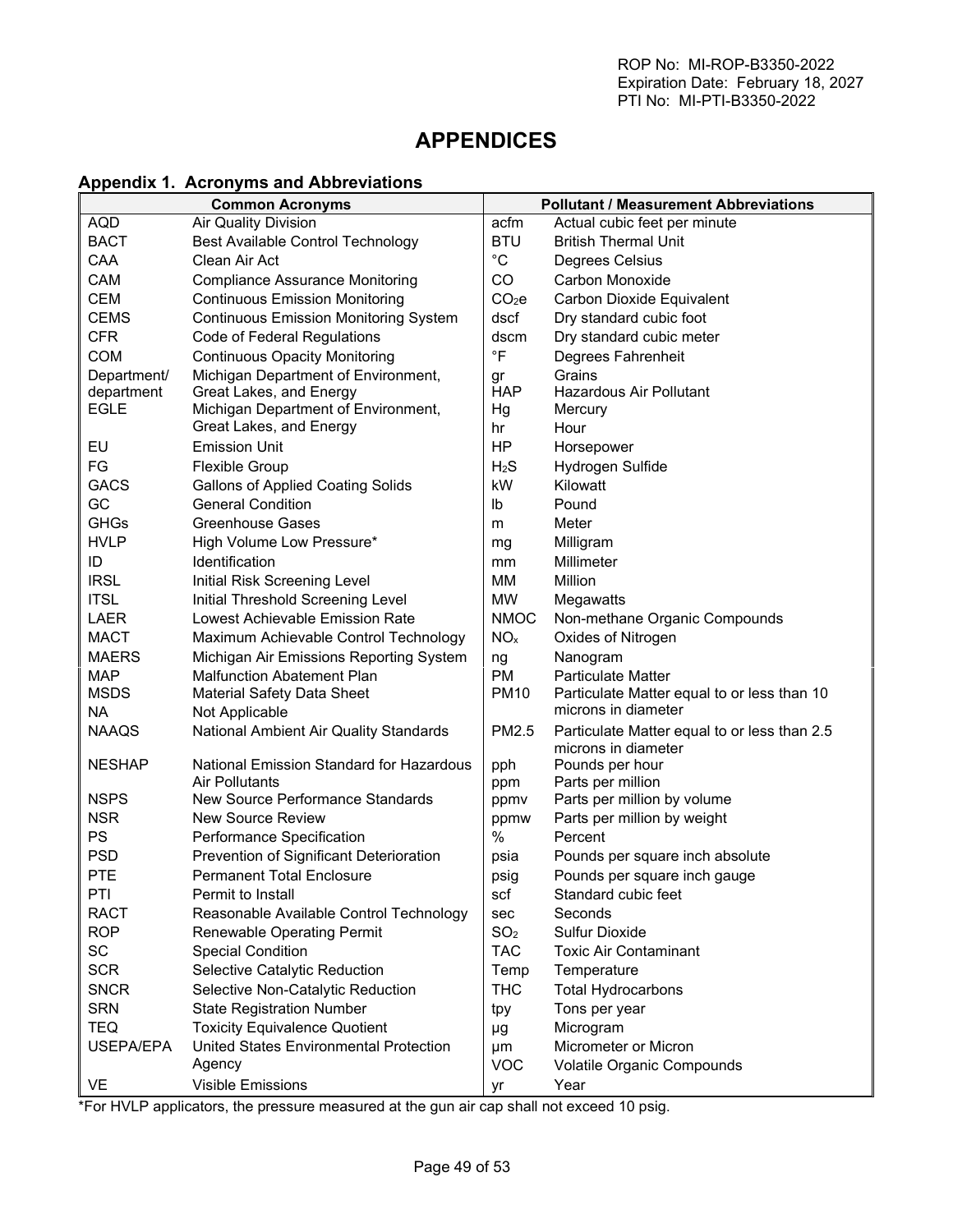ROP No: MI-ROP-B3350-2022
Expiration Date: February 18, 2027
PTI No: MI-PTI-B3350-2022

# APPENDICES

## Appendix 1. Acronyms and Abbreviations

| Common Acronyms | | Pollutant / Measurement Abbreviations | |
|---|---|---|---|
| AQD | Air Quality Division | acfm | Actual cubic feet per minute |
| BACT | Best Available Control Technology | BTU | British Thermal Unit |
| CAA | Clean Air Act | °C | Degrees Celsius |
| CAM | Compliance Assurance Monitoring | CO | Carbon Monoxide |
| CEM | Continuous Emission Monitoring | $CO_2e$ | Carbon Dioxide Equivalent |
| CEMS | Continuous Emission Monitoring System | dscf | Dry standard cubic foot |
| CFR | Code of Federal Regulations | dscm | Dry standard cubic meter |
| COM | Continuous Opacity Monitoring | °F | Degrees Fahrenheit |
| Department/ department | Michigan Department of Environment, Great Lakes, and Energy | gr | Grains |
| | | HAP | Hazardous Air Pollutant |
| EGLE | Michigan Department of Environment, Great Lakes, and Energy | Hg | Mercury |
| | | hr | Hour |
| EU | Emission Unit | HP | Horsepower |
| FG | Flexible Group | $H_2S$ | Hydrogen Sulfide |
| GACS | Gallons of Applied Coating Solids | kW | Kilowatt |
| GC | General Condition | lb | Pound |
| GHGs | Greenhouse Gases | m | Meter |
| HVLP | High Volume Low Pressure* | mg | Milligram |
| ID | Identification | mm | Millimeter |
| IRSL | Initial Risk Screening Level | MM | Million |
| ITSL | Initial Threshold Screening Level | MW | Megawatts |
| LAER | Lowest Achievable Emission Rate | NMOC | Non-methane Organic Compounds |
| MACT | Maximum Achievable Control Technology | $NO_x$ | Oxides of Nitrogen |
| MAERS | Michigan Air Emissions Reporting System | ng | Nanogram |
| MAP | Malfunction Abatement Plan | PM | Particulate Matter |
| MSDS | Material Safety Data Sheet | PM10 | Particulate Matter equal to or less than 10 microns in diameter |
| NA | Not Applicable | | |
| NAAQS | National Ambient Air Quality Standards | PM2.5 | Particulate Matter equal to or less than 2.5 microns in diameter |
| NESHAP | National Emission Standard for Hazardous Air Pollutants | pph | Pounds per hour |
| | | ppm | Parts per million |
| NSPS | New Source Performance Standards | ppmv | Parts per million by volume |
| NSR | New Source Review | ppmw | Parts per million by weight |
| PS | Performance Specification | % | Percent |
| PSD | Prevention of Significant Deterioration | psia | Pounds per square inch absolute |
| PTE | Permanent Total Enclosure | psig | Pounds per square inch gauge |
| PTI | Permit to Install | scf | Standard cubic feet |
| RACT | Reasonable Available Control Technology | sec | Seconds |
| ROP | Renewable Operating Permit | $SO_2$ | Sulfur Dioxide |
| SC | Special Condition | TAC | Toxic Air Contaminant |
| SCR | Selective Catalytic Reduction | Temp | Temperature |
| SNCR | Selective Non-Catalytic Reduction | THC | Total Hydrocarbons |
| SRN | State Registration Number | tpy | Tons per year |
| TEQ | Toxicity Equivalence Quotient | µg | Microgram |
| USEPA/EPA | United States Environmental Protection Agency | µm | Micrometer or Micron |
| | | VOC | Volatile Organic Compounds |
| VE | Visible Emissions | yr | Year |

*For HVLP applicators, the pressure measured at the gun air cap shall not exceed 10 psig.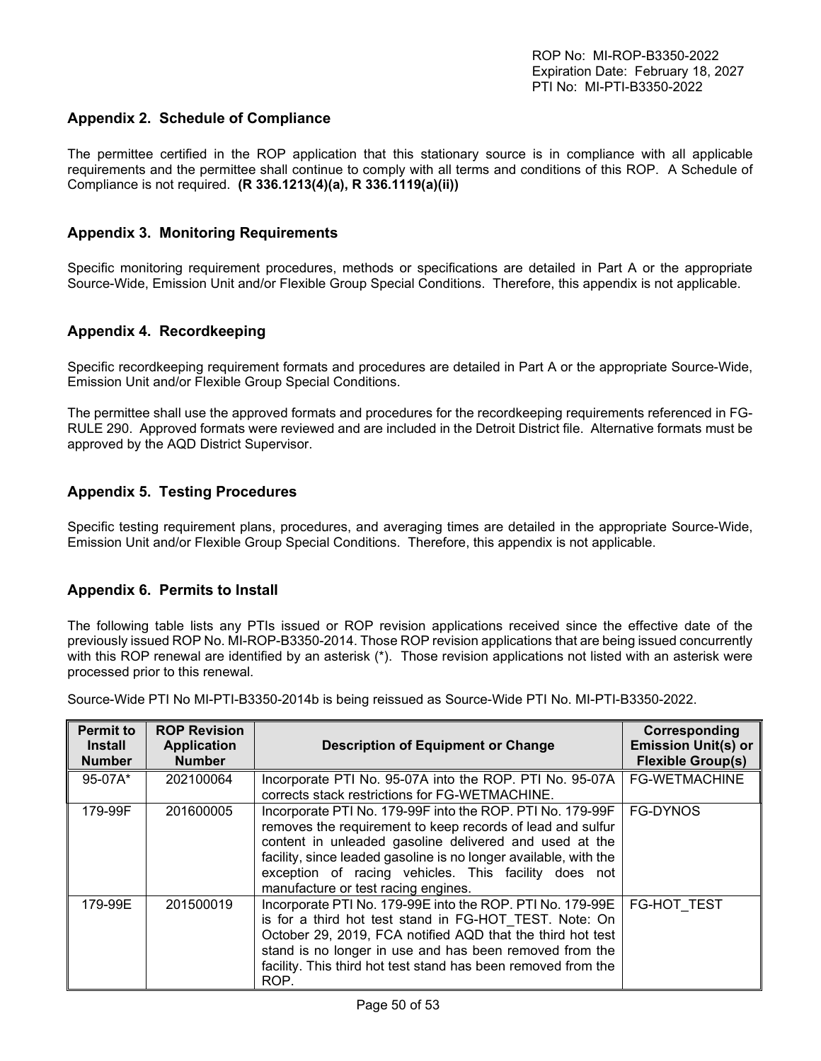## Appendix 2. Schedule of Compliance

The permittee certified in the ROP application that this stationary source is in compliance with all applicable requirements and the permittee shall continue to comply with all terms and conditions of this ROP. A Schedule of Compliance is not required. **(R 336.1213(4)(a), R 336.1119(a)(ii))**

## Appendix 3. Monitoring Requirements

Specific monitoring requirement procedures, methods or specifications are detailed in Part A or the appropriate Source-Wide, Emission Unit and/or Flexible Group Special Conditions. Therefore, this appendix is not applicable.

## Appendix 4. Recordkeeping

Specific recordkeeping requirement formats and procedures are detailed in Part A or the appropriate Source-Wide, Emission Unit and/or Flexible Group Special Conditions.

The permittee shall use the approved formats and procedures for the recordkeeping requirements referenced in FG-RULE 290. Approved formats were reviewed and are included in the Detroit District file. Alternative formats must be approved by the AQD District Supervisor.

## Appendix 5. Testing Procedures

Specific testing requirement plans, procedures, and averaging times are detailed in the appropriate Source-Wide, Emission Unit and/or Flexible Group Special Conditions. Therefore, this appendix is not applicable.

## Appendix 6. Permits to Install

The following table lists any PTIs issued or ROP revision applications received since the effective date of the previously issued ROP No. MI-ROP-B3350-2014. Those ROP revision applications that are being issued concurrently with this ROP renewal are identified by an asterisk (*). Those revision applications not listed with an asterisk were processed prior to this renewal.

Source-Wide PTI No MI-PTI-B3350-2014b is being reissued as Source-Wide PTI No. MI-PTI-B3350-2022.

| Permit to Install Number | ROP Revision Application Number | Description of Equipment or Change | Corresponding Emission Unit(s) or Flexible Group(s) |
|---|---|---|---|
| 95-07A* | 202100064 | Incorporate PTI No. 95-07A into the ROP. PTI No. 95-07A corrects stack restrictions for FG-WETMACHINE. | FG-WETMACHINE |
| 179-99F | 201600005 | Incorporate PTI No. 179-99F into the ROP. PTI No. 179-99F removes the requirement to keep records of lead and sulfur content in unleaded gasoline delivered and used at the facility, since leaded gasoline is no longer available, with the exception of racing vehicles. This facility does not manufacture or test racing engines. | FG-DYNOS |
| 179-99E | 201500019 | Incorporate PTI No. 179-99E into the ROP. PTI No. 179-99E is for a third hot test stand in FG-HOT_TEST. Note: On October 29, 2019, FCA notified AQD that the third hot test stand is no longer in use and has been removed from the facility. This third hot test stand has been removed from the ROP. | FG-HOT_TEST |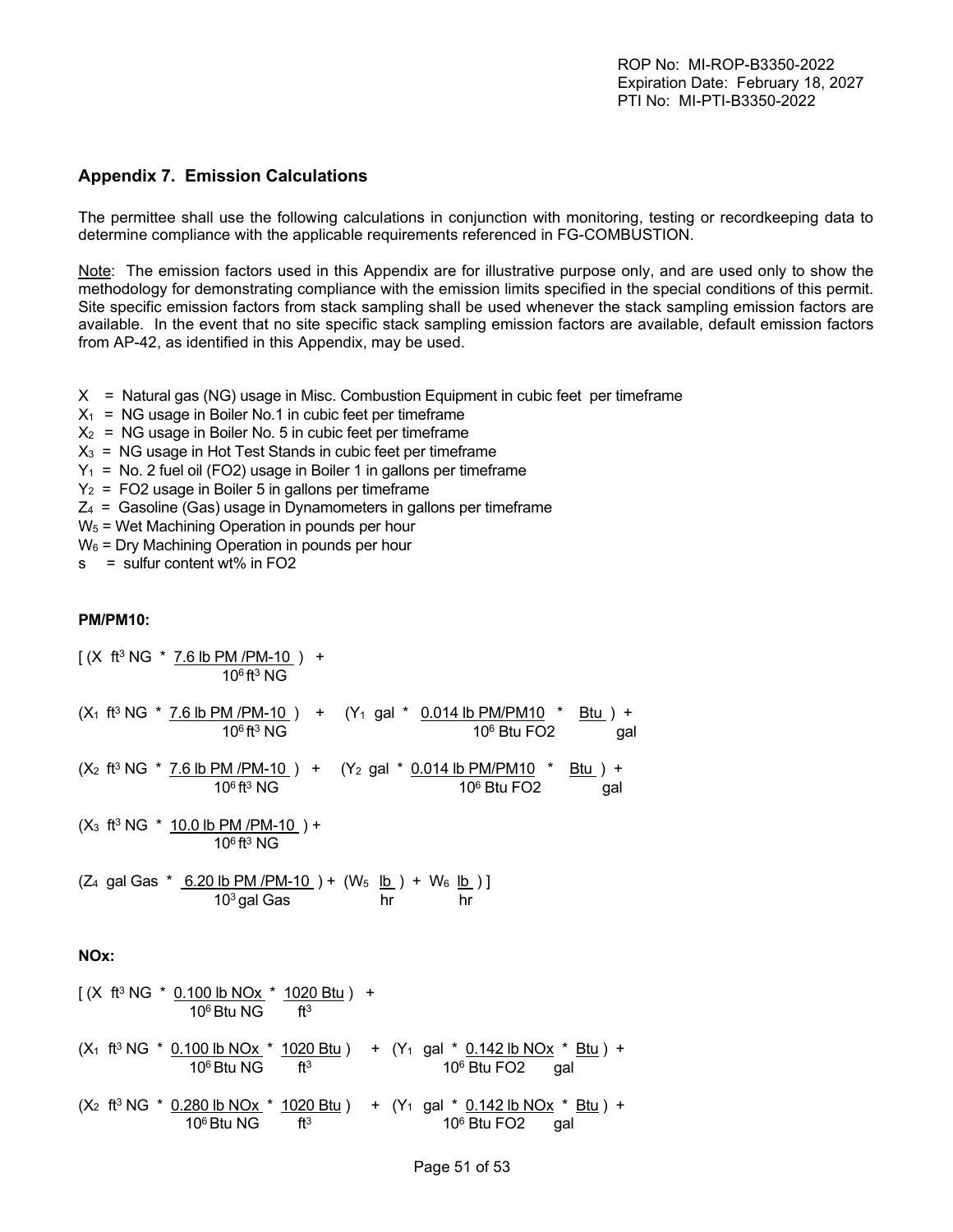## Appendix 7. Emission Calculations

The permittee shall use the following calculations in conjunction with monitoring, testing or recordkeeping data to determine compliance with the applicable requirements referenced in FG-COMBUSTION.

Note: The emission factors used in this Appendix are for illustrative purpose only, and are used only to show the methodology for demonstrating compliance with the emission limits specified in the special conditions of this permit. Site specific emission factors from stack sampling shall be used whenever the stack sampling emission factors are available. In the event that no site specific stack sampling emission factors are available, default emission factors from AP-42, as identified in this Appendix, may be used.

$X$ = Natural gas (NG) usage in Misc. Combustion Equipment in cubic feet per timeframe
$X_1$ = NG usage in Boiler No.1 in cubic feet per timeframe
$X_2$ = NG usage in Boiler No. 5 in cubic feet per timeframe
$X_3$ = NG usage in Hot Test Stands in cubic feet per timeframe
$Y_1$ = No. 2 fuel oil (FO2) usage in Boiler 1 in gallons per timeframe
$Y_2$ = FO2 usage in Boiler 5 in gallons per timeframe
$Z_4$ = Gasoline (Gas) usage in Dynamometers in gallons per timeframe
$W_5$ = Wet Machining Operation in pounds per hour
$W_6$ = Dry Machining Operation in pounds per hour
$s$ = sulfur content wt% in FO2

**PM/PM10:**

$$\left[ \left(X \text{ ft}^3 \text{ NG} * \frac{7.6 \text{ lb PM/PM-10}}{10^6 \text{ ft}^3 \text{ NG}}\right) + \right.$$

$$\left(X_1 \text{ ft}^3 \text{ NG} * \frac{7.6 \text{ lb PM/PM-10}}{10^6 \text{ ft}^3 \text{ NG}}\right) + \left(Y_1 \text{ gal} * \frac{0.014 \text{ lb PM/PM10}}{10^6 \text{ Btu FO2}} * \frac{\text{Btu}}{\text{gal}}\right) +$$

$$\left(X_2 \text{ ft}^3 \text{ NG} * \frac{7.6 \text{ lb PM/PM-10}}{10^6 \text{ ft}^3 \text{ NG}}\right) + \left(Y_2 \text{ gal} * \frac{0.014 \text{ lb PM/PM10}}{10^6 \text{ Btu FO2}} * \frac{\text{Btu}}{\text{gal}}\right) +$$

$$\left(X_3 \text{ ft}^3 \text{ NG} * \frac{10.0 \text{ lb PM/PM-10}}{10^6 \text{ ft}^3 \text{ NG}}\right) +$$

$$\left. \left(Z_4 \text{ gal Gas} * \frac{6.20 \text{ lb PM/PM-10}}{10^3 \text{ gal Gas}}\right) + \left(W_5 \frac{\text{lb}}{\text{hr}}\right) + W_6 \frac{\text{lb}}{\text{hr}}\right) \right]$$

**NOx:**

$$\left[ \left(X \text{ ft}^3 \text{ NG} * \frac{0.100 \text{ lb NOx}}{10^6 \text{ Btu NG}} * \frac{1020 \text{ Btu}}{\text{ft}^3}\right) + \right.$$

$$\left(X_1 \text{ ft}^3 \text{ NG} * \frac{0.100 \text{ lb NOx}}{10^6 \text{ Btu NG}} * \frac{1020 \text{ Btu}}{\text{ft}^3}\right) + \left(Y_1 \text{ gal} * \frac{0.142 \text{ lb NOx}}{10^6 \text{ Btu FO2}} * \frac{\text{Btu}}{\text{gal}}\right) +$$

$$\left(X_2 \text{ ft}^3 \text{ NG} * \frac{0.280 \text{ lb NOx}}{10^6 \text{ Btu NG}} * \frac{1020 \text{ Btu}}{\text{ft}^3}\right) + \left(Y_1 \text{ gal} * \frac{0.142 \text{ lb NOx}}{10^6 \text{ Btu FO2}} * \frac{\text{Btu}}{\text{gal}}\right) +$$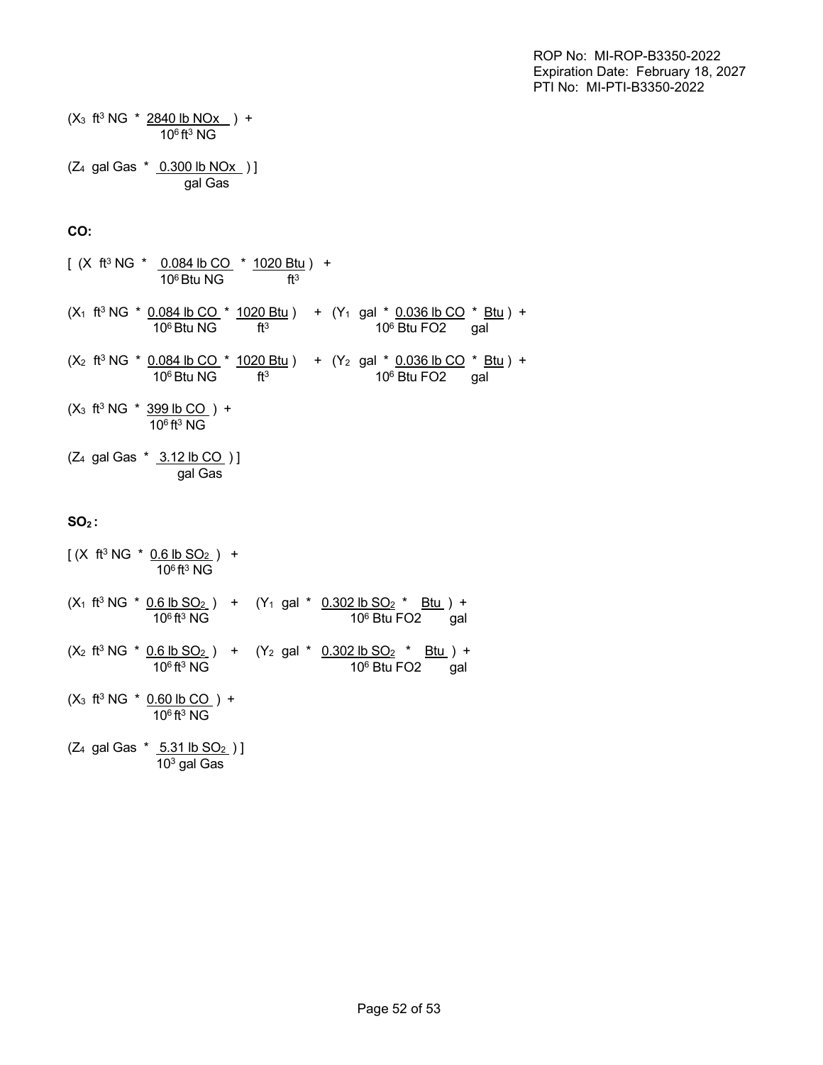$(X_3 \text{ ft}^3 \text{ NG} * \frac{2840 \text{ lb NOx}}{10^6 \text{ ft}^3 \text{ NG}}) +$

$(Z_4 \text{ gal Gas} * \frac{0.300 \text{ lb NOx}}{\text{gal Gas}})]$

**CO:**

$[ (X \text{ ft}^3 \text{ NG} * \frac{0.084 \text{ lb CO}}{10^6 \text{ Btu NG}} * \frac{1020 \text{ Btu}}{\text{ft}^3}) +$

$(X_1 \text{ ft}^3 \text{ NG} * \frac{0.084 \text{ lb CO}}{10^6 \text{ Btu NG}} * \frac{1020 \text{ Btu}}{\text{ft}^3}) + (Y_1 \text{ gal} * \frac{0.036 \text{ lb CO}}{10^6 \text{ Btu FO2}} * \frac{\text{Btu}}{\text{gal}}) +$

$(X_2 \text{ ft}^3 \text{ NG} * \frac{0.084 \text{ lb CO}}{10^6 \text{ Btu NG}} * \frac{1020 \text{ Btu}}{\text{ft}^3}) + (Y_2 \text{ gal} * \frac{0.036 \text{ lb CO}}{10^6 \text{ Btu FO2}} * \frac{\text{Btu}}{\text{gal}}) +$

$(X_3 \text{ ft}^3 \text{ NG} * \frac{399 \text{ lb CO}}{10^6 \text{ ft}^3 \text{ NG}}) +$

$(Z_4 \text{ gal Gas} * \frac{3.12 \text{ lb CO}}{\text{gal Gas}})]$

**$SO_2$:**

$[ (X \text{ ft}^3 \text{ NG} * \frac{0.6 \text{ lb } SO_2}{10^6 \text{ ft}^3 \text{ NG}}) +$

$(X_1 \text{ ft}^3 \text{ NG} * \frac{0.6 \text{ lb } SO_2}{10^6 \text{ ft}^3 \text{ NG}}) + (Y_1 \text{ gal} * \frac{0.302 \text{ lb } SO_2}{10^6 \text{ Btu FO2}} * \frac{\text{Btu}}{\text{gal}}) +$

$(X_2 \text{ ft}^3 \text{ NG} * \frac{0.6 \text{ lb } SO_2}{10^6 \text{ ft}^3 \text{ NG}}) + (Y_2 \text{ gal} * \frac{0.302 \text{ lb } SO_2}{10^6 \text{ Btu FO2}} * \frac{\text{Btu}}{\text{gal}}) +$

$(X_3 \text{ ft}^3 \text{ NG} * \frac{0.60 \text{ lb CO}}{10^6 \text{ ft}^3 \text{ NG}}) +$

$(Z_4 \text{ gal Gas} * \frac{5.31 \text{ lb } SO_2}{10^3 \text{ gal Gas}})]$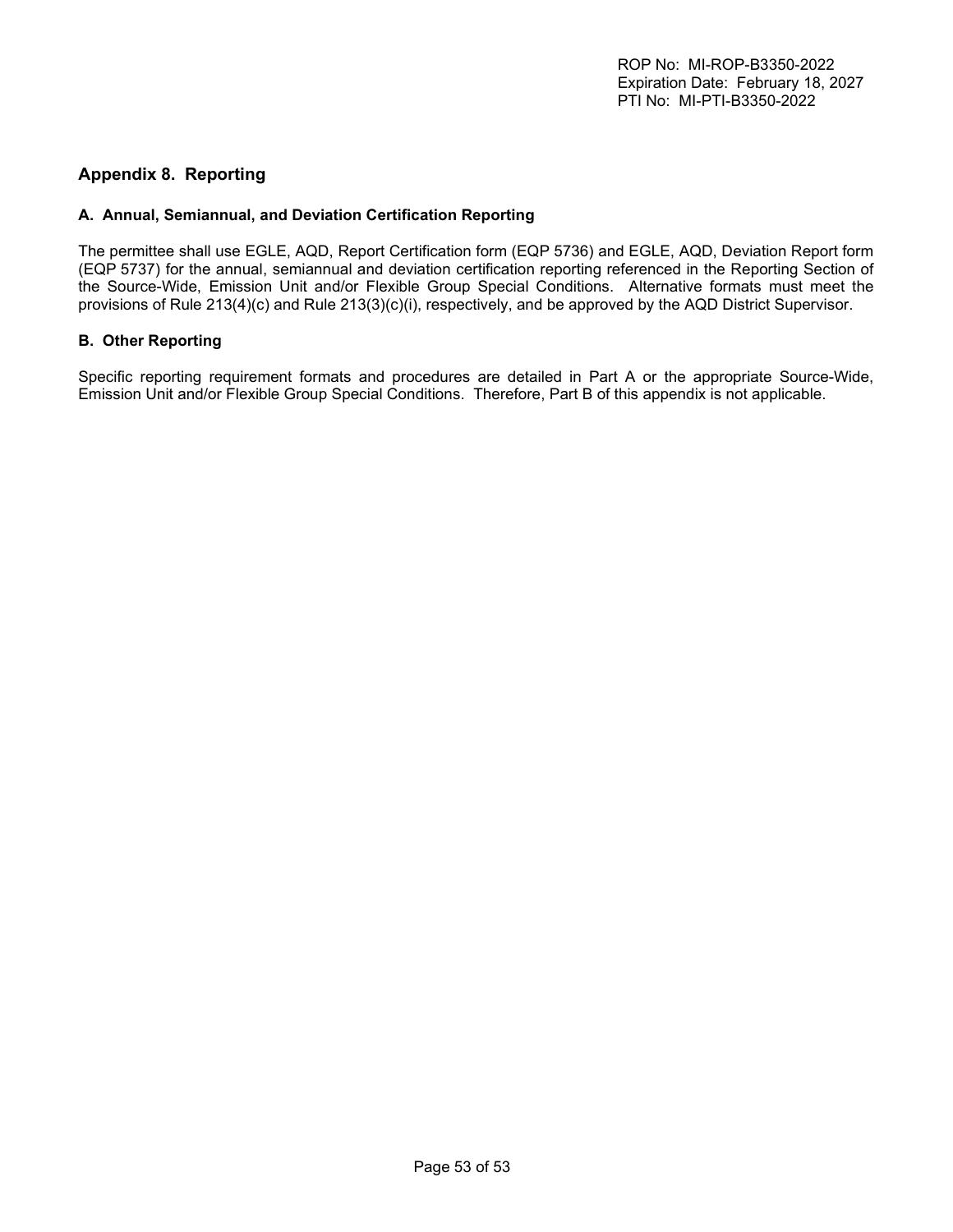## Appendix 8. Reporting

### A. Annual, Semiannual, and Deviation Certification Reporting

The permittee shall use EGLE, AQD, Report Certification form (EQP 5736) and EGLE, AQD, Deviation Report form (EQP 5737) for the annual, semiannual and deviation certification reporting referenced in the Reporting Section of the Source-Wide, Emission Unit and/or Flexible Group Special Conditions. Alternative formats must meet the provisions of Rule 213(4)(c) and Rule 213(3)(c)(i), respectively, and be approved by the AQD District Supervisor.

### B. Other Reporting

Specific reporting requirement formats and procedures are detailed in Part A or the appropriate Source-Wide, Emission Unit and/or Flexible Group Special Conditions. Therefore, Part B of this appendix is not applicable.